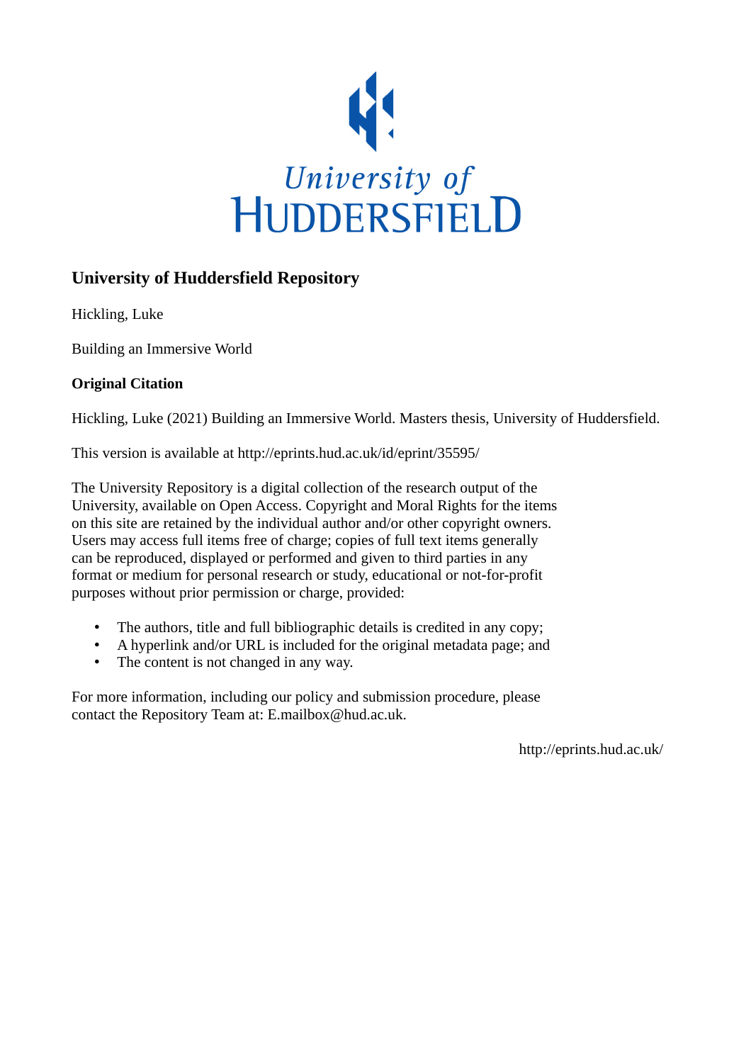# University of Huddersfield Repository

Hickling, Luke

Building an Immersive World

**Original Citation**

Hickling, Luke (2021) Building an Immersive World. Masters thesis, University of Huddersfield.

This version is available at http://eprints.hud.ac.uk/id/eprint/35595/

The University Repository is a digital collection of the research output of the University, available on Open Access. Copyright and Moral Rights for the items on this site are retained by the individual author and/or other copyright owners. Users may access full items free of charge; copies of full text items generally can be reproduced, displayed or performed and given to third parties in any format or medium for personal research or study, educational or not-for-profit purposes without prior permission or charge, provided:

- The authors, title and full bibliographic details is credited in any copy;
- A hyperlink and/or URL is included for the original metadata page; and
- The content is not changed in any way.

For more information, including our policy and submission procedure, please contact the Repository Team at: E.mailbox@hud.ac.uk.

http://eprints.hud.ac.uk/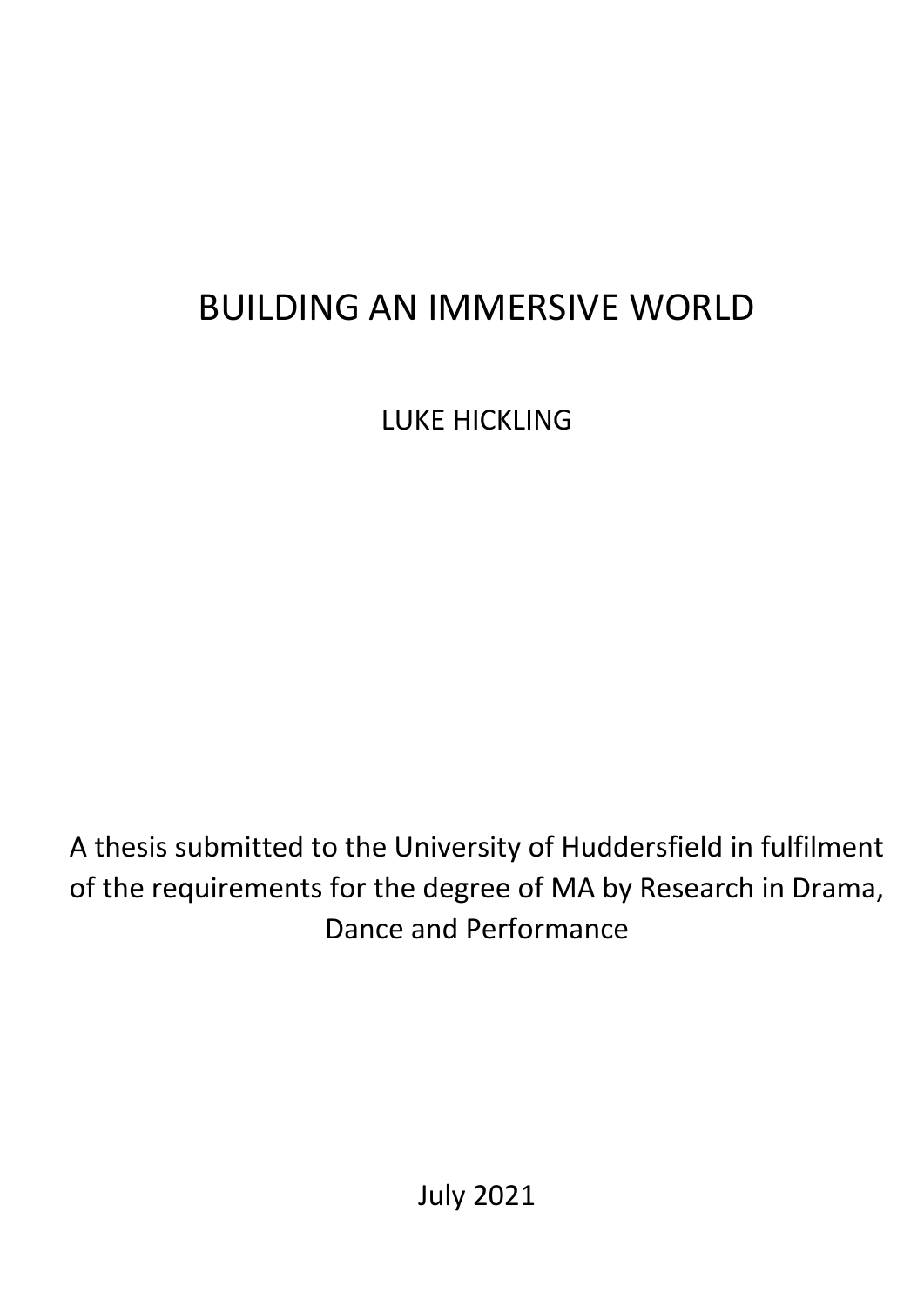# BUILDING AN IMMERSIVE WORLD

LUKE HICKLING

A thesis submitted to the University of Huddersfield in fulfilment of the requirements for the degree of MA by Research in Drama, Dance and Performance

July 2021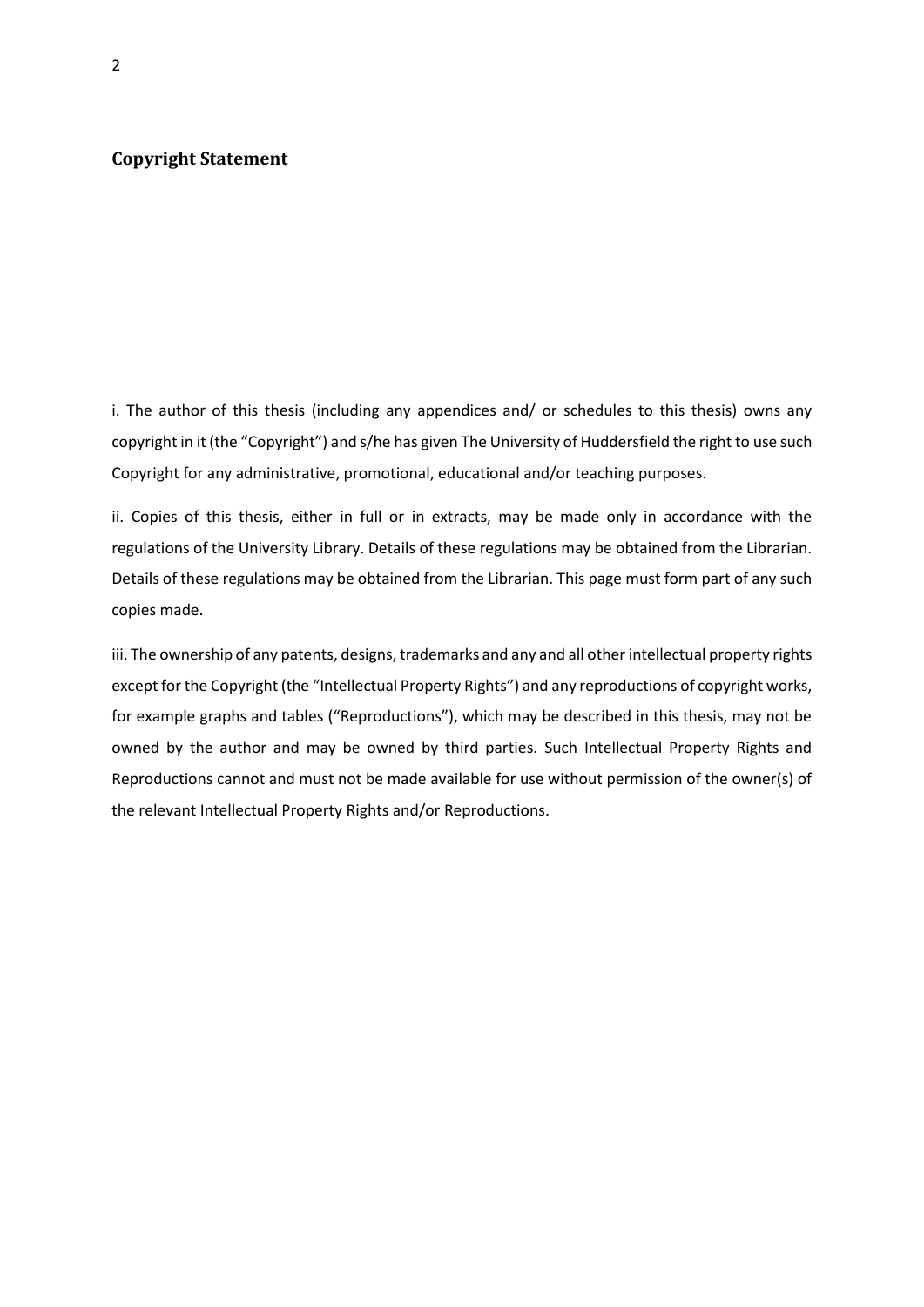## Copyright Statement

i. The author of this thesis (including any appendices and/ or schedules to this thesis) owns any copyright in it (the "Copyright") and s/he has given The University of Huddersfield the right to use such Copyright for any administrative, promotional, educational and/or teaching purposes.

ii. Copies of this thesis, either in full or in extracts, may be made only in accordance with the regulations of the University Library. Details of these regulations may be obtained from the Librarian. Details of these regulations may be obtained from the Librarian. This page must form part of any such copies made.

iii. The ownership of any patents, designs, trademarks and any and all other intellectual property rights except for the Copyright (the "Intellectual Property Rights") and any reproductions of copyright works, for example graphs and tables ("Reproductions"), which may be described in this thesis, may not be owned by the author and may be owned by third parties. Such Intellectual Property Rights and Reproductions cannot and must not be made available for use without permission of the owner(s) of the relevant Intellectual Property Rights and/or Reproductions.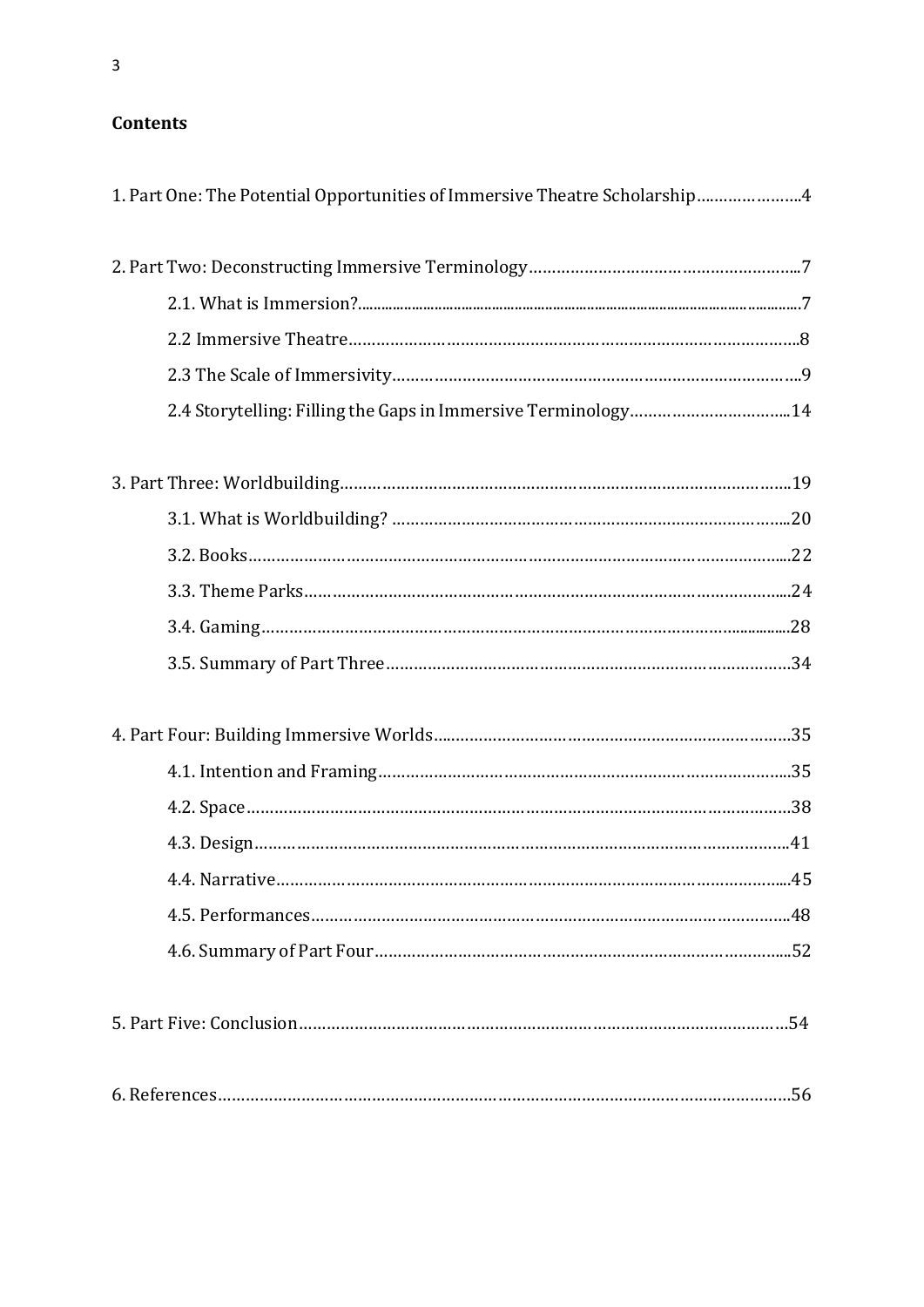**Contents**

1. Part One: The Potential Opportunities of Immersive Theatre Scholarship.....................4

2. Part Two: Deconstructing Immersive Terminology.....................................................7

- 2.1. What is Immersion?.....................................................................................7
- 2.2 Immersive Theatre........................................................................................8
- 2.3 The Scale of Immersivity...............................................................................9
- 2.4 Storytelling: Filling the Gaps in Immersive Terminology.................................14

3. Part Three: Worldbuilding..........................................................................................19

- 3.1. What is Worldbuilding? ...............................................................................20
- 3.2. Books..........................................................................................................22
- 3.3. Theme Parks................................................................................................24
- 3.4. Gaming.......................................................................................................28
- 3.5. Summary of Part Three................................................................................34

4. Part Four: Building Immersive Worlds.......................................................................35

- 4.1. Intention and Framing.................................................................................35
- 4.2. Space..........................................................................................................38
- 4.3. Design.........................................................................................................41
- 4.4. Narrative.....................................................................................................45
- 4.5. Performances...............................................................................................48
- 4.6. Summary of Part Four..................................................................................52

5. Part Five: Conclusion.................................................................................................54

6. References..................................................................................................................56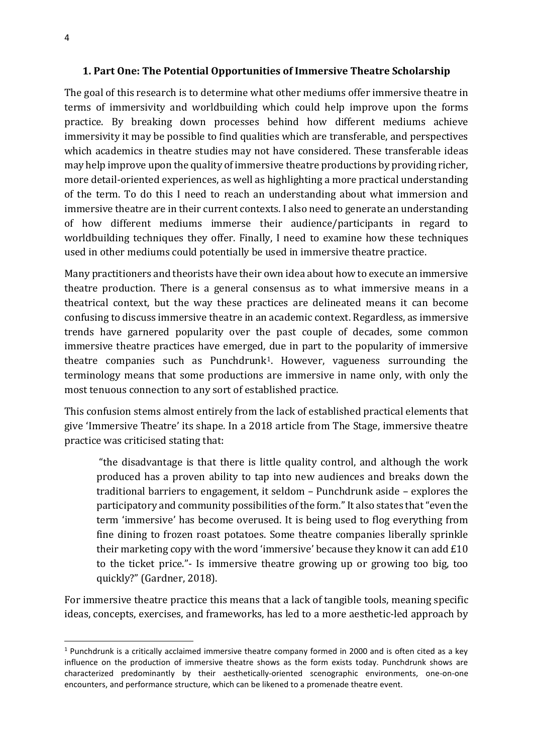## 1. Part One: The Potential Opportunities of Immersive Theatre Scholarship

The goal of this research is to determine what other mediums offer immersive theatre in terms of immersivity and worldbuilding which could help improve upon the forms practice. By breaking down processes behind how different mediums achieve immersivity it may be possible to find qualities which are transferable, and perspectives which academics in theatre studies may not have considered. These transferable ideas may help improve upon the quality of immersive theatre productions by providing richer, more detail-oriented experiences, as well as highlighting a more practical understanding of the term. To do this I need to reach an understanding about what immersion and immersive theatre are in their current contexts. I also need to generate an understanding of how different mediums immerse their audience/participants in regard to worldbuilding techniques they offer. Finally, I need to examine how these techniques used in other mediums could potentially be used in immersive theatre practice.

Many practitioners and theorists have their own idea about how to execute an immersive theatre production. There is a general consensus as to what immersive means in a theatrical context, but the way these practices are delineated means it can become confusing to discuss immersive theatre in an academic context. Regardless, as immersive trends have garnered popularity over the past couple of decades, some common immersive theatre practices have emerged, due in part to the popularity of immersive theatre companies such as Punchdrunk[1]. However, vagueness surrounding the terminology means that some productions are immersive in name only, with only the most tenuous connection to any sort of established practice.

This confusion stems almost entirely from the lack of established practical elements that give 'Immersive Theatre' its shape. In a 2018 article from The Stage, immersive theatre practice was criticised stating that:

> "the disadvantage is that there is little quality control, and although the work produced has a proven ability to tap into new audiences and breaks down the traditional barriers to engagement, it seldom – Punchdrunk aside – explores the participatory and community possibilities of the form." It also states that "even the term 'immersive' has become overused. It is being used to flog everything from fine dining to frozen roast potatoes. Some theatre companies liberally sprinkle their marketing copy with the word 'immersive' because they know it can add £10 to the ticket price."- Is immersive theatre growing up or growing too big, too quickly?" (Gardner, 2018).

For immersive theatre practice this means that a lack of tangible tools, meaning specific ideas, concepts, exercises, and frameworks, has led to a more aesthetic-led approach by

[1] Punchdrunk is a critically acclaimed immersive theatre company formed in 2000 and is often cited as a key influence on the production of immersive theatre shows as the form exists today. Punchdrunk shows are characterized predominantly by their aesthetically-oriented scenographic environments, one-on-one encounters, and performance structure, which can be likened to a promenade theatre event.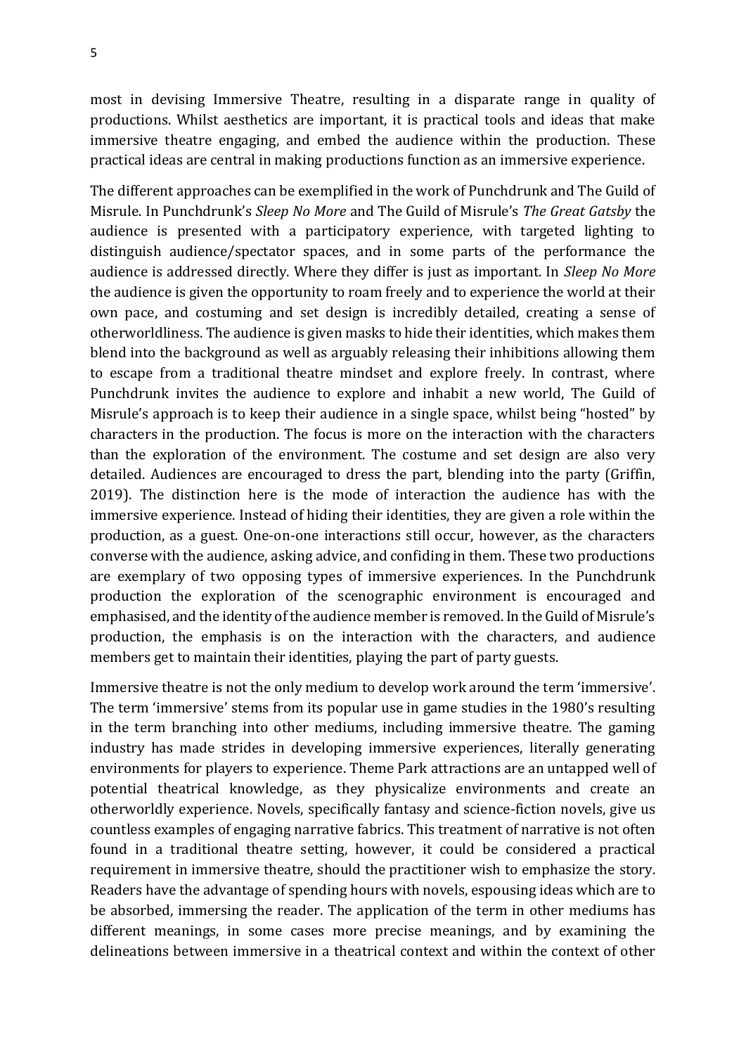most in devising Immersive Theatre, resulting in a disparate range in quality of productions. Whilst aesthetics are important, it is practical tools and ideas that make immersive theatre engaging, and embed the audience within the production. These practical ideas are central in making productions function as an immersive experience.

The different approaches can be exemplified in the work of Punchdrunk and The Guild of Misrule. In Punchdrunk's *Sleep No More* and The Guild of Misrule's *The Great Gatsby* the audience is presented with a participatory experience, with targeted lighting to distinguish audience/spectator spaces, and in some parts of the performance the audience is addressed directly. Where they differ is just as important. In *Sleep No More* the audience is given the opportunity to roam freely and to experience the world at their own pace, and costuming and set design is incredibly detailed, creating a sense of otherworldliness. The audience is given masks to hide their identities, which makes them blend into the background as well as arguably releasing their inhibitions allowing them to escape from a traditional theatre mindset and explore freely. In contrast, where Punchdrunk invites the audience to explore and inhabit a new world, The Guild of Misrule's approach is to keep their audience in a single space, whilst being "hosted" by characters in the production. The focus is more on the interaction with the characters than the exploration of the environment. The costume and set design are also very detailed. Audiences are encouraged to dress the part, blending into the party (Griffin, 2019). The distinction here is the mode of interaction the audience has with the immersive experience. Instead of hiding their identities, they are given a role within the production, as a guest. One-on-one interactions still occur, however, as the characters converse with the audience, asking advice, and confiding in them. These two productions are exemplary of two opposing types of immersive experiences. In the Punchdrunk production the exploration of the scenographic environment is encouraged and emphasised, and the identity of the audience member is removed. In the Guild of Misrule's production, the emphasis is on the interaction with the characters, and audience members get to maintain their identities, playing the part of party guests.

Immersive theatre is not the only medium to develop work around the term 'immersive'. The term 'immersive' stems from its popular use in game studies in the 1980's resulting in the term branching into other mediums, including immersive theatre. The gaming industry has made strides in developing immersive experiences, literally generating environments for players to experience. Theme Park attractions are an untapped well of potential theatrical knowledge, as they physicalize environments and create an otherworldly experience. Novels, specifically fantasy and science-fiction novels, give us countless examples of engaging narrative fabrics. This treatment of narrative is not often found in a traditional theatre setting, however, it could be considered a practical requirement in immersive theatre, should the practitioner wish to emphasize the story. Readers have the advantage of spending hours with novels, espousing ideas which are to be absorbed, immersing the reader. The application of the term in other mediums has different meanings, in some cases more precise meanings, and by examining the delineations between immersive in a theatrical context and within the context of other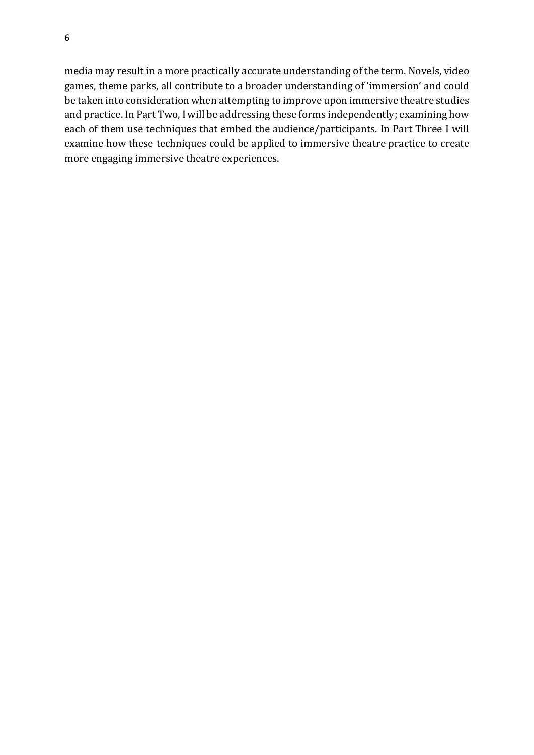media may result in a more practically accurate understanding of the term. Novels, video games, theme parks, all contribute to a broader understanding of 'immersion' and could be taken into consideration when attempting to improve upon immersive theatre studies and practice. In Part Two, I will be addressing these forms independently; examining how each of them use techniques that embed the audience/participants. In Part Three I will examine how these techniques could be applied to immersive theatre practice to create more engaging immersive theatre experiences.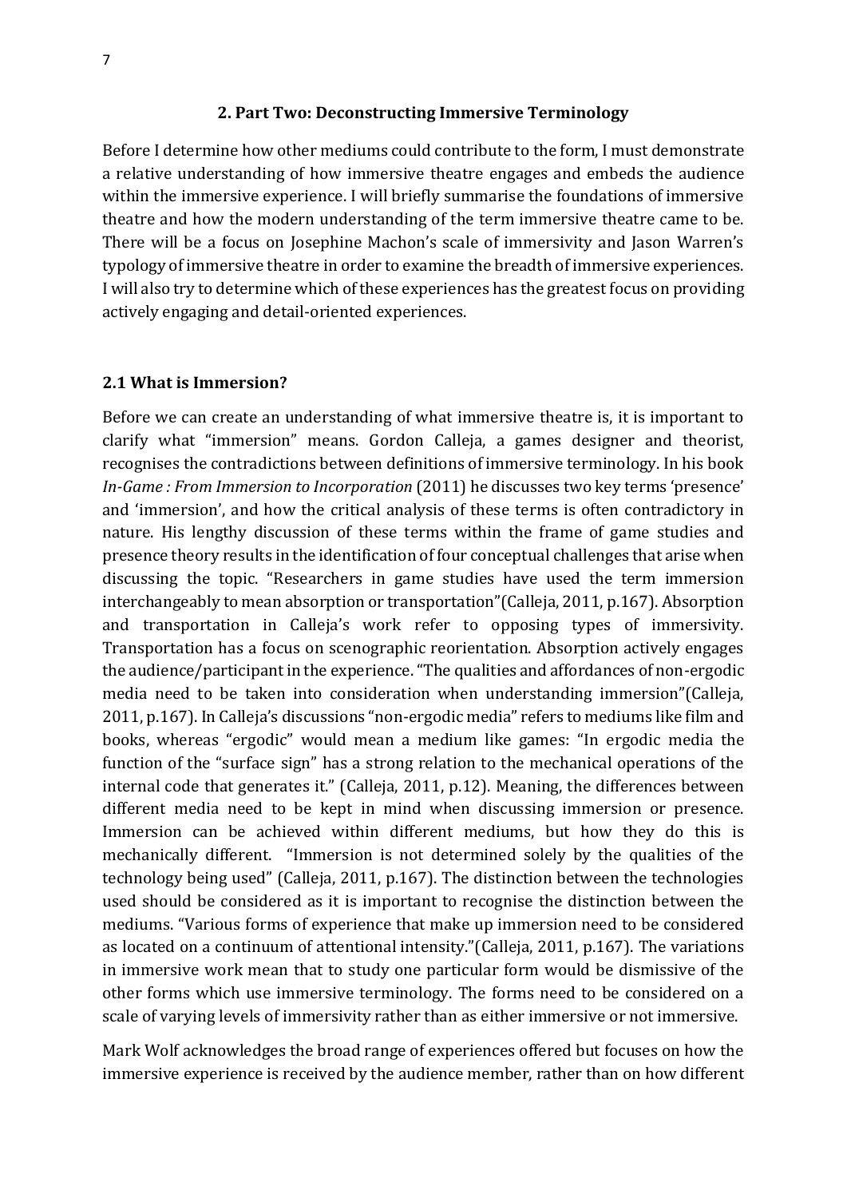## 2. Part Two: Deconstructing Immersive Terminology

Before I determine how other mediums could contribute to the form, I must demonstrate a relative understanding of how immersive theatre engages and embeds the audience within the immersive experience. I will briefly summarise the foundations of immersive theatre and how the modern understanding of the term immersive theatre came to be. There will be a focus on Josephine Machon's scale of immersivity and Jason Warren's typology of immersive theatre in order to examine the breadth of immersive experiences. I will also try to determine which of these experiences has the greatest focus on providing actively engaging and detail-oriented experiences.

### 2.1 What is Immersion?

Before we can create an understanding of what immersive theatre is, it is important to clarify what "immersion" means. Gordon Calleja, a games designer and theorist, recognises the contradictions between definitions of immersive terminology. In his book *In-Game : From Immersion to Incorporation* (2011) he discusses two key terms 'presence' and 'immersion', and how the critical analysis of these terms is often contradictory in nature. His lengthy discussion of these terms within the frame of game studies and presence theory results in the identification of four conceptual challenges that arise when discussing the topic. "Researchers in game studies have used the term immersion interchangeably to mean absorption or transportation"(Calleja, 2011, p.167). Absorption and transportation in Calleja's work refer to opposing types of immersivity. Transportation has a focus on scenographic reorientation. Absorption actively engages the audience/participant in the experience. "The qualities and affordances of non-ergodic media need to be taken into consideration when understanding immersion"(Calleja, 2011, p.167). In Calleja's discussions "non-ergodic media" refers to mediums like film and books, whereas "ergodic" would mean a medium like games: "In ergodic media the function of the "surface sign" has a strong relation to the mechanical operations of the internal code that generates it." (Calleja, 2011, p.12). Meaning, the differences between different media need to be kept in mind when discussing immersion or presence. Immersion can be achieved within different mediums, but how they do this is mechanically different. "Immersion is not determined solely by the qualities of the technology being used" (Calleja, 2011, p.167). The distinction between the technologies used should be considered as it is important to recognise the distinction between the mediums. "Various forms of experience that make up immersion need to be considered as located on a continuum of attentional intensity."(Calleja, 2011, p.167). The variations in immersive work mean that to study one particular form would be dismissive of the other forms which use immersive terminology. The forms need to be considered on a scale of varying levels of immersivity rather than as either immersive or not immersive.

Mark Wolf acknowledges the broad range of experiences offered but focuses on how the immersive experience is received by the audience member, rather than on how different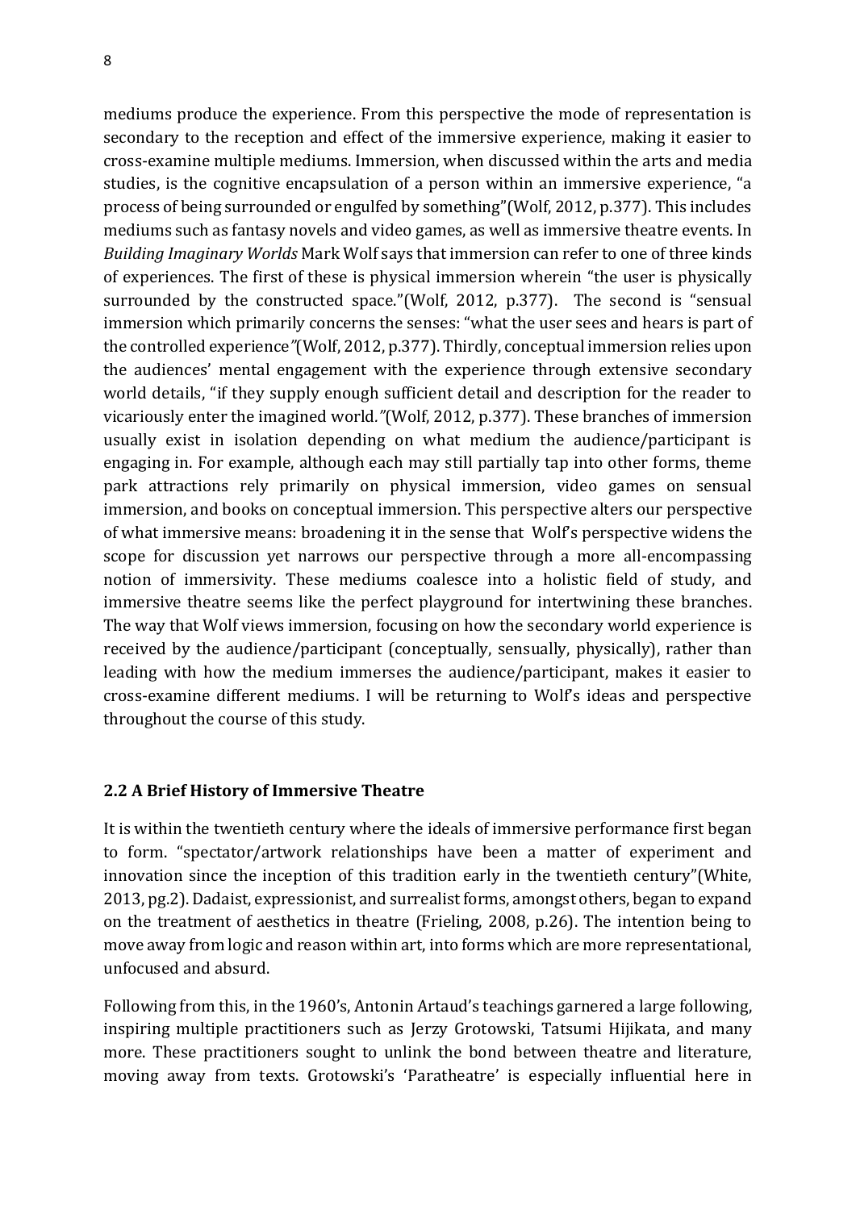mediums produce the experience. From this perspective the mode of representation is secondary to the reception and effect of the immersive experience, making it easier to cross-examine multiple mediums. Immersion, when discussed within the arts and media studies, is the cognitive encapsulation of a person within an immersive experience, "a process of being surrounded or engulfed by something"(Wolf, 2012, p.377). This includes mediums such as fantasy novels and video games, as well as immersive theatre events. In *Building Imaginary Worlds* Mark Wolf says that immersion can refer to one of three kinds of experiences. The first of these is physical immersion wherein "the user is physically surrounded by the constructed space."(Wolf, 2012, p.377). The second is "sensual immersion which primarily concerns the senses: "what the user sees and hears is part of the controlled experience*"*(Wolf, 2012, p.377). Thirdly, conceptual immersion relies upon the audiences' mental engagement with the experience through extensive secondary world details, "if they supply enough sufficient detail and description for the reader to vicariously enter the imagined world.*"*(Wolf, 2012, p.377). These branches of immersion usually exist in isolation depending on what medium the audience/participant is engaging in. For example, although each may still partially tap into other forms, theme park attractions rely primarily on physical immersion, video games on sensual immersion, and books on conceptual immersion. This perspective alters our perspective of what immersive means: broadening it in the sense that Wolf's perspective widens the scope for discussion yet narrows our perspective through a more all-encompassing notion of immersivity. These mediums coalesce into a holistic field of study, and immersive theatre seems like the perfect playground for intertwining these branches. The way that Wolf views immersion, focusing on how the secondary world experience is received by the audience/participant (conceptually, sensually, physically), rather than leading with how the medium immerses the audience/participant, makes it easier to cross-examine different mediums. I will be returning to Wolf's ideas and perspective throughout the course of this study.

### 2.2 A Brief History of Immersive Theatre

It is within the twentieth century where the ideals of immersive performance first began to form. "spectator/artwork relationships have been a matter of experiment and innovation since the inception of this tradition early in the twentieth century"(White, 2013, pg.2). Dadaist, expressionist, and surrealist forms, amongst others, began to expand on the treatment of aesthetics in theatre (Frieling, 2008, p.26). The intention being to move away from logic and reason within art, into forms which are more representational, unfocused and absurd.

Following from this, in the 1960's, Antonin Artaud's teachings garnered a large following, inspiring multiple practitioners such as Jerzy Grotowski, Tatsumi Hijikata, and many more. These practitioners sought to unlink the bond between theatre and literature, moving away from texts. Grotowski's 'Paratheatre' is especially influential here in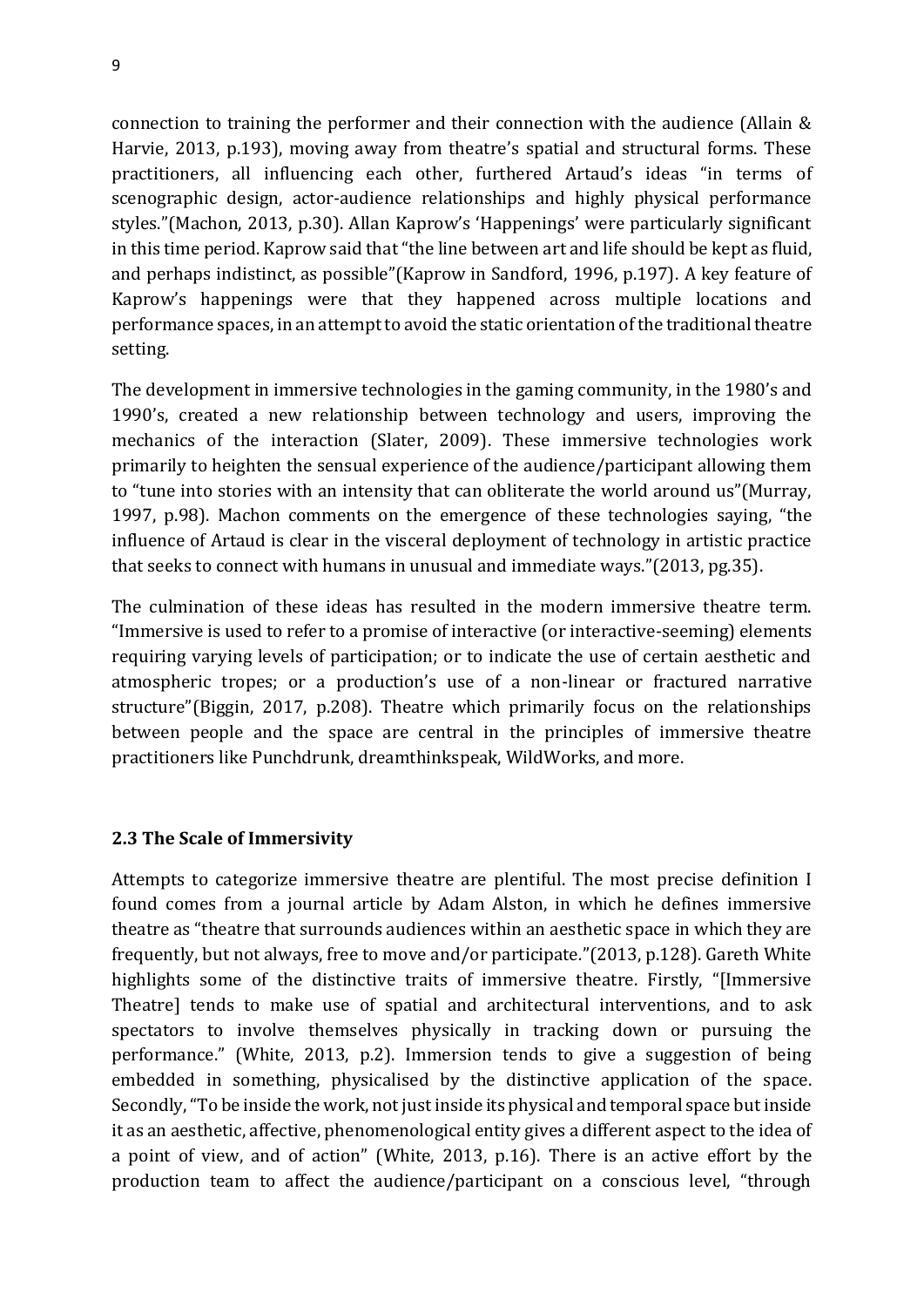connection to training the performer and their connection with the audience (Allain & Harvie, 2013, p.193), moving away from theatre's spatial and structural forms. These practitioners, all influencing each other, furthered Artaud's ideas "in terms of scenographic design, actor-audience relationships and highly physical performance styles."(Machon, 2013, p.30). Allan Kaprow's 'Happenings' were particularly significant in this time period. Kaprow said that "the line between art and life should be kept as fluid, and perhaps indistinct, as possible"(Kaprow in Sandford, 1996, p.197). A key feature of Kaprow's happenings were that they happened across multiple locations and performance spaces, in an attempt to avoid the static orientation of the traditional theatre setting.

The development in immersive technologies in the gaming community, in the 1980's and 1990's, created a new relationship between technology and users, improving the mechanics of the interaction (Slater, 2009). These immersive technologies work primarily to heighten the sensual experience of the audience/participant allowing them to "tune into stories with an intensity that can obliterate the world around us"(Murray, 1997, p.98). Machon comments on the emergence of these technologies saying, "the influence of Artaud is clear in the visceral deployment of technology in artistic practice that seeks to connect with humans in unusual and immediate ways."(2013, pg.35).

The culmination of these ideas has resulted in the modern immersive theatre term. "Immersive is used to refer to a promise of interactive (or interactive-seeming) elements requiring varying levels of participation; or to indicate the use of certain aesthetic and atmospheric tropes; or a production's use of a non-linear or fractured narrative structure"(Biggin, 2017, p.208). Theatre which primarily focus on the relationships between people and the space are central in the principles of immersive theatre practitioners like Punchdrunk, dreamthinkspeak, WildWorks, and more.

### 2.3 The Scale of Immersivity

Attempts to categorize immersive theatre are plentiful. The most precise definition I found comes from a journal article by Adam Alston, in which he defines immersive theatre as "theatre that surrounds audiences within an aesthetic space in which they are frequently, but not always, free to move and/or participate."(2013, p.128). Gareth White highlights some of the distinctive traits of immersive theatre. Firstly, "[Immersive Theatre] tends to make use of spatial and architectural interventions, and to ask spectators to involve themselves physically in tracking down or pursuing the performance." (White, 2013, p.2). Immersion tends to give a suggestion of being embedded in something, physicalised by the distinctive application of the space. Secondly, "To be inside the work, not just inside its physical and temporal space but inside it as an aesthetic, affective, phenomenological entity gives a different aspect to the idea of a point of view, and of action" (White, 2013, p.16). There is an active effort by the production team to affect the audience/participant on a conscious level, "through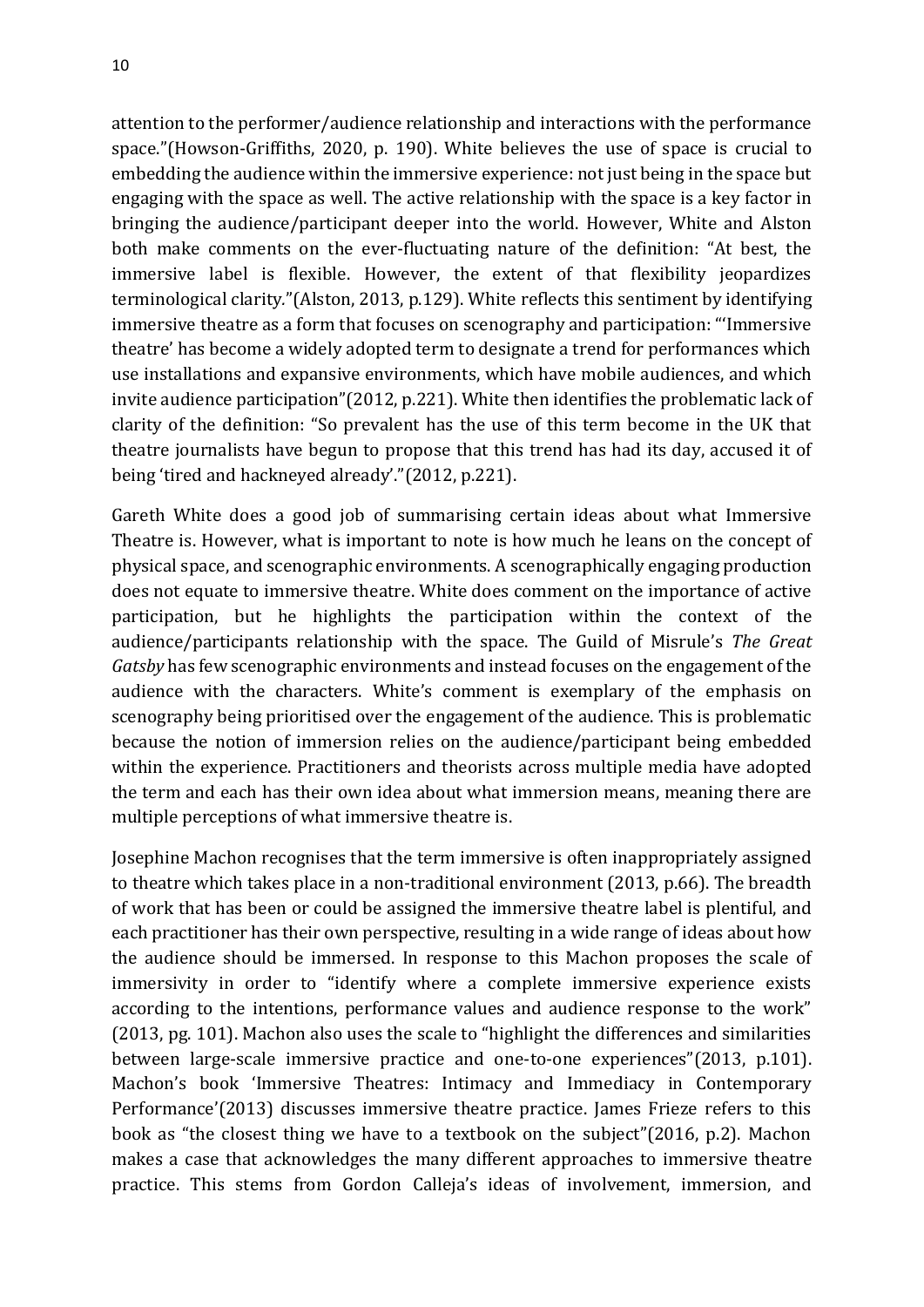attention to the performer/audience relationship and interactions with the performance space."(Howson-Griffiths, 2020, p. 190). White believes the use of space is crucial to embedding the audience within the immersive experience: not just being in the space but engaging with the space as well. The active relationship with the space is a key factor in bringing the audience/participant deeper into the world. However, White and Alston both make comments on the ever-fluctuating nature of the definition: "At best, the immersive label is flexible. However, the extent of that flexibility jeopardizes terminological clarity."(Alston, 2013, p.129). White reflects this sentiment by identifying immersive theatre as a form that focuses on scenography and participation: "'Immersive theatre' has become a widely adopted term to designate a trend for performances which use installations and expansive environments, which have mobile audiences, and which invite audience participation"(2012, p.221). White then identifies the problematic lack of clarity of the definition: "So prevalent has the use of this term become in the UK that theatre journalists have begun to propose that this trend has had its day, accused it of being 'tired and hackneyed already'."(2012, p.221).

Gareth White does a good job of summarising certain ideas about what Immersive Theatre is. However, what is important to note is how much he leans on the concept of physical space, and scenographic environments. A scenographically engaging production does not equate to immersive theatre. White does comment on the importance of active participation, but he highlights the participation within the context of the audience/participants relationship with the space. The Guild of Misrule's *The Great Gatsby* has few scenographic environments and instead focuses on the engagement of the audience with the characters. White's comment is exemplary of the emphasis on scenography being prioritised over the engagement of the audience. This is problematic because the notion of immersion relies on the audience/participant being embedded within the experience. Practitioners and theorists across multiple media have adopted the term and each has their own idea about what immersion means, meaning there are multiple perceptions of what immersive theatre is.

Josephine Machon recognises that the term immersive is often inappropriately assigned to theatre which takes place in a non-traditional environment (2013, p.66). The breadth of work that has been or could be assigned the immersive theatre label is plentiful, and each practitioner has their own perspective, resulting in a wide range of ideas about how the audience should be immersed. In response to this Machon proposes the scale of immersivity in order to "identify where a complete immersive experience exists according to the intentions, performance values and audience response to the work" (2013, pg. 101). Machon also uses the scale to "highlight the differences and similarities between large-scale immersive practice and one-to-one experiences"(2013, p.101). Machon's book 'Immersive Theatres: Intimacy and Immediacy in Contemporary Performance'(2013) discusses immersive theatre practice. James Frieze refers to this book as "the closest thing we have to a textbook on the subject"(2016, p.2). Machon makes a case that acknowledges the many different approaches to immersive theatre practice. This stems from Gordon Calleja's ideas of involvement, immersion, and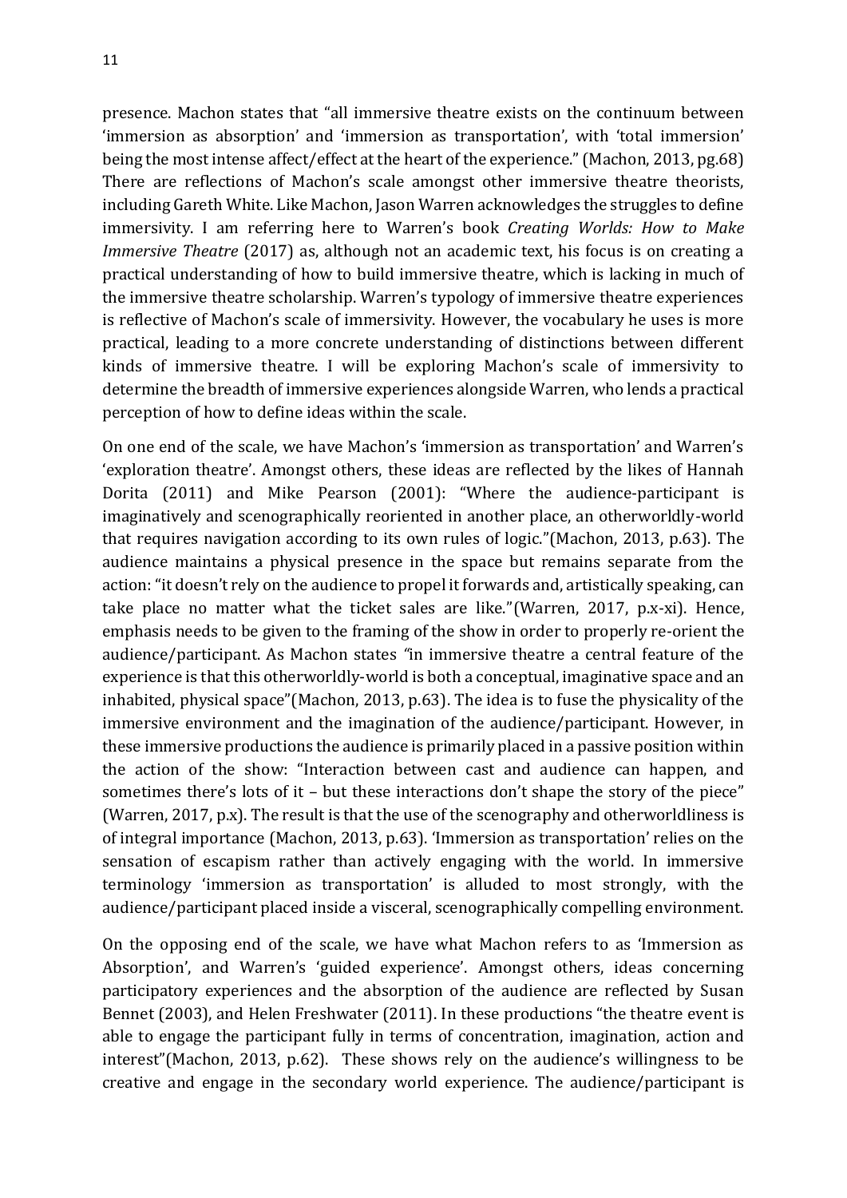presence. Machon states that "all immersive theatre exists on the continuum between 'immersion as absorption' and 'immersion as transportation', with 'total immersion' being the most intense affect/effect at the heart of the experience." (Machon, 2013, pg.68) There are reflections of Machon's scale amongst other immersive theatre theorists, including Gareth White. Like Machon, Jason Warren acknowledges the struggles to define immersivity. I am referring here to Warren's book *Creating Worlds: How to Make Immersive Theatre* (2017) as, although not an academic text, his focus is on creating a practical understanding of how to build immersive theatre, which is lacking in much of the immersive theatre scholarship. Warren's typology of immersive theatre experiences is reflective of Machon's scale of immersivity. However, the vocabulary he uses is more practical, leading to a more concrete understanding of distinctions between different kinds of immersive theatre. I will be exploring Machon's scale of immersivity to determine the breadth of immersive experiences alongside Warren, who lends a practical perception of how to define ideas within the scale.

On one end of the scale, we have Machon's 'immersion as transportation' and Warren's 'exploration theatre'. Amongst others, these ideas are reflected by the likes of Hannah Dorita (2011) and Mike Pearson (2001): "Where the audience-participant is imaginatively and scenographically reoriented in another place, an otherworldly-world that requires navigation according to its own rules of logic."(Machon, 2013, p.63). The audience maintains a physical presence in the space but remains separate from the action: "it doesn't rely on the audience to propel it forwards and, artistically speaking, can take place no matter what the ticket sales are like."(Warren, 2017, p.x-xi). Hence, emphasis needs to be given to the framing of the show in order to properly re-orient the audience/participant. As Machon states "in immersive theatre a central feature of the experience is that this otherworldly-world is both a conceptual, imaginative space and an inhabited, physical space"(Machon, 2013, p.63). The idea is to fuse the physicality of the immersive environment and the imagination of the audience/participant. However, in these immersive productions the audience is primarily placed in a passive position within the action of the show: "Interaction between cast and audience can happen, and sometimes there's lots of it – but these interactions don't shape the story of the piece" (Warren, 2017, p.x). The result is that the use of the scenography and otherworldliness is of integral importance (Machon, 2013, p.63). 'Immersion as transportation' relies on the sensation of escapism rather than actively engaging with the world. In immersive terminology 'immersion as transportation' is alluded to most strongly, with the audience/participant placed inside a visceral, scenographically compelling environment.

On the opposing end of the scale, we have what Machon refers to as 'Immersion as Absorption', and Warren's 'guided experience'. Amongst others, ideas concerning participatory experiences and the absorption of the audience are reflected by Susan Bennet (2003), and Helen Freshwater (2011). In these productions "the theatre event is able to engage the participant fully in terms of concentration, imagination, action and interest"(Machon, 2013, p.62). These shows rely on the audience's willingness to be creative and engage in the secondary world experience. The audience/participant is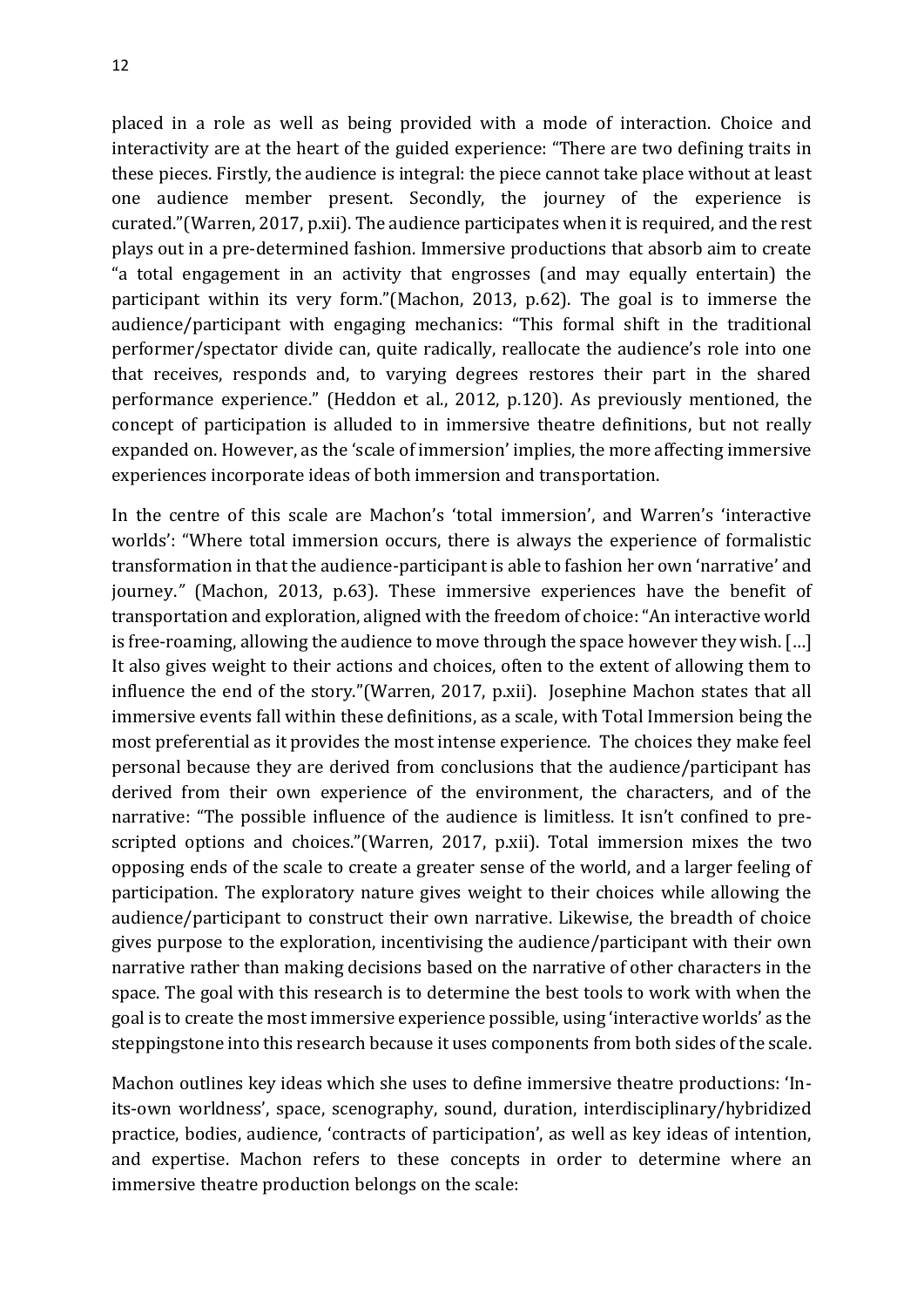placed in a role as well as being provided with a mode of interaction. Choice and interactivity are at the heart of the guided experience: "There are two defining traits in these pieces. Firstly, the audience is integral: the piece cannot take place without at least one audience member present. Secondly, the journey of the experience is curated."(Warren, 2017, p.xii). The audience participates when it is required, and the rest plays out in a pre-determined fashion. Immersive productions that absorb aim to create "a total engagement in an activity that engrosses (and may equally entertain) the participant within its very form."(Machon, 2013, p.62). The goal is to immerse the audience/participant with engaging mechanics: "This formal shift in the traditional performer/spectator divide can, quite radically, reallocate the audience's role into one that receives, responds and, to varying degrees restores their part in the shared performance experience." (Heddon et al., 2012, p.120). As previously mentioned, the concept of participation is alluded to in immersive theatre definitions, but not really expanded on. However, as the 'scale of immersion' implies, the more affecting immersive experiences incorporate ideas of both immersion and transportation.

In the centre of this scale are Machon's 'total immersion', and Warren's 'interactive worlds': "Where total immersion occurs, there is always the experience of formalistic transformation in that the audience-participant is able to fashion her own 'narrative' and journey." (Machon, 2013, p.63). These immersive experiences have the benefit of transportation and exploration, aligned with the freedom of choice: "An interactive world is free-roaming, allowing the audience to move through the space however they wish. […] It also gives weight to their actions and choices, often to the extent of allowing them to influence the end of the story."(Warren, 2017, p.xii). Josephine Machon states that all immersive events fall within these definitions, as a scale, with Total Immersion being the most preferential as it provides the most intense experience. The choices they make feel personal because they are derived from conclusions that the audience/participant has derived from their own experience of the environment, the characters, and of the narrative: "The possible influence of the audience is limitless. It isn't confined to pre-scripted options and choices."(Warren, 2017, p.xii). Total immersion mixes the two opposing ends of the scale to create a greater sense of the world, and a larger feeling of participation. The exploratory nature gives weight to their choices while allowing the audience/participant to construct their own narrative. Likewise, the breadth of choice gives purpose to the exploration, incentivising the audience/participant with their own narrative rather than making decisions based on the narrative of other characters in the space. The goal with this research is to determine the best tools to work with when the goal is to create the most immersive experience possible, using 'interactive worlds' as the steppingstone into this research because it uses components from both sides of the scale.

Machon outlines key ideas which she uses to define immersive theatre productions: 'In-its-own worldness', space, scenography, sound, duration, interdisciplinary/hybridized practice, bodies, audience, 'contracts of participation', as well as key ideas of intention, and expertise. Machon refers to these concepts in order to determine where an immersive theatre production belongs on the scale: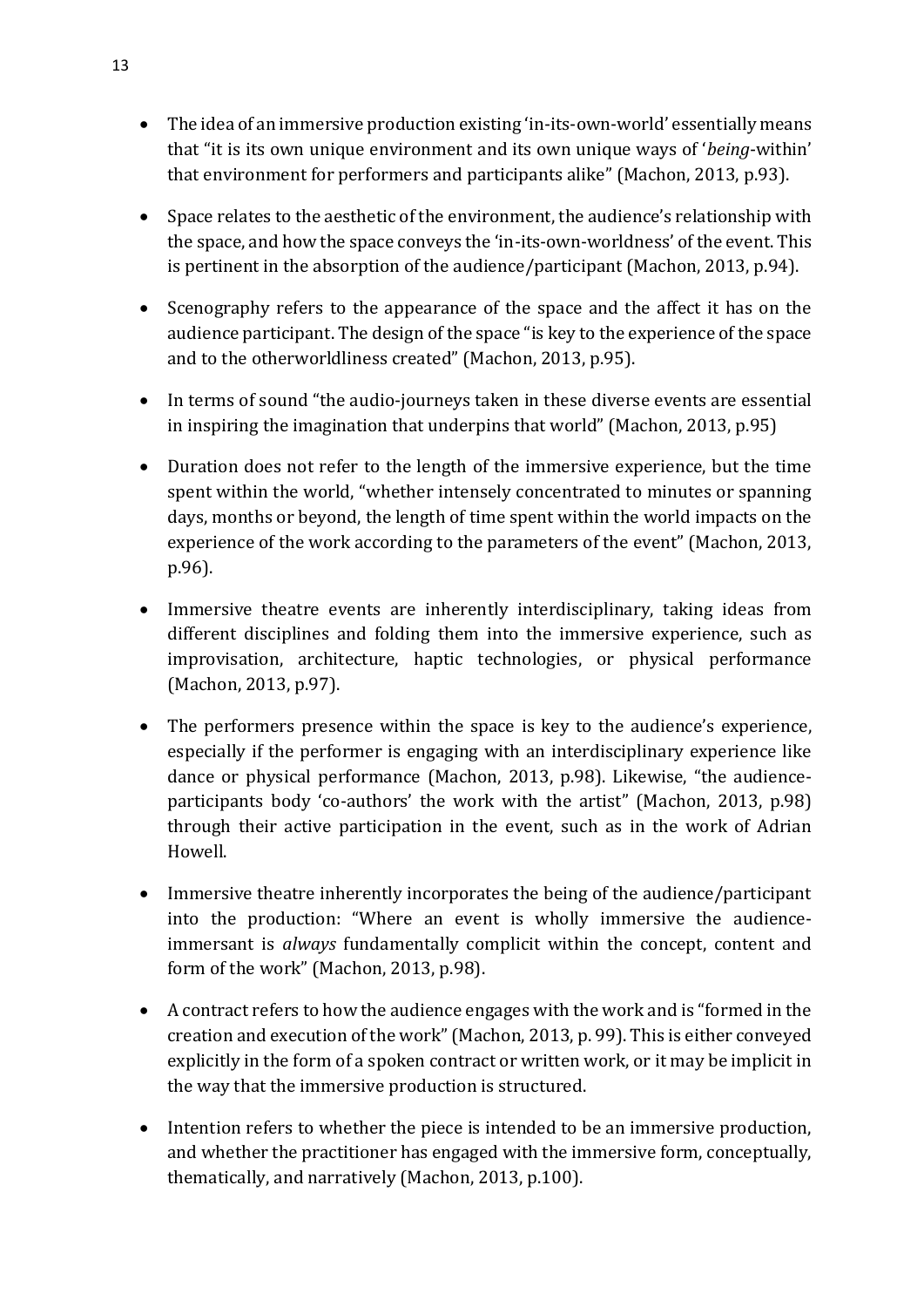- The idea of an immersive production existing 'in-its-own-world' essentially means that "it is its own unique environment and its own unique ways of '*being*-within' that environment for performers and participants alike" (Machon, 2013, p.93).

- Space relates to the aesthetic of the environment, the audience's relationship with the space, and how the space conveys the 'in-its-own-worldness' of the event. This is pertinent in the absorption of the audience/participant (Machon, 2013, p.94).

- Scenography refers to the appearance of the space and the affect it has on the audience participant. The design of the space "is key to the experience of the space and to the otherworldliness created" (Machon, 2013, p.95).

- In terms of sound "the audio-journeys taken in these diverse events are essential in inspiring the imagination that underpins that world" (Machon, 2013, p.95)

- Duration does not refer to the length of the immersive experience, but the time spent within the world, "whether intensely concentrated to minutes or spanning days, months or beyond, the length of time spent within the world impacts on the experience of the work according to the parameters of the event" (Machon, 2013, p.96).

- Immersive theatre events are inherently interdisciplinary, taking ideas from different disciplines and folding them into the immersive experience, such as improvisation, architecture, haptic technologies, or physical performance (Machon, 2013, p.97).

- The performers presence within the space is key to the audience's experience, especially if the performer is engaging with an interdisciplinary experience like dance or physical performance (Machon, 2013, p.98). Likewise, "the audience-participants body 'co-authors' the work with the artist" (Machon, 2013, p.98) through their active participation in the event, such as in the work of Adrian Howell.

- Immersive theatre inherently incorporates the being of the audience/participant into the production: "Where an event is wholly immersive the audience-immersant is *always* fundamentally complicit within the concept, content and form of the work" (Machon, 2013, p.98).

- A contract refers to how the audience engages with the work and is "formed in the creation and execution of the work" (Machon, 2013, p. 99). This is either conveyed explicitly in the form of a spoken contract or written work, or it may be implicit in the way that the immersive production is structured.

- Intention refers to whether the piece is intended to be an immersive production, and whether the practitioner has engaged with the immersive form, conceptually, thematically, and narratively (Machon, 2013, p.100).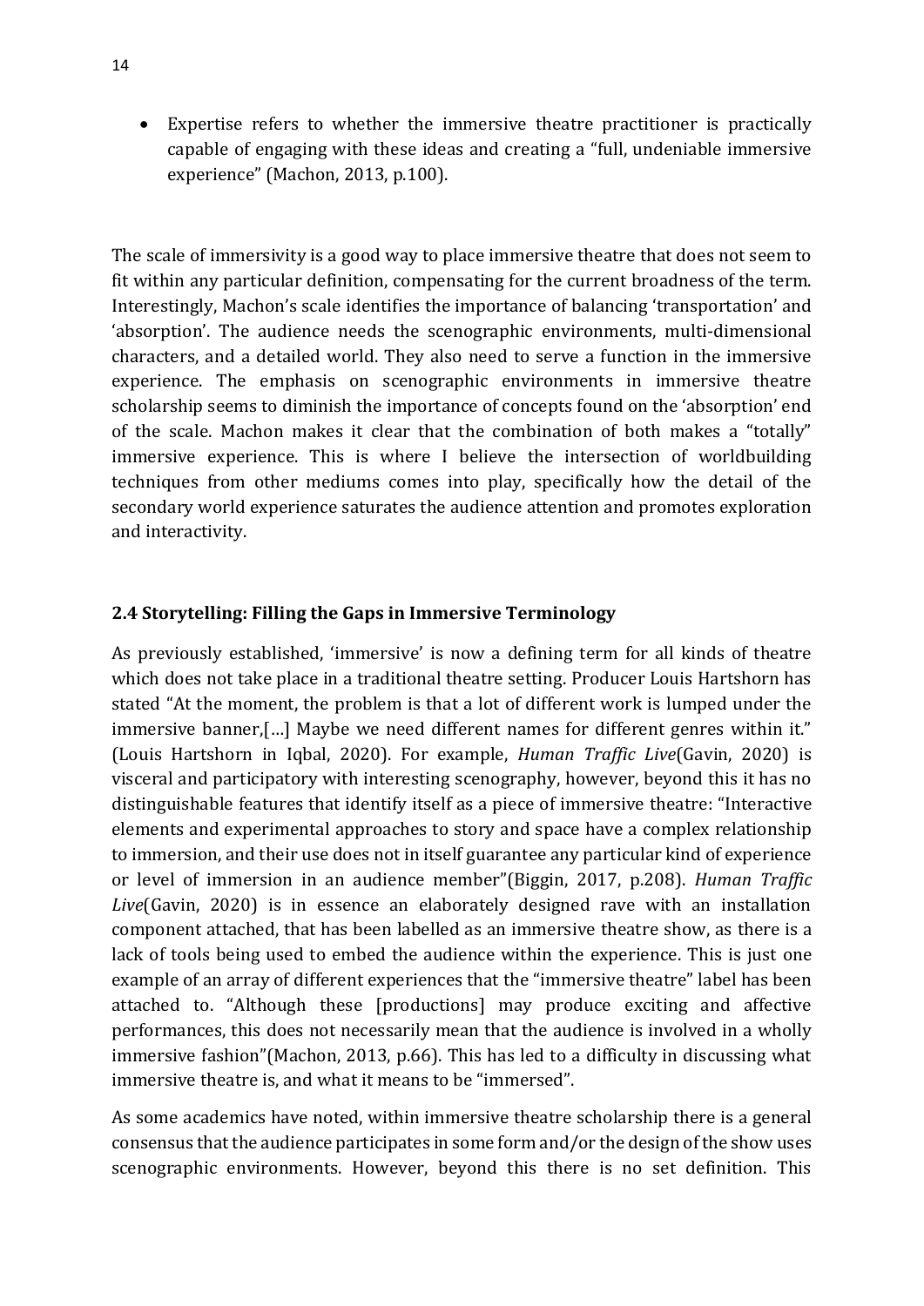- Expertise refers to whether the immersive theatre practitioner is practically capable of engaging with these ideas and creating a "full, undeniable immersive experience" (Machon, 2013, p.100).

The scale of immersivity is a good way to place immersive theatre that does not seem to fit within any particular definition, compensating for the current broadness of the term. Interestingly, Machon's scale identifies the importance of balancing 'transportation' and 'absorption'. The audience needs the scenographic environments, multi-dimensional characters, and a detailed world. They also need to serve a function in the immersive experience. The emphasis on scenographic environments in immersive theatre scholarship seems to diminish the importance of concepts found on the 'absorption' end of the scale. Machon makes it clear that the combination of both makes a "totally" immersive experience. This is where I believe the intersection of worldbuilding techniques from other mediums comes into play, specifically how the detail of the secondary world experience saturates the audience attention and promotes exploration and interactivity.

### 2.4 Storytelling: Filling the Gaps in Immersive Terminology

As previously established, 'immersive' is now a defining term for all kinds of theatre which does not take place in a traditional theatre setting. Producer Louis Hartshorn has stated "At the moment, the problem is that a lot of different work is lumped under the immersive banner,[…] Maybe we need different names for different genres within it." (Louis Hartshorn in Iqbal, 2020). For example, *Human Traffic Live*(Gavin, 2020) is visceral and participatory with interesting scenography, however, beyond this it has no distinguishable features that identify itself as a piece of immersive theatre: "Interactive elements and experimental approaches to story and space have a complex relationship to immersion, and their use does not in itself guarantee any particular kind of experience or level of immersion in an audience member"(Biggin, 2017, p.208). *Human Traffic Live*(Gavin, 2020) is in essence an elaborately designed rave with an installation component attached, that has been labelled as an immersive theatre show, as there is a lack of tools being used to embed the audience within the experience. This is just one example of an array of different experiences that the "immersive theatre" label has been attached to. "Although these [productions] may produce exciting and affective performances, this does not necessarily mean that the audience is involved in a wholly immersive fashion"(Machon, 2013, p.66). This has led to a difficulty in discussing what immersive theatre is, and what it means to be "immersed".

As some academics have noted, within immersive theatre scholarship there is a general consensus that the audience participates in some form and/or the design of the show uses scenographic environments. However, beyond this there is no set definition. This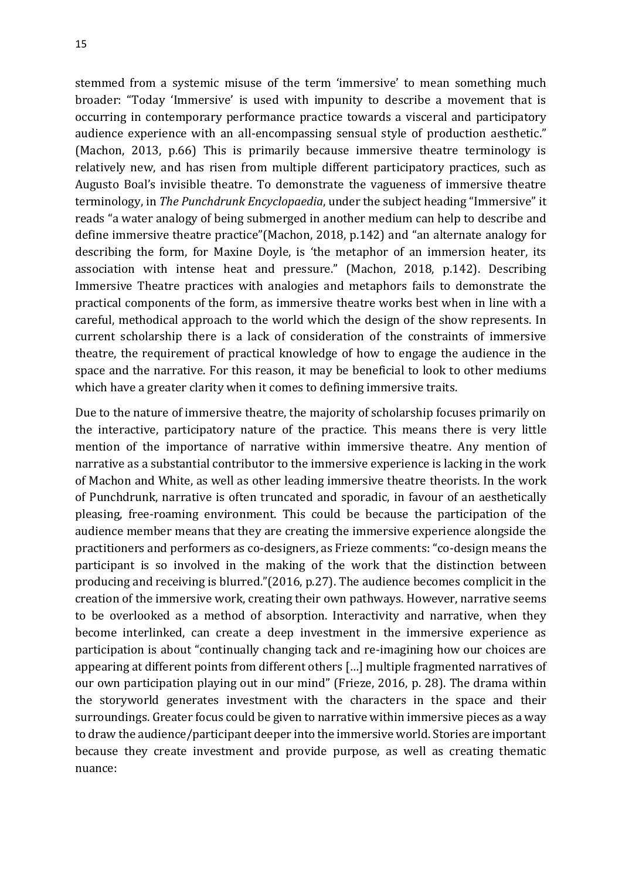stemmed from a systemic misuse of the term 'immersive' to mean something much broader: "Today 'Immersive' is used with impunity to describe a movement that is occurring in contemporary performance practice towards a visceral and participatory audience experience with an all-encompassing sensual style of production aesthetic." (Machon, 2013, p.66) This is primarily because immersive theatre terminology is relatively new, and has risen from multiple different participatory practices, such as Augusto Boal's invisible theatre. To demonstrate the vagueness of immersive theatre terminology, in *The Punchdrunk Encyclopaedia*, under the subject heading "Immersive" it reads "a water analogy of being submerged in another medium can help to describe and define immersive theatre practice"(Machon, 2018, p.142) and "an alternate analogy for describing the form, for Maxine Doyle, is 'the metaphor of an immersion heater, its association with intense heat and pressure." (Machon, 2018, p.142). Describing Immersive Theatre practices with analogies and metaphors fails to demonstrate the practical components of the form, as immersive theatre works best when in line with a careful, methodical approach to the world which the design of the show represents. In current scholarship there is a lack of consideration of the constraints of immersive theatre, the requirement of practical knowledge of how to engage the audience in the space and the narrative. For this reason, it may be beneficial to look to other mediums which have a greater clarity when it comes to defining immersive traits.

Due to the nature of immersive theatre, the majority of scholarship focuses primarily on the interactive, participatory nature of the practice. This means there is very little mention of the importance of narrative within immersive theatre. Any mention of narrative as a substantial contributor to the immersive experience is lacking in the work of Machon and White, as well as other leading immersive theatre theorists. In the work of Punchdrunk, narrative is often truncated and sporadic, in favour of an aesthetically pleasing, free-roaming environment. This could be because the participation of the audience member means that they are creating the immersive experience alongside the practitioners and performers as co-designers, as Frieze comments: "co-design means the participant is so involved in the making of the work that the distinction between producing and receiving is blurred."(2016, p.27). The audience becomes complicit in the creation of the immersive work, creating their own pathways. However, narrative seems to be overlooked as a method of absorption. Interactivity and narrative, when they become interlinked, can create a deep investment in the immersive experience as participation is about "continually changing tack and re-imagining how our choices are appearing at different points from different others […] multiple fragmented narratives of our own participation playing out in our mind" (Frieze, 2016, p. 28). The drama within the storyworld generates investment with the characters in the space and their surroundings. Greater focus could be given to narrative within immersive pieces as a way to draw the audience/participant deeper into the immersive world. Stories are important because they create investment and provide purpose, as well as creating thematic nuance: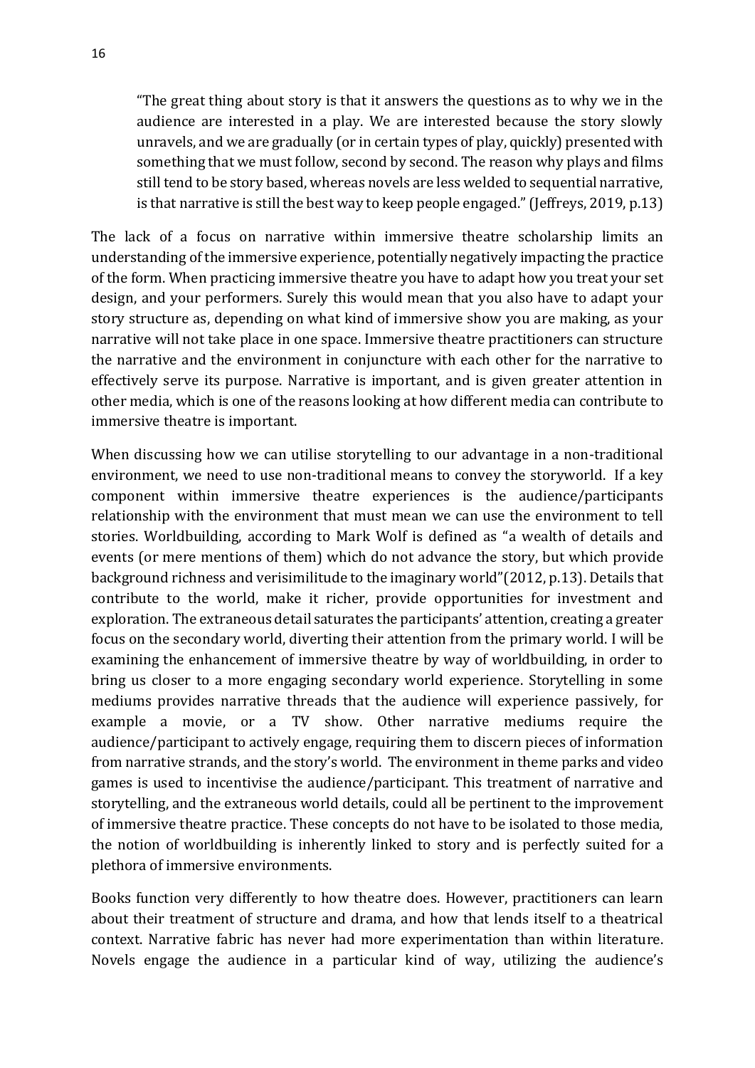> "The great thing about story is that it answers the questions as to why we in the audience are interested in a play. We are interested because the story slowly unravels, and we are gradually (or in certain types of play, quickly) presented with something that we must follow, second by second. The reason why plays and films still tend to be story based, whereas novels are less welded to sequential narrative, is that narrative is still the best way to keep people engaged." (Jeffreys, 2019, p.13)

The lack of a focus on narrative within immersive theatre scholarship limits an understanding of the immersive experience, potentially negatively impacting the practice of the form. When practicing immersive theatre you have to adapt how you treat your set design, and your performers. Surely this would mean that you also have to adapt your story structure as, depending on what kind of immersive show you are making, as your narrative will not take place in one space. Immersive theatre practitioners can structure the narrative and the environment in conjuncture with each other for the narrative to effectively serve its purpose. Narrative is important, and is given greater attention in other media, which is one of the reasons looking at how different media can contribute to immersive theatre is important.

When discussing how we can utilise storytelling to our advantage in a non-traditional environment, we need to use non-traditional means to convey the storyworld. If a key component within immersive theatre experiences is the audience/participants relationship with the environment that must mean we can use the environment to tell stories. Worldbuilding, according to Mark Wolf is defined as "a wealth of details and events (or mere mentions of them) which do not advance the story, but which provide background richness and verisimilitude to the imaginary world"(2012, p.13). Details that contribute to the world, make it richer, provide opportunities for investment and exploration. The extraneous detail saturates the participants' attention, creating a greater focus on the secondary world, diverting their attention from the primary world. I will be examining the enhancement of immersive theatre by way of worldbuilding, in order to bring us closer to a more engaging secondary world experience. Storytelling in some mediums provides narrative threads that the audience will experience passively, for example a movie, or a TV show. Other narrative mediums require the audience/participant to actively engage, requiring them to discern pieces of information from narrative strands, and the story's world. The environment in theme parks and video games is used to incentivise the audience/participant. This treatment of narrative and storytelling, and the extraneous world details, could all be pertinent to the improvement of immersive theatre practice. These concepts do not have to be isolated to those media, the notion of worldbuilding is inherently linked to story and is perfectly suited for a plethora of immersive environments.

Books function very differently to how theatre does. However, practitioners can learn about their treatment of structure and drama, and how that lends itself to a theatrical context. Narrative fabric has never had more experimentation than within literature. Novels engage the audience in a particular kind of way, utilizing the audience's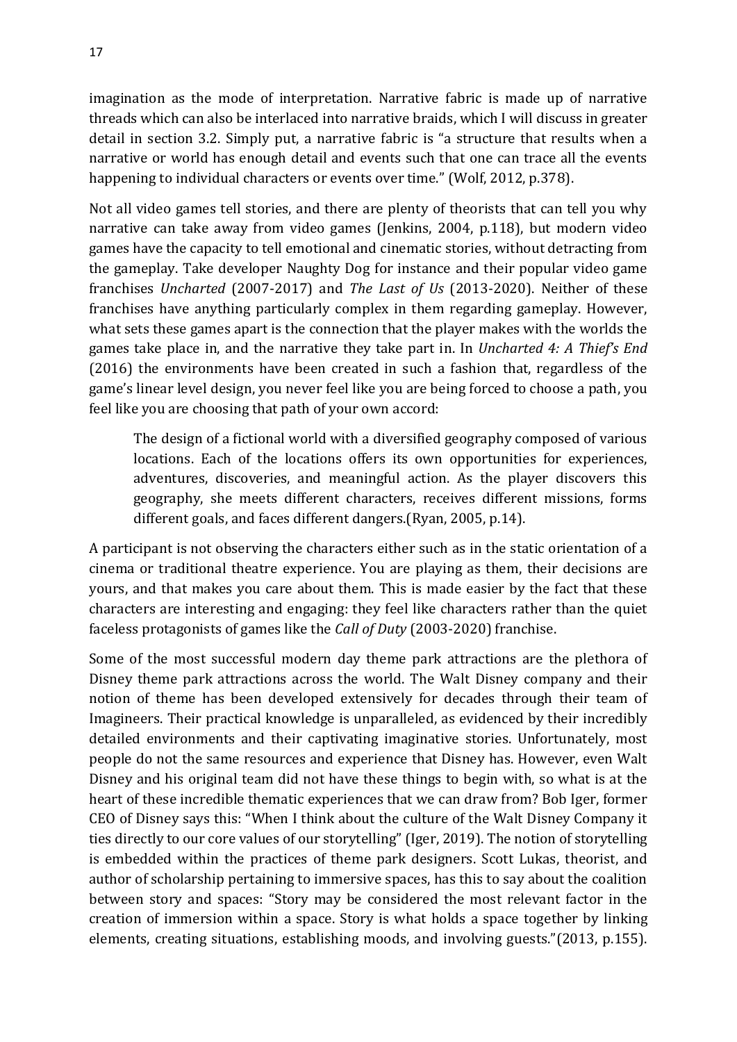imagination as the mode of interpretation. Narrative fabric is made up of narrative threads which can also be interlaced into narrative braids, which I will discuss in greater detail in section 3.2. Simply put, a narrative fabric is "a structure that results when a narrative or world has enough detail and events such that one can trace all the events happening to individual characters or events over time." (Wolf, 2012, p.378).

Not all video games tell stories, and there are plenty of theorists that can tell you why narrative can take away from video games (Jenkins, 2004, p.118), but modern video games have the capacity to tell emotional and cinematic stories, without detracting from the gameplay. Take developer Naughty Dog for instance and their popular video game franchises *Uncharted* (2007-2017) and *The Last of Us* (2013-2020). Neither of these franchises have anything particularly complex in them regarding gameplay. However, what sets these games apart is the connection that the player makes with the worlds the games take place in, and the narrative they take part in. In *Uncharted 4: A Thief's End* (2016) the environments have been created in such a fashion that, regardless of the game's linear level design, you never feel like you are being forced to choose a path, you feel like you are choosing that path of your own accord:

> The design of a fictional world with a diversified geography composed of various locations. Each of the locations offers its own opportunities for experiences, adventures, discoveries, and meaningful action. As the player discovers this geography, she meets different characters, receives different missions, forms different goals, and faces different dangers.(Ryan, 2005, p.14).

A participant is not observing the characters either such as in the static orientation of a cinema or traditional theatre experience. You are playing as them, their decisions are yours, and that makes you care about them. This is made easier by the fact that these characters are interesting and engaging: they feel like characters rather than the quiet faceless protagonists of games like the *Call of Duty* (2003-2020) franchise.

Some of the most successful modern day theme park attractions are the plethora of Disney theme park attractions across the world. The Walt Disney company and their notion of theme has been developed extensively for decades through their team of Imagineers. Their practical knowledge is unparalleled, as evidenced by their incredibly detailed environments and their captivating imaginative stories. Unfortunately, most people do not the same resources and experience that Disney has. However, even Walt Disney and his original team did not have these things to begin with, so what is at the heart of these incredible thematic experiences that we can draw from? Bob Iger, former CEO of Disney says this: "When I think about the culture of the Walt Disney Company it ties directly to our core values of our storytelling" (Iger, 2019). The notion of storytelling is embedded within the practices of theme park designers. Scott Lukas, theorist, and author of scholarship pertaining to immersive spaces, has this to say about the coalition between story and spaces: "Story may be considered the most relevant factor in the creation of immersion within a space. Story is what holds a space together by linking elements, creating situations, establishing moods, and involving guests."(2013, p.155).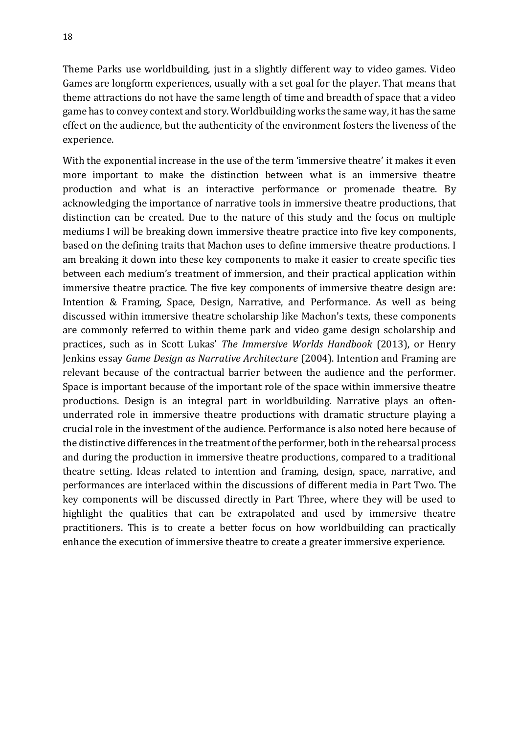Theme Parks use worldbuilding, just in a slightly different way to video games. Video Games are longform experiences, usually with a set goal for the player. That means that theme attractions do not have the same length of time and breadth of space that a video game has to convey context and story. Worldbuilding works the same way, it has the same effect on the audience, but the authenticity of the environment fosters the liveness of the experience.

With the exponential increase in the use of the term 'immersive theatre' it makes it even more important to make the distinction between what is an immersive theatre production and what is an interactive performance or promenade theatre. By acknowledging the importance of narrative tools in immersive theatre productions, that distinction can be created. Due to the nature of this study and the focus on multiple mediums I will be breaking down immersive theatre practice into five key components, based on the defining traits that Machon uses to define immersive theatre productions. I am breaking it down into these key components to make it easier to create specific ties between each medium's treatment of immersion, and their practical application within immersive theatre practice. The five key components of immersive theatre design are: Intention & Framing, Space, Design, Narrative, and Performance. As well as being discussed within immersive theatre scholarship like Machon's texts, these components are commonly referred to within theme park and video game design scholarship and practices, such as in Scott Lukas' *The Immersive Worlds Handbook* (2013), or Henry Jenkins essay *Game Design as Narrative Architecture* (2004). Intention and Framing are relevant because of the contractual barrier between the audience and the performer. Space is important because of the important role of the space within immersive theatre productions. Design is an integral part in worldbuilding. Narrative plays an often-underrated role in immersive theatre productions with dramatic structure playing a crucial role in the investment of the audience. Performance is also noted here because of the distinctive differences in the treatment of the performer, both in the rehearsal process and during the production in immersive theatre productions, compared to a traditional theatre setting. Ideas related to intention and framing, design, space, narrative, and performances are interlaced within the discussions of different media in Part Two. The key components will be discussed directly in Part Three, where they will be used to highlight the qualities that can be extrapolated and used by immersive theatre practitioners. This is to create a better focus on how worldbuilding can practically enhance the execution of immersive theatre to create a greater immersive experience.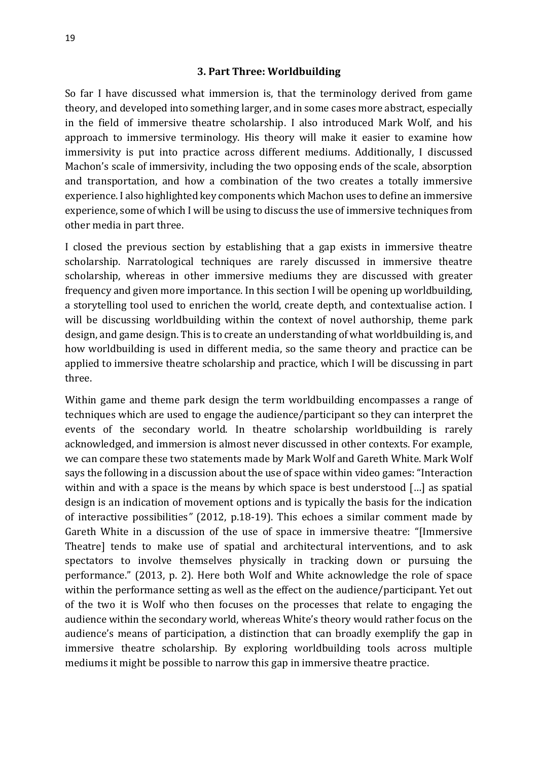## 3. Part Three: Worldbuilding

So far I have discussed what immersion is, that the terminology derived from game theory, and developed into something larger, and in some cases more abstract, especially in the field of immersive theatre scholarship. I also introduced Mark Wolf, and his approach to immersive terminology. His theory will make it easier to examine how immersivity is put into practice across different mediums. Additionally, I discussed Machon's scale of immersivity, including the two opposing ends of the scale, absorption and transportation, and how a combination of the two creates a totally immersive experience. I also highlighted key components which Machon uses to define an immersive experience, some of which I will be using to discuss the use of immersive techniques from other media in part three.

I closed the previous section by establishing that a gap exists in immersive theatre scholarship. Narratological techniques are rarely discussed in immersive theatre scholarship, whereas in other immersive mediums they are discussed with greater frequency and given more importance. In this section I will be opening up worldbuilding, a storytelling tool used to enrichen the world, create depth, and contextualise action. I will be discussing worldbuilding within the context of novel authorship, theme park design, and game design. This is to create an understanding of what worldbuilding is, and how worldbuilding is used in different media, so the same theory and practice can be applied to immersive theatre scholarship and practice, which I will be discussing in part three.

Within game and theme park design the term worldbuilding encompasses a range of techniques which are used to engage the audience/participant so they can interpret the events of the secondary world. In theatre scholarship worldbuilding is rarely acknowledged, and immersion is almost never discussed in other contexts. For example, we can compare these two statements made by Mark Wolf and Gareth White. Mark Wolf says the following in a discussion about the use of space within video games: "Interaction within and with a space is the means by which space is best understood […] as spatial design is an indication of movement options and is typically the basis for the indication of interactive possibilities" (2012, p.18-19). This echoes a similar comment made by Gareth White in a discussion of the use of space in immersive theatre: "[Immersive Theatre] tends to make use of spatial and architectural interventions, and to ask spectators to involve themselves physically in tracking down or pursuing the performance." (2013, p. 2). Here both Wolf and White acknowledge the role of space within the performance setting as well as the effect on the audience/participant. Yet out of the two it is Wolf who then focuses on the processes that relate to engaging the audience within the secondary world, whereas White's theory would rather focus on the audience's means of participation, a distinction that can broadly exemplify the gap in immersive theatre scholarship. By exploring worldbuilding tools across multiple mediums it might be possible to narrow this gap in immersive theatre practice.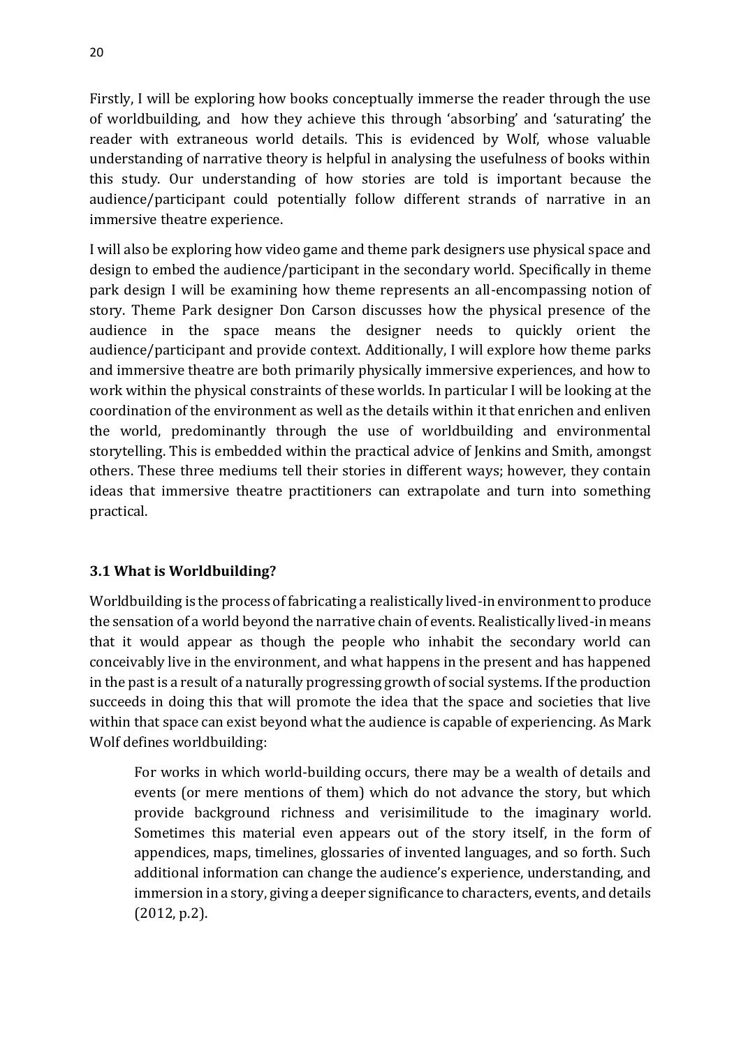Firstly, I will be exploring how books conceptually immerse the reader through the use of worldbuilding, and how they achieve this through 'absorbing' and 'saturating' the reader with extraneous world details. This is evidenced by Wolf, whose valuable understanding of narrative theory is helpful in analysing the usefulness of books within this study. Our understanding of how stories are told is important because the audience/participant could potentially follow different strands of narrative in an immersive theatre experience.

I will also be exploring how video game and theme park designers use physical space and design to embed the audience/participant in the secondary world. Specifically in theme park design I will be examining how theme represents an all-encompassing notion of story. Theme Park designer Don Carson discusses how the physical presence of the audience in the space means the designer needs to quickly orient the audience/participant and provide context. Additionally, I will explore how theme parks and immersive theatre are both primarily physically immersive experiences, and how to work within the physical constraints of these worlds. In particular I will be looking at the coordination of the environment as well as the details within it that enrichen and enliven the world, predominantly through the use of worldbuilding and environmental storytelling. This is embedded within the practical advice of Jenkins and Smith, amongst others. These three mediums tell their stories in different ways; however, they contain ideas that immersive theatre practitioners can extrapolate and turn into something practical.

### 3.1 What is Worldbuilding?

Worldbuilding is the process of fabricating a realistically lived-in environment to produce the sensation of a world beyond the narrative chain of events. Realistically lived-in means that it would appear as though the people who inhabit the secondary world can conceivably live in the environment, and what happens in the present and has happened in the past is a result of a naturally progressing growth of social systems. If the production succeeds in doing this that will promote the idea that the space and societies that live within that space can exist beyond what the audience is capable of experiencing. As Mark Wolf defines worldbuilding:

> For works in which world-building occurs, there may be a wealth of details and events (or mere mentions of them) which do not advance the story, but which provide background richness and verisimilitude to the imaginary world. Sometimes this material even appears out of the story itself, in the form of appendices, maps, timelines, glossaries of invented languages, and so forth. Such additional information can change the audience's experience, understanding, and immersion in a story, giving a deeper significance to characters, events, and details (2012, p.2).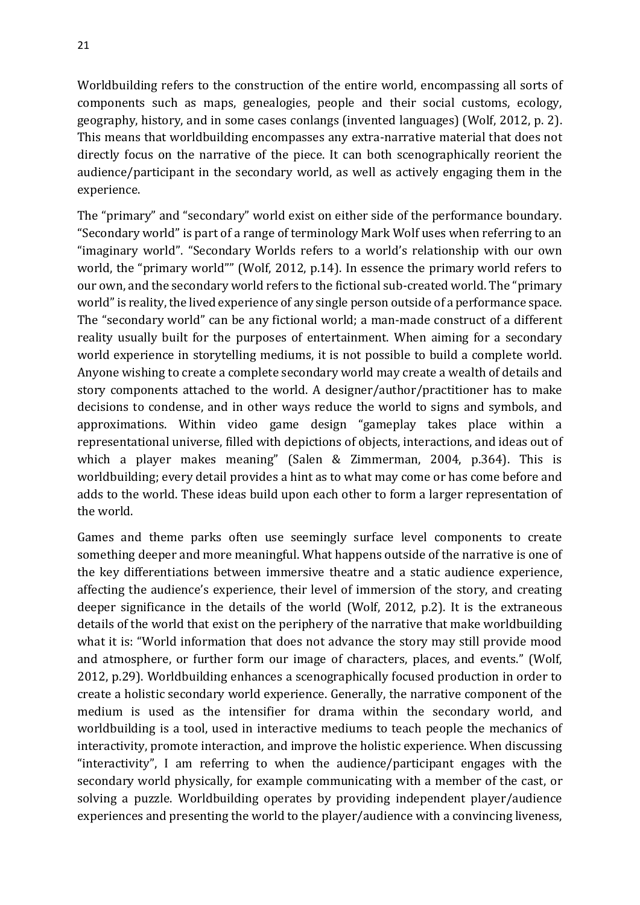Worldbuilding refers to the construction of the entire world, encompassing all sorts of components such as maps, genealogies, people and their social customs, ecology, geography, history, and in some cases conlangs (invented languages) (Wolf, 2012, p. 2). This means that worldbuilding encompasses any extra-narrative material that does not directly focus on the narrative of the piece. It can both scenographically reorient the audience/participant in the secondary world, as well as actively engaging them in the experience.

The "primary" and "secondary" world exist on either side of the performance boundary. "Secondary world" is part of a range of terminology Mark Wolf uses when referring to an "imaginary world". "Secondary Worlds refers to a world's relationship with our own world, the "primary world"" (Wolf, 2012, p.14). In essence the primary world refers to our own, and the secondary world refers to the fictional sub-created world. The "primary world" is reality, the lived experience of any single person outside of a performance space. The "secondary world" can be any fictional world; a man-made construct of a different reality usually built for the purposes of entertainment. When aiming for a secondary world experience in storytelling mediums, it is not possible to build a complete world. Anyone wishing to create a complete secondary world may create a wealth of details and story components attached to the world. A designer/author/practitioner has to make decisions to condense, and in other ways reduce the world to signs and symbols, and approximations. Within video game design "gameplay takes place within a representational universe, filled with depictions of objects, interactions, and ideas out of which a player makes meaning" (Salen & Zimmerman, 2004, p.364). This is worldbuilding; every detail provides a hint as to what may come or has come before and adds to the world. These ideas build upon each other to form a larger representation of the world.

Games and theme parks often use seemingly surface level components to create something deeper and more meaningful. What happens outside of the narrative is one of the key differentiations between immersive theatre and a static audience experience, affecting the audience's experience, their level of immersion of the story, and creating deeper significance in the details of the world (Wolf, 2012, p.2). It is the extraneous details of the world that exist on the periphery of the narrative that make worldbuilding what it is: "World information that does not advance the story may still provide mood and atmosphere, or further form our image of characters, places, and events." (Wolf, 2012, p.29). Worldbuilding enhances a scenographically focused production in order to create a holistic secondary world experience. Generally, the narrative component of the medium is used as the intensifier for drama within the secondary world, and worldbuilding is a tool, used in interactive mediums to teach people the mechanics of interactivity, promote interaction, and improve the holistic experience. When discussing "interactivity", I am referring to when the audience/participant engages with the secondary world physically, for example communicating with a member of the cast, or solving a puzzle. Worldbuilding operates by providing independent player/audience experiences and presenting the world to the player/audience with a convincing liveness,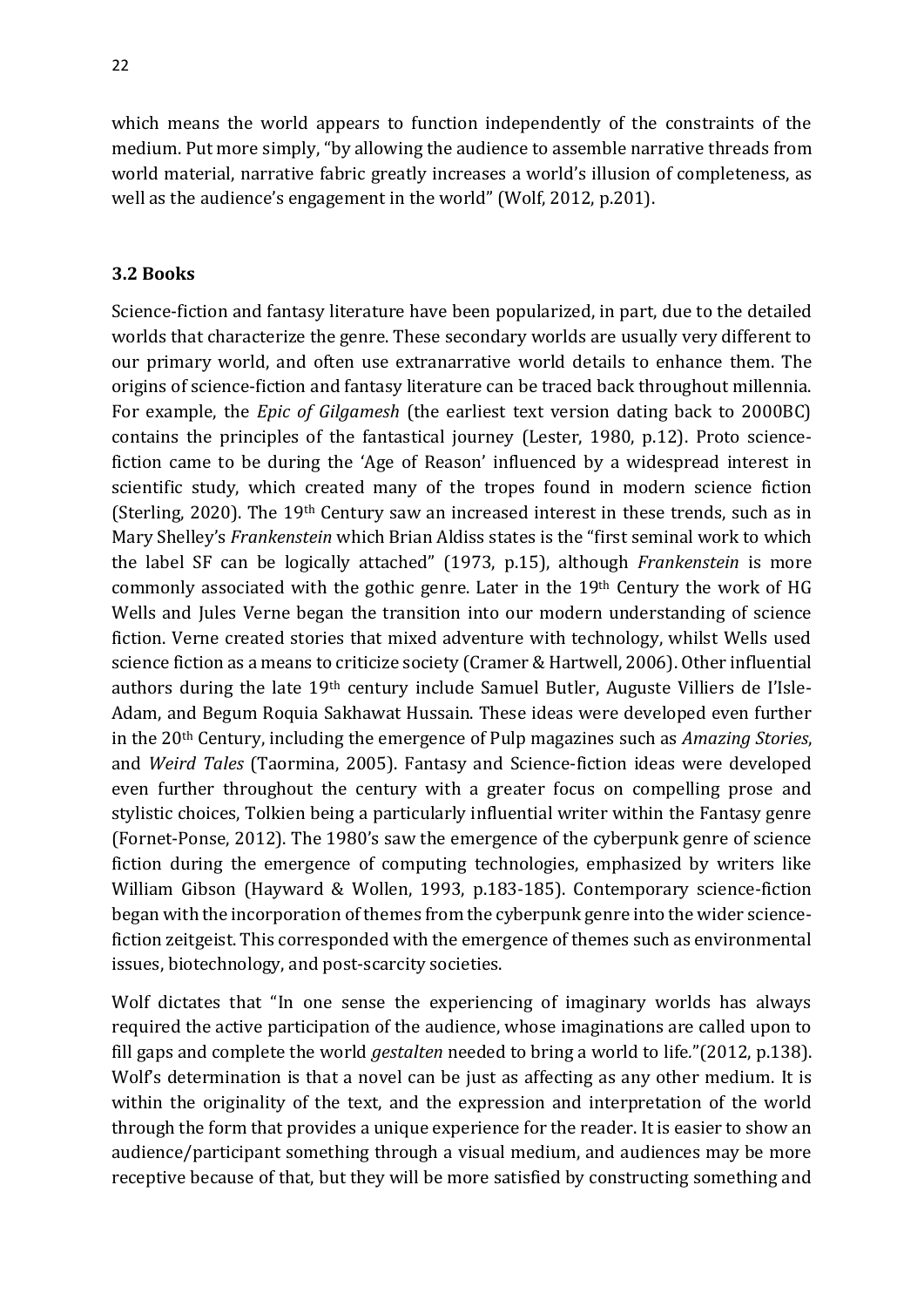which means the world appears to function independently of the constraints of the medium. Put more simply, "by allowing the audience to assemble narrative threads from world material, narrative fabric greatly increases a world's illusion of completeness, as well as the audience's engagement in the world" (Wolf, 2012, p.201).

### 3.2 Books

Science-fiction and fantasy literature have been popularized, in part, due to the detailed worlds that characterize the genre. These secondary worlds are usually very different to our primary world, and often use extranarrative world details to enhance them. The origins of science-fiction and fantasy literature can be traced back throughout millennia. For example, the *Epic of Gilgamesh* (the earliest text version dating back to 2000BC) contains the principles of the fantastical journey (Lester, 1980, p.12). Proto science-fiction came to be during the 'Age of Reason' influenced by a widespread interest in scientific study, which created many of the tropes found in modern science fiction (Sterling, 2020). The 19th Century saw an increased interest in these trends, such as in Mary Shelley's *Frankenstein* which Brian Aldiss states is the "first seminal work to which the label SF can be logically attached" (1973, p.15), although *Frankenstein* is more commonly associated with the gothic genre. Later in the 19th Century the work of HG Wells and Jules Verne began the transition into our modern understanding of science fiction. Verne created stories that mixed adventure with technology, whilst Wells used science fiction as a means to criticize society (Cramer & Hartwell, 2006). Other influential authors during the late 19th century include Samuel Butler, Auguste Villiers de I'Isle-Adam, and Begum Roquia Sakhawat Hussain. These ideas were developed even further in the 20th Century, including the emergence of Pulp magazines such as *Amazing Stories*, and *Weird Tales* (Taormina, 2005). Fantasy and Science-fiction ideas were developed even further throughout the century with a greater focus on compelling prose and stylistic choices, Tolkien being a particularly influential writer within the Fantasy genre (Fornet-Ponse, 2012). The 1980's saw the emergence of the cyberpunk genre of science fiction during the emergence of computing technologies, emphasized by writers like William Gibson (Hayward & Wollen, 1993, p.183-185). Contemporary science-fiction began with the incorporation of themes from the cyberpunk genre into the wider science-fiction zeitgeist. This corresponded with the emergence of themes such as environmental issues, biotechnology, and post-scarcity societies.

Wolf dictates that "In one sense the experiencing of imaginary worlds has always required the active participation of the audience, whose imaginations are called upon to fill gaps and complete the world *gestalten* needed to bring a world to life."(2012, p.138). Wolf's determination is that a novel can be just as affecting as any other medium. It is within the originality of the text, and the expression and interpretation of the world through the form that provides a unique experience for the reader. It is easier to show an audience/participant something through a visual medium, and audiences may be more receptive because of that, but they will be more satisfied by constructing something and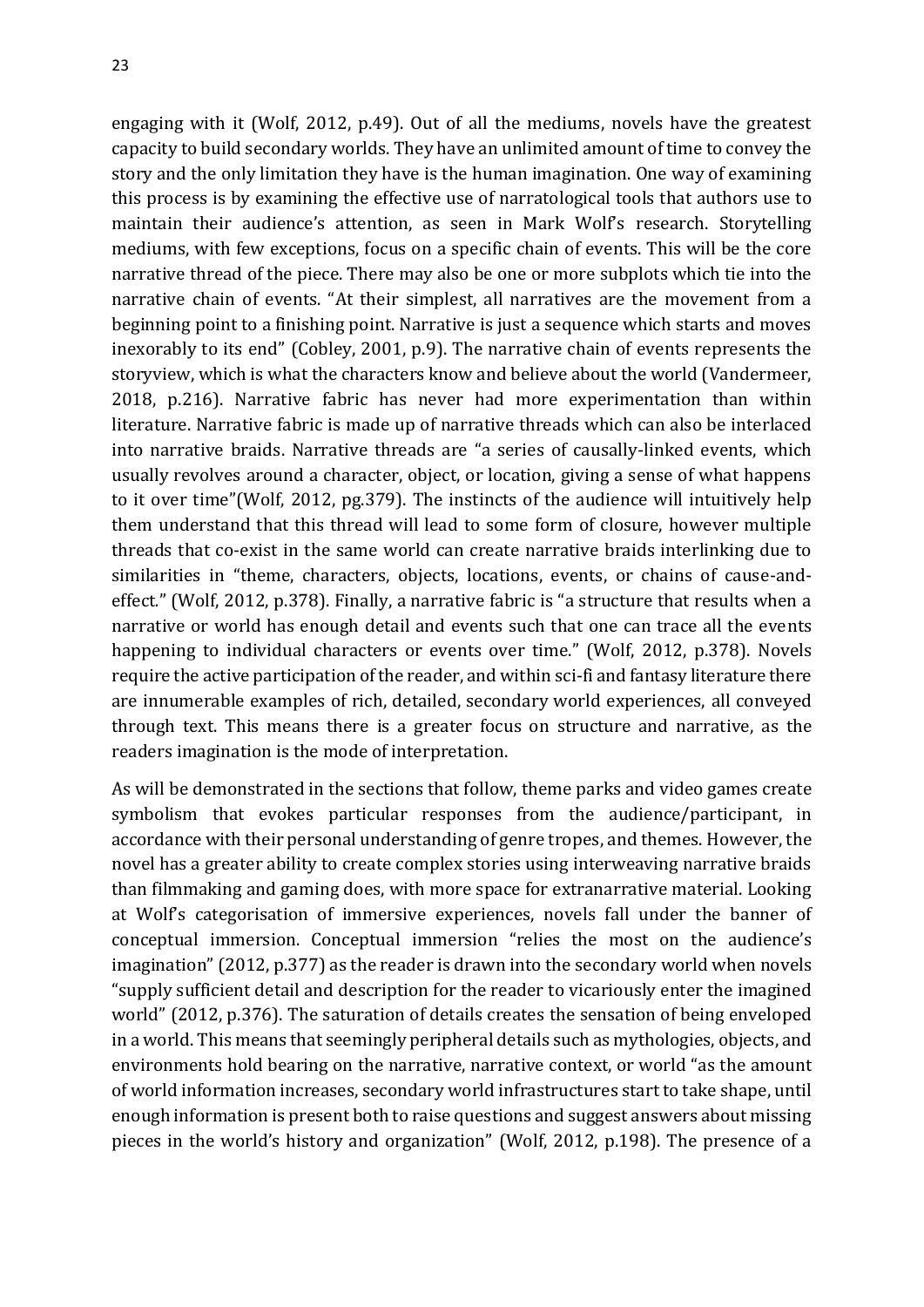engaging with it (Wolf, 2012, p.49). Out of all the mediums, novels have the greatest capacity to build secondary worlds. They have an unlimited amount of time to convey the story and the only limitation they have is the human imagination. One way of examining this process is by examining the effective use of narratological tools that authors use to maintain their audience's attention, as seen in Mark Wolf's research. Storytelling mediums, with few exceptions, focus on a specific chain of events. This will be the core narrative thread of the piece. There may also be one or more subplots which tie into the narrative chain of events. "At their simplest, all narratives are the movement from a beginning point to a finishing point. Narrative is just a sequence which starts and moves inexorably to its end" (Cobley, 2001, p.9). The narrative chain of events represents the storyview, which is what the characters know and believe about the world (Vandermeer, 2018, p.216). Narrative fabric has never had more experimentation than within literature. Narrative fabric is made up of narrative threads which can also be interlaced into narrative braids. Narrative threads are "a series of causally-linked events, which usually revolves around a character, object, or location, giving a sense of what happens to it over time"(Wolf, 2012, pg.379). The instincts of the audience will intuitively help them understand that this thread will lead to some form of closure, however multiple threads that co-exist in the same world can create narrative braids interlinking due to similarities in "theme, characters, objects, locations, events, or chains of cause-and-effect." (Wolf, 2012, p.378). Finally, a narrative fabric is "a structure that results when a narrative or world has enough detail and events such that one can trace all the events happening to individual characters or events over time." (Wolf, 2012, p.378). Novels require the active participation of the reader, and within sci-fi and fantasy literature there are innumerable examples of rich, detailed, secondary world experiences, all conveyed through text. This means there is a greater focus on structure and narrative, as the readers imagination is the mode of interpretation.

As will be demonstrated in the sections that follow, theme parks and video games create symbolism that evokes particular responses from the audience/participant, in accordance with their personal understanding of genre tropes, and themes. However, the novel has a greater ability to create complex stories using interweaving narrative braids than filmmaking and gaming does, with more space for extranarrative material. Looking at Wolf's categorisation of immersive experiences, novels fall under the banner of conceptual immersion. Conceptual immersion "relies the most on the audience's imagination" (2012, p.377) as the reader is drawn into the secondary world when novels "supply sufficient detail and description for the reader to vicariously enter the imagined world" (2012, p.376). The saturation of details creates the sensation of being enveloped in a world. This means that seemingly peripheral details such as mythologies, objects, and environments hold bearing on the narrative, narrative context, or world "as the amount of world information increases, secondary world infrastructures start to take shape, until enough information is present both to raise questions and suggest answers about missing pieces in the world's history and organization" (Wolf, 2012, p.198). The presence of a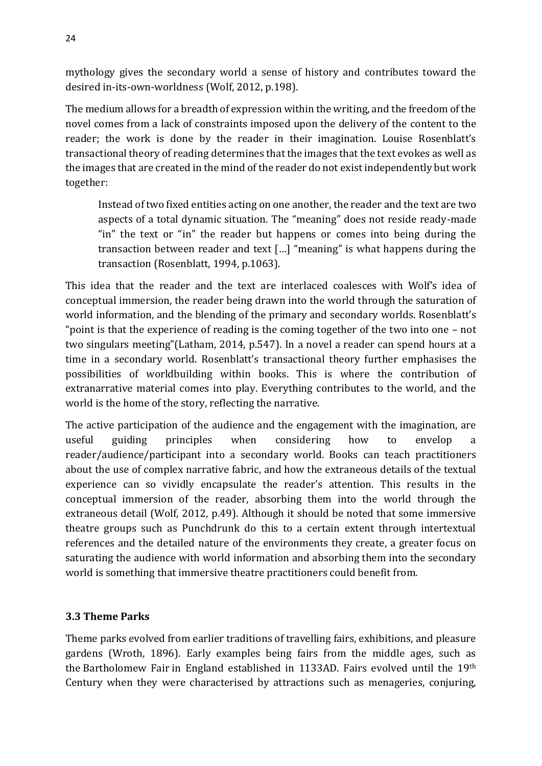mythology gives the secondary world a sense of history and contributes toward the desired in-its-own-worldness (Wolf, 2012, p.198).

The medium allows for a breadth of expression within the writing, and the freedom of the novel comes from a lack of constraints imposed upon the delivery of the content to the reader; the work is done by the reader in their imagination. Louise Rosenblatt's transactional theory of reading determines that the images that the text evokes as well as the images that are created in the mind of the reader do not exist independently but work together:

> Instead of two fixed entities acting on one another, the reader and the text are two aspects of a total dynamic situation. The "meaning" does not reside ready-made "in" the text or "in" the reader but happens or comes into being during the transaction between reader and text […] "meaning" is what happens during the transaction (Rosenblatt, 1994, p.1063).

This idea that the reader and the text are interlaced coalesces with Wolf's idea of conceptual immersion, the reader being drawn into the world through the saturation of world information, and the blending of the primary and secondary worlds. Rosenblatt's "point is that the experience of reading is the coming together of the two into one – not two singulars meeting"(Latham, 2014, p.547). In a novel a reader can spend hours at a time in a secondary world. Rosenblatt's transactional theory further emphasises the possibilities of worldbuilding within books. This is where the contribution of extranarrative material comes into play. Everything contributes to the world, and the world is the home of the story, reflecting the narrative.

The active participation of the audience and the engagement with the imagination, are useful guiding principles when considering how to envelop a reader/audience/participant into a secondary world. Books can teach practitioners about the use of complex narrative fabric, and how the extraneous details of the textual experience can so vividly encapsulate the reader's attention. This results in the conceptual immersion of the reader, absorbing them into the world through the extraneous detail (Wolf, 2012, p.49). Although it should be noted that some immersive theatre groups such as Punchdrunk do this to a certain extent through intertextual references and the detailed nature of the environments they create, a greater focus on saturating the audience with world information and absorbing them into the secondary world is something that immersive theatre practitioners could benefit from.

### 3.3 Theme Parks

Theme parks evolved from earlier traditions of travelling fairs, exhibitions, and pleasure gardens (Wroth, 1896). Early examples being fairs from the middle ages, such as the Bartholomew Fair in England established in 1133AD. Fairs evolved until the 19th Century when they were characterised by attractions such as menageries, conjuring,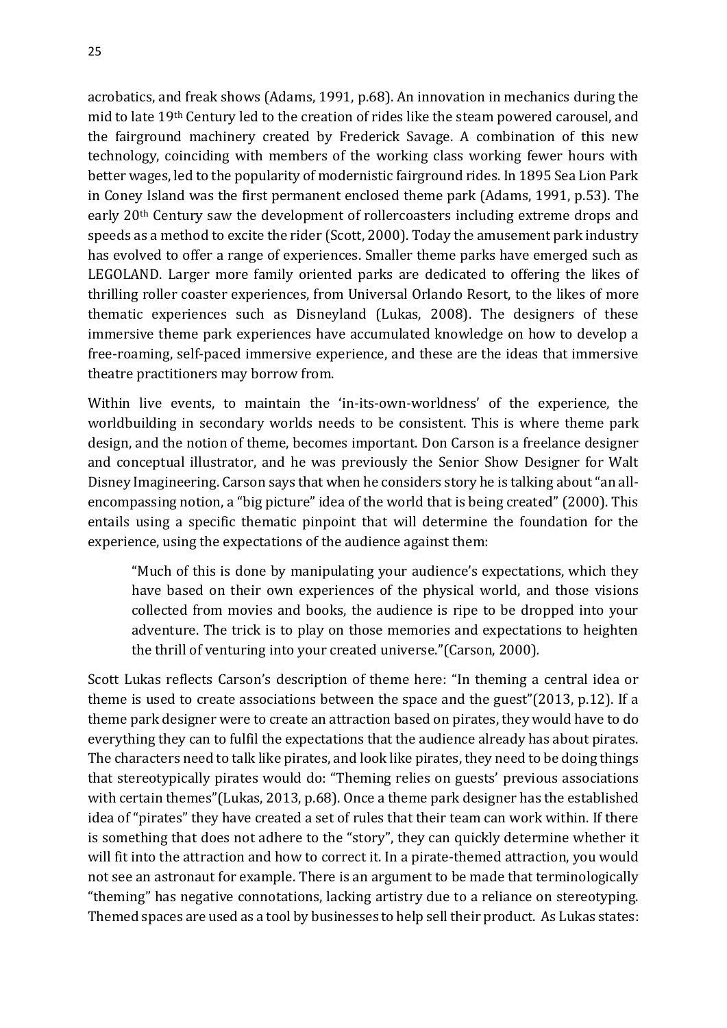acrobatics, and freak shows (Adams, 1991, p.68). An innovation in mechanics during the mid to late 19th Century led to the creation of rides like the steam powered carousel, and the fairground machinery created by Frederick Savage. A combination of this new technology, coinciding with members of the working class working fewer hours with better wages, led to the popularity of modernistic fairground rides. In 1895 Sea Lion Park in Coney Island was the first permanent enclosed theme park (Adams, 1991, p.53). The early 20th Century saw the development of rollercoasters including extreme drops and speeds as a method to excite the rider (Scott, 2000). Today the amusement park industry has evolved to offer a range of experiences. Smaller theme parks have emerged such as LEGOLAND. Larger more family oriented parks are dedicated to offering the likes of thrilling roller coaster experiences, from Universal Orlando Resort, to the likes of more thematic experiences such as Disneyland (Lukas, 2008). The designers of these immersive theme park experiences have accumulated knowledge on how to develop a free-roaming, self-paced immersive experience, and these are the ideas that immersive theatre practitioners may borrow from.

Within live events, to maintain the 'in-its-own-worldness' of the experience, the worldbuilding in secondary worlds needs to be consistent. This is where theme park design, and the notion of theme, becomes important. Don Carson is a freelance designer and conceptual illustrator, and he was previously the Senior Show Designer for Walt Disney Imagineering. Carson says that when he considers story he is talking about "an all-encompassing notion, a "big picture" idea of the world that is being created" (2000). This entails using a specific thematic pinpoint that will determine the foundation for the experience, using the expectations of the audience against them:

> "Much of this is done by manipulating your audience's expectations, which they have based on their own experiences of the physical world, and those visions collected from movies and books, the audience is ripe to be dropped into your adventure. The trick is to play on those memories and expectations to heighten the thrill of venturing into your created universe."(Carson, 2000).

Scott Lukas reflects Carson's description of theme here: "In theming a central idea or theme is used to create associations between the space and the guest"(2013, p.12). If a theme park designer were to create an attraction based on pirates, they would have to do everything they can to fulfil the expectations that the audience already has about pirates. The characters need to talk like pirates, and look like pirates, they need to be doing things that stereotypically pirates would do: "Theming relies on guests' previous associations with certain themes"(Lukas, 2013, p.68). Once a theme park designer has the established idea of "pirates" they have created a set of rules that their team can work within. If there is something that does not adhere to the "story", they can quickly determine whether it will fit into the attraction and how to correct it. In a pirate-themed attraction, you would not see an astronaut for example. There is an argument to be made that terminologically "theming" has negative connotations, lacking artistry due to a reliance on stereotyping. Themed spaces are used as a tool by businesses to help sell their product. As Lukas states: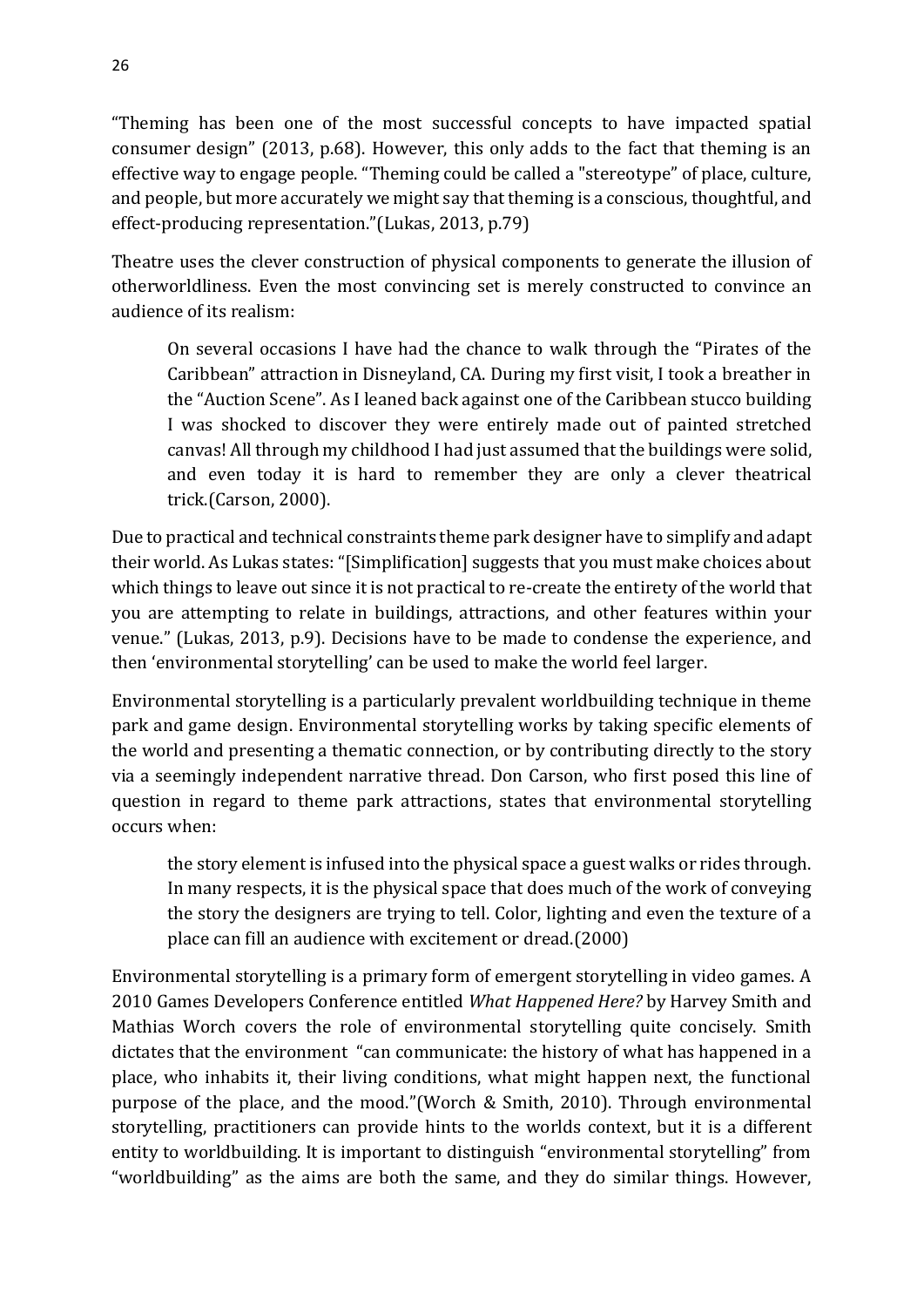"Theming has been one of the most successful concepts to have impacted spatial consumer design" (2013, p.68). However, this only adds to the fact that theming is an effective way to engage people. "Theming could be called a "stereotype" of place, culture, and people, but more accurately we might say that theming is a conscious, thoughtful, and effect-producing representation."(Lukas, 2013, p.79)

Theatre uses the clever construction of physical components to generate the illusion of otherworldliness. Even the most convincing set is merely constructed to convince an audience of its realism:

> On several occasions I have had the chance to walk through the "Pirates of the Caribbean" attraction in Disneyland, CA. During my first visit, I took a breather in the "Auction Scene". As I leaned back against one of the Caribbean stucco building I was shocked to discover they were entirely made out of painted stretched canvas! All through my childhood I had just assumed that the buildings were solid, and even today it is hard to remember they are only a clever theatrical trick.(Carson, 2000).

Due to practical and technical constraints theme park designer have to simplify and adapt their world. As Lukas states: "[Simplification] suggests that you must make choices about which things to leave out since it is not practical to re-create the entirety of the world that you are attempting to relate in buildings, attractions, and other features within your venue." (Lukas, 2013, p.9). Decisions have to be made to condense the experience, and then 'environmental storytelling' can be used to make the world feel larger.

Environmental storytelling is a particularly prevalent worldbuilding technique in theme park and game design. Environmental storytelling works by taking specific elements of the world and presenting a thematic connection, or by contributing directly to the story via a seemingly independent narrative thread. Don Carson, who first posed this line of question in regard to theme park attractions, states that environmental storytelling occurs when:

> the story element is infused into the physical space a guest walks or rides through. In many respects, it is the physical space that does much of the work of conveying the story the designers are trying to tell. Color, lighting and even the texture of a place can fill an audience with excitement or dread.(2000)

Environmental storytelling is a primary form of emergent storytelling in video games. A 2010 Games Developers Conference entitled *What Happened Here?* by Harvey Smith and Mathias Worch covers the role of environmental storytelling quite concisely. Smith dictates that the environment "can communicate: the history of what has happened in a place, who inhabits it, their living conditions, what might happen next, the functional purpose of the place, and the mood."(Worch & Smith, 2010). Through environmental storytelling, practitioners can provide hints to the worlds context, but it is a different entity to worldbuilding. It is important to distinguish "environmental storytelling" from "worldbuilding" as the aims are both the same, and they do similar things. However,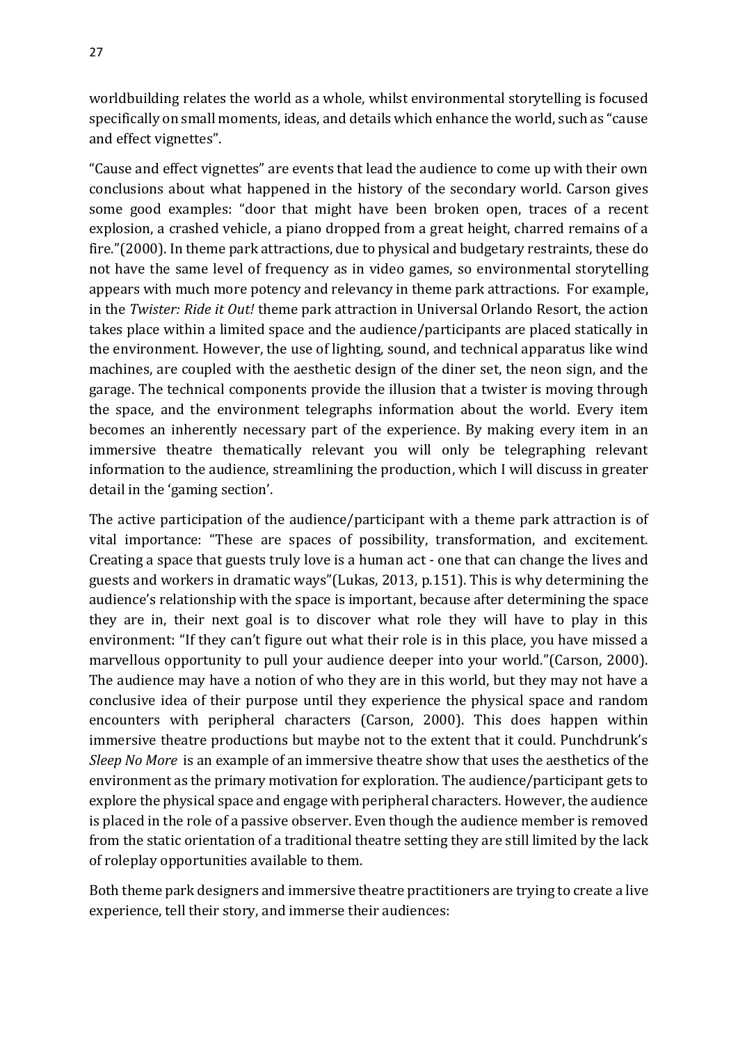worldbuilding relates the world as a whole, whilst environmental storytelling is focused specifically on small moments, ideas, and details which enhance the world, such as "cause and effect vignettes".

"Cause and effect vignettes" are events that lead the audience to come up with their own conclusions about what happened in the history of the secondary world. Carson gives some good examples: "door that might have been broken open, traces of a recent explosion, a crashed vehicle, a piano dropped from a great height, charred remains of a fire."(2000). In theme park attractions, due to physical and budgetary restraints, these do not have the same level of frequency as in video games, so environmental storytelling appears with much more potency and relevancy in theme park attractions. For example, in the *Twister: Ride it Out!* theme park attraction in Universal Orlando Resort, the action takes place within a limited space and the audience/participants are placed statically in the environment. However, the use of lighting, sound, and technical apparatus like wind machines, are coupled with the aesthetic design of the diner set, the neon sign, and the garage. The technical components provide the illusion that a twister is moving through the space, and the environment telegraphs information about the world. Every item becomes an inherently necessary part of the experience. By making every item in an immersive theatre thematically relevant you will only be telegraphing relevant information to the audience, streamlining the production, which I will discuss in greater detail in the 'gaming section'.

The active participation of the audience/participant with a theme park attraction is of vital importance: "These are spaces of possibility, transformation, and excitement. Creating a space that guests truly love is a human act - one that can change the lives and guests and workers in dramatic ways"(Lukas, 2013, p.151). This is why determining the audience's relationship with the space is important, because after determining the space they are in, their next goal is to discover what role they will have to play in this environment: "If they can't figure out what their role is in this place, you have missed a marvellous opportunity to pull your audience deeper into your world."(Carson, 2000). The audience may have a notion of who they are in this world, but they may not have a conclusive idea of their purpose until they experience the physical space and random encounters with peripheral characters (Carson, 2000). This does happen within immersive theatre productions but maybe not to the extent that it could. Punchdrunk's *Sleep No More* is an example of an immersive theatre show that uses the aesthetics of the environment as the primary motivation for exploration. The audience/participant gets to explore the physical space and engage with peripheral characters. However, the audience is placed in the role of a passive observer. Even though the audience member is removed from the static orientation of a traditional theatre setting they are still limited by the lack of roleplay opportunities available to them.

Both theme park designers and immersive theatre practitioners are trying to create a live experience, tell their story, and immerse their audiences: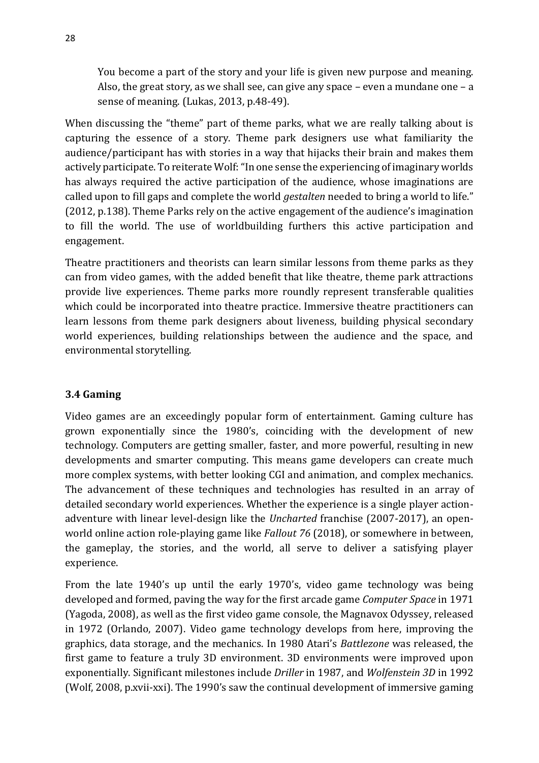> You become a part of the story and your life is given new purpose and meaning. Also, the great story, as we shall see, can give any space – even a mundane one – a sense of meaning. (Lukas, 2013, p.48-49).

When discussing the "theme" part of theme parks, what we are really talking about is capturing the essence of a story. Theme park designers use what familiarity the audience/participant has with stories in a way that hijacks their brain and makes them actively participate. To reiterate Wolf: "In one sense the experiencing of imaginary worlds has always required the active participation of the audience, whose imaginations are called upon to fill gaps and complete the world *gestalten* needed to bring a world to life." (2012, p.138). Theme Parks rely on the active engagement of the audience's imagination to fill the world. The use of worldbuilding furthers this active participation and engagement.

Theatre practitioners and theorists can learn similar lessons from theme parks as they can from video games, with the added benefit that like theatre, theme park attractions provide live experiences. Theme parks more roundly represent transferable qualities which could be incorporated into theatre practice. Immersive theatre practitioners can learn lessons from theme park designers about liveness, building physical secondary world experiences, building relationships between the audience and the space, and environmental storytelling.

### 3.4 Gaming

Video games are an exceedingly popular form of entertainment. Gaming culture has grown exponentially since the 1980's, coinciding with the development of new technology. Computers are getting smaller, faster, and more powerful, resulting in new developments and smarter computing. This means game developers can create much more complex systems, with better looking CGI and animation, and complex mechanics. The advancement of these techniques and technologies has resulted in an array of detailed secondary world experiences. Whether the experience is a single player action-adventure with linear level-design like the *Uncharted* franchise (2007-2017), an open-world online action role-playing game like *Fallout 76* (2018), or somewhere in between, the gameplay, the stories, and the world, all serve to deliver a satisfying player experience.

From the late 1940's up until the early 1970's, video game technology was being developed and formed, paving the way for the first arcade game *Computer Space* in 1971 (Yagoda, 2008), as well as the first video game console, the Magnavox Odyssey, released in 1972 (Orlando, 2007). Video game technology develops from here, improving the graphics, data storage, and the mechanics. In 1980 Atari's *Battlezone* was released, the first game to feature a truly 3D environment. 3D environments were improved upon exponentially. Significant milestones include *Driller* in 1987, and *Wolfenstein 3D* in 1992 (Wolf, 2008, p.xvii-xxi). The 1990's saw the continual development of immersive gaming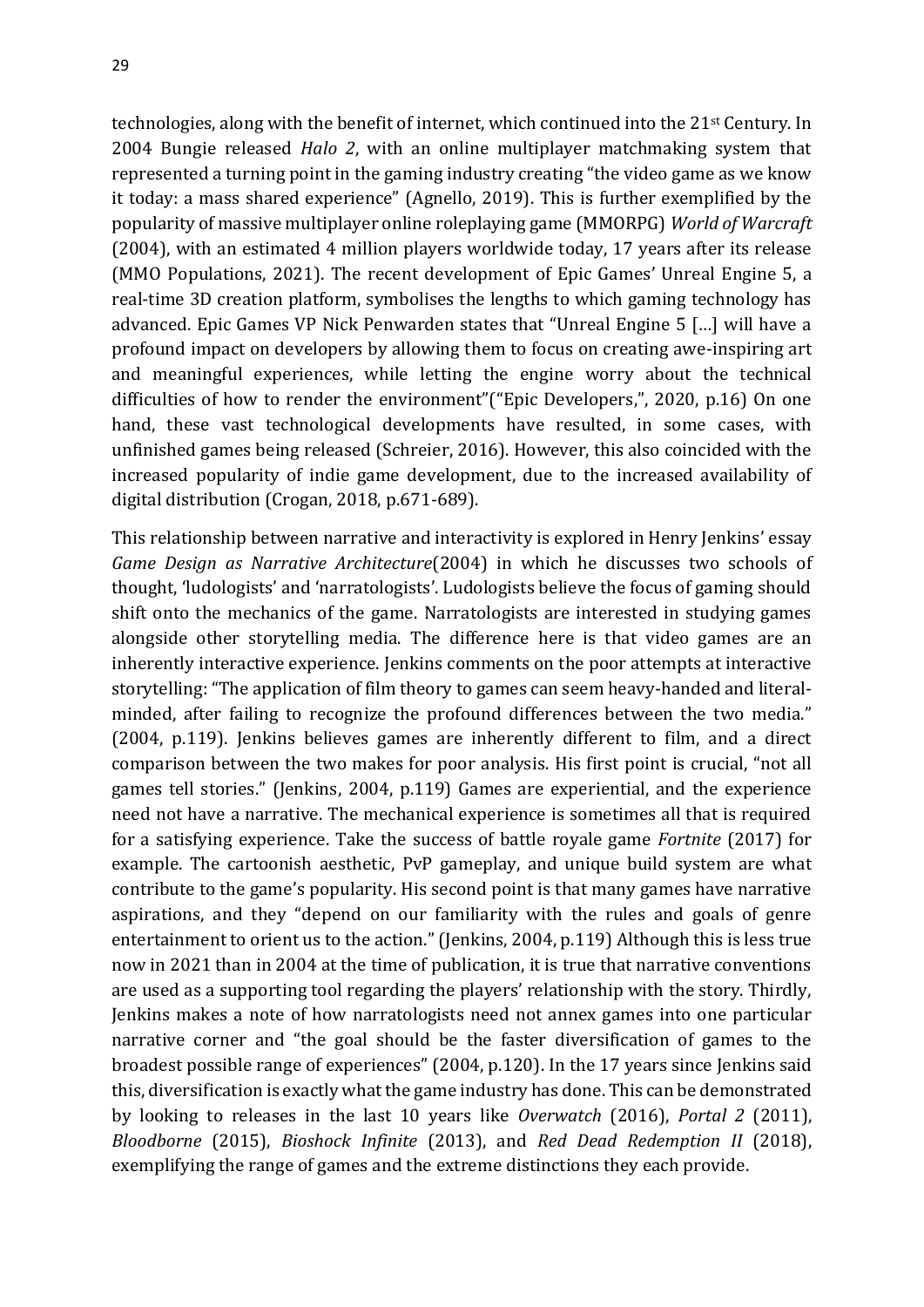technologies, along with the benefit of internet, which continued into the 21st Century. In 2004 Bungie released *Halo 2*, with an online multiplayer matchmaking system that represented a turning point in the gaming industry creating "the video game as we know it today: a mass shared experience" (Agnello, 2019). This is further exemplified by the popularity of massive multiplayer online roleplaying game (MMORPG) *World of Warcraft* (2004), with an estimated 4 million players worldwide today, 17 years after its release (MMO Populations, 2021). The recent development of Epic Games' Unreal Engine 5, a real-time 3D creation platform, symbolises the lengths to which gaming technology has advanced. Epic Games VP Nick Penwarden states that "Unreal Engine 5 [...] will have a profound impact on developers by allowing them to focus on creating awe-inspiring art and meaningful experiences, while letting the engine worry about the technical difficulties of how to render the environment"("Epic Developers,", 2020, p.16) On one hand, these vast technological developments have resulted, in some cases, with unfinished games being released (Schreier, 2016). However, this also coincided with the increased popularity of indie game development, due to the increased availability of digital distribution (Crogan, 2018, p.671-689).

This relationship between narrative and interactivity is explored in Henry Jenkins' essay *Game Design as Narrative Architecture*(2004) in which he discusses two schools of thought, 'ludologists' and 'narratologists'. Ludologists believe the focus of gaming should shift onto the mechanics of the game. Narratologists are interested in studying games alongside other storytelling media. The difference here is that video games are an inherently interactive experience. Jenkins comments on the poor attempts at interactive storytelling: "The application of film theory to games can seem heavy-handed and literal-minded, after failing to recognize the profound differences between the two media." (2004, p.119). Jenkins believes games are inherently different to film, and a direct comparison between the two makes for poor analysis. His first point is crucial, "not all games tell stories." (Jenkins, 2004, p.119) Games are experiential, and the experience need not have a narrative. The mechanical experience is sometimes all that is required for a satisfying experience. Take the success of battle royale game *Fortnite* (2017) for example. The cartoonish aesthetic, PvP gameplay, and unique build system are what contribute to the game's popularity. His second point is that many games have narrative aspirations, and they "depend on our familiarity with the rules and goals of genre entertainment to orient us to the action." (Jenkins, 2004, p.119) Although this is less true now in 2021 than in 2004 at the time of publication, it is true that narrative conventions are used as a supporting tool regarding the players' relationship with the story. Thirdly, Jenkins makes a note of how narratologists need not annex games into one particular narrative corner and "the goal should be the faster diversification of games to the broadest possible range of experiences" (2004, p.120). In the 17 years since Jenkins said this, diversification is exactly what the game industry has done. This can be demonstrated by looking to releases in the last 10 years like *Overwatch* (2016), *Portal 2* (2011), *Bloodborne* (2015), *Bioshock Infinite* (2013), and *Red Dead Redemption II* (2018), exemplifying the range of games and the extreme distinctions they each provide.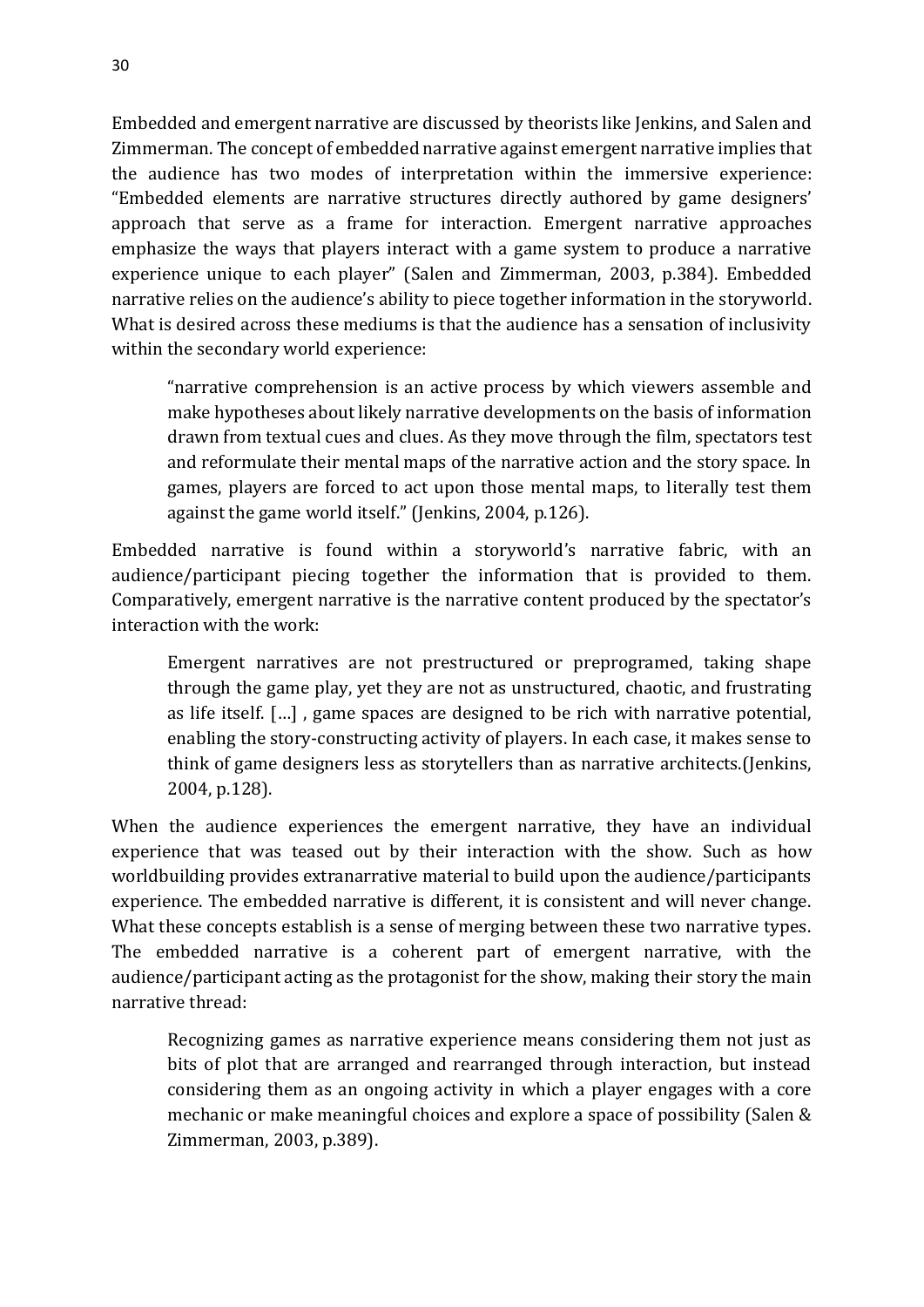Embedded and emergent narrative are discussed by theorists like Jenkins, and Salen and Zimmerman. The concept of embedded narrative against emergent narrative implies that the audience has two modes of interpretation within the immersive experience: "Embedded elements are narrative structures directly authored by game designers' approach that serve as a frame for interaction. Emergent narrative approaches emphasize the ways that players interact with a game system to produce a narrative experience unique to each player" (Salen and Zimmerman, 2003, p.384). Embedded narrative relies on the audience's ability to piece together information in the storyworld. What is desired across these mediums is that the audience has a sensation of inclusivity within the secondary world experience:

> "narrative comprehension is an active process by which viewers assemble and make hypotheses about likely narrative developments on the basis of information drawn from textual cues and clues. As they move through the film, spectators test and reformulate their mental maps of the narrative action and the story space. In games, players are forced to act upon those mental maps, to literally test them against the game world itself." (Jenkins, 2004, p.126).

Embedded narrative is found within a storyworld's narrative fabric, with an audience/participant piecing together the information that is provided to them. Comparatively, emergent narrative is the narrative content produced by the spectator's interaction with the work:

> Emergent narratives are not prestructured or preprogramed, taking shape through the game play, yet they are not as unstructured, chaotic, and frustrating as life itself. […] , game spaces are designed to be rich with narrative potential, enabling the story-constructing activity of players. In each case, it makes sense to think of game designers less as storytellers than as narrative architects.(Jenkins, 2004, p.128).

When the audience experiences the emergent narrative, they have an individual experience that was teased out by their interaction with the show. Such as how worldbuilding provides extranarrative material to build upon the audience/participants experience. The embedded narrative is different, it is consistent and will never change. What these concepts establish is a sense of merging between these two narrative types. The embedded narrative is a coherent part of emergent narrative, with the audience/participant acting as the protagonist for the show, making their story the main narrative thread:

> Recognizing games as narrative experience means considering them not just as bits of plot that are arranged and rearranged through interaction, but instead considering them as an ongoing activity in which a player engages with a core mechanic or make meaningful choices and explore a space of possibility (Salen & Zimmerman, 2003, p.389).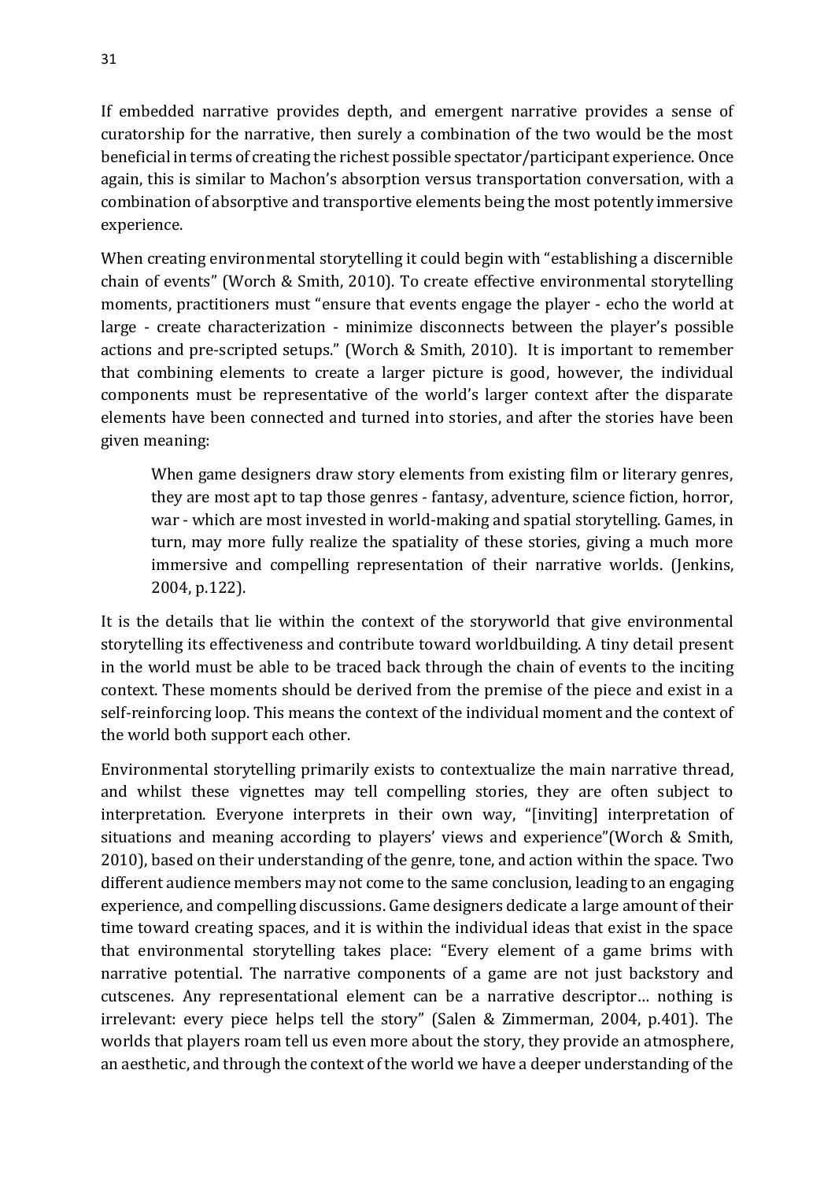If embedded narrative provides depth, and emergent narrative provides a sense of curatorship for the narrative, then surely a combination of the two would be the most beneficial in terms of creating the richest possible spectator/participant experience. Once again, this is similar to Machon's absorption versus transportation conversation, with a combination of absorptive and transportive elements being the most potently immersive experience.

When creating environmental storytelling it could begin with "establishing a discernible chain of events" (Worch & Smith, 2010). To create effective environmental storytelling moments, practitioners must "ensure that events engage the player - echo the world at large - create characterization - minimize disconnects between the player's possible actions and pre-scripted setups." (Worch & Smith, 2010). It is important to remember that combining elements to create a larger picture is good, however, the individual components must be representative of the world's larger context after the disparate elements have been connected and turned into stories, and after the stories have been given meaning:

> When game designers draw story elements from existing film or literary genres, they are most apt to tap those genres - fantasy, adventure, science fiction, horror, war - which are most invested in world-making and spatial storytelling. Games, in turn, may more fully realize the spatiality of these stories, giving a much more immersive and compelling representation of their narrative worlds. (Jenkins, 2004, p.122).

It is the details that lie within the context of the storyworld that give environmental storytelling its effectiveness and contribute toward worldbuilding. A tiny detail present in the world must be able to be traced back through the chain of events to the inciting context. These moments should be derived from the premise of the piece and exist in a self-reinforcing loop. This means the context of the individual moment and the context of the world both support each other.

Environmental storytelling primarily exists to contextualize the main narrative thread, and whilst these vignettes may tell compelling stories, they are often subject to interpretation. Everyone interprets in their own way, "[inviting] interpretation of situations and meaning according to players' views and experience"(Worch & Smith, 2010), based on their understanding of the genre, tone, and action within the space. Two different audience members may not come to the same conclusion, leading to an engaging experience, and compelling discussions. Game designers dedicate a large amount of their time toward creating spaces, and it is within the individual ideas that exist in the space that environmental storytelling takes place: "Every element of a game brims with narrative potential. The narrative components of a game are not just backstory and cutscenes. Any representational element can be a narrative descriptor… nothing is irrelevant: every piece helps tell the story" (Salen & Zimmerman, 2004, p.401). The worlds that players roam tell us even more about the story, they provide an atmosphere, an aesthetic, and through the context of the world we have a deeper understanding of the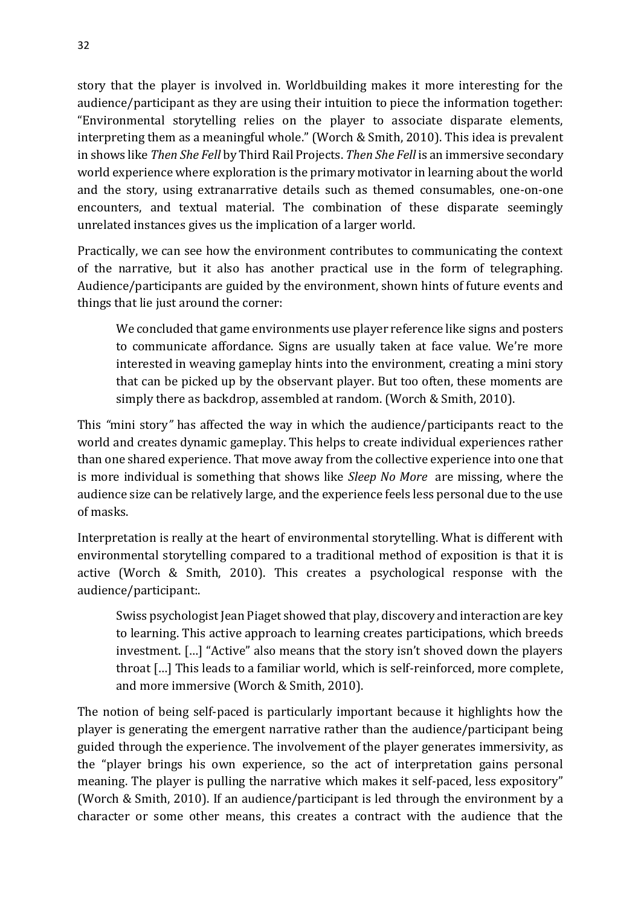story that the player is involved in. Worldbuilding makes it more interesting for the audience/participant as they are using their intuition to piece the information together: "Environmental storytelling relies on the player to associate disparate elements, interpreting them as a meaningful whole." (Worch & Smith, 2010). This idea is prevalent in shows like *Then She Fell* by Third Rail Projects. *Then She Fell* is an immersive secondary world experience where exploration is the primary motivator in learning about the world and the story, using extranarrative details such as themed consumables, one-on-one encounters, and textual material. The combination of these disparate seemingly unrelated instances gives us the implication of a larger world.

Practically, we can see how the environment contributes to communicating the context of the narrative, but it also has another practical use in the form of telegraphing. Audience/participants are guided by the environment, shown hints of future events and things that lie just around the corner:

> We concluded that game environments use player reference like signs and posters to communicate affordance. Signs are usually taken at face value. We're more interested in weaving gameplay hints into the environment, creating a mini story that can be picked up by the observant player. But too often, these moments are simply there as backdrop, assembled at random. (Worch & Smith, 2010).

This *"*mini story*"* has affected the way in which the audience/participants react to the world and creates dynamic gameplay. This helps to create individual experiences rather than one shared experience. That move away from the collective experience into one that is more individual is something that shows like *Sleep No More* are missing, where the audience size can be relatively large, and the experience feels less personal due to the use of masks.

Interpretation is really at the heart of environmental storytelling. What is different with environmental storytelling compared to a traditional method of exposition is that it is active (Worch & Smith, 2010). This creates a psychological response with the audience/participant:.

> Swiss psychologist Jean Piaget showed that play, discovery and interaction are key to learning. This active approach to learning creates participations, which breeds investment. […] "Active" also means that the story isn't shoved down the players throat […] This leads to a familiar world, which is self-reinforced, more complete, and more immersive (Worch & Smith, 2010).

The notion of being self-paced is particularly important because it highlights how the player is generating the emergent narrative rather than the audience/participant being guided through the experience. The involvement of the player generates immersivity, as the "player brings his own experience, so the act of interpretation gains personal meaning. The player is pulling the narrative which makes it self-paced, less expository" (Worch & Smith, 2010). If an audience/participant is led through the environment by a character or some other means, this creates a contract with the audience that the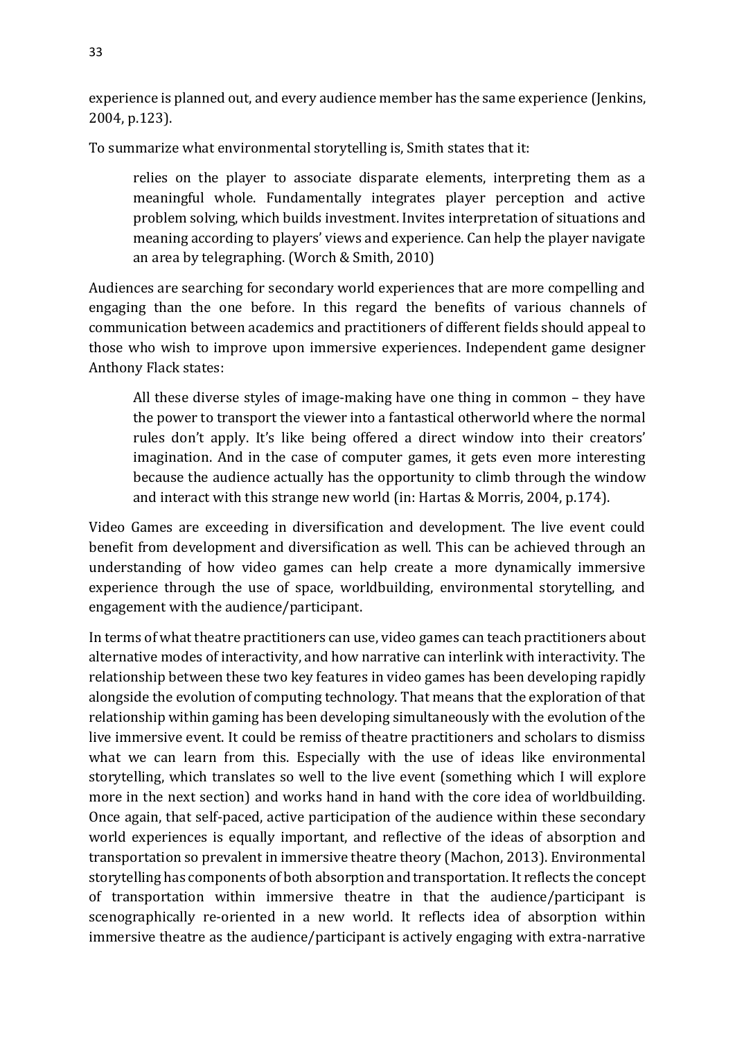experience is planned out, and every audience member has the same experience (Jenkins, 2004, p.123).

To summarize what environmental storytelling is, Smith states that it:

> relies on the player to associate disparate elements, interpreting them as a meaningful whole. Fundamentally integrates player perception and active problem solving, which builds investment. Invites interpretation of situations and meaning according to players' views and experience. Can help the player navigate an area by telegraphing. (Worch & Smith, 2010)

Audiences are searching for secondary world experiences that are more compelling and engaging than the one before. In this regard the benefits of various channels of communication between academics and practitioners of different fields should appeal to those who wish to improve upon immersive experiences. Independent game designer Anthony Flack states:

> All these diverse styles of image-making have one thing in common – they have the power to transport the viewer into a fantastical otherworld where the normal rules don't apply. It's like being offered a direct window into their creators' imagination. And in the case of computer games, it gets even more interesting because the audience actually has the opportunity to climb through the window and interact with this strange new world (in: Hartas & Morris, 2004, p.174).

Video Games are exceeding in diversification and development. The live event could benefit from development and diversification as well. This can be achieved through an understanding of how video games can help create a more dynamically immersive experience through the use of space, worldbuilding, environmental storytelling, and engagement with the audience/participant.

In terms of what theatre practitioners can use, video games can teach practitioners about alternative modes of interactivity, and how narrative can interlink with interactivity. The relationship between these two key features in video games has been developing rapidly alongside the evolution of computing technology. That means that the exploration of that relationship within gaming has been developing simultaneously with the evolution of the live immersive event. It could be remiss of theatre practitioners and scholars to dismiss what we can learn from this. Especially with the use of ideas like environmental storytelling, which translates so well to the live event (something which I will explore more in the next section) and works hand in hand with the core idea of worldbuilding. Once again, that self-paced, active participation of the audience within these secondary world experiences is equally important, and reflective of the ideas of absorption and transportation so prevalent in immersive theatre theory (Machon, 2013). Environmental storytelling has components of both absorption and transportation. It reflects the concept of transportation within immersive theatre in that the audience/participant is scenographically re-oriented in a new world. It reflects idea of absorption within immersive theatre as the audience/participant is actively engaging with extra-narrative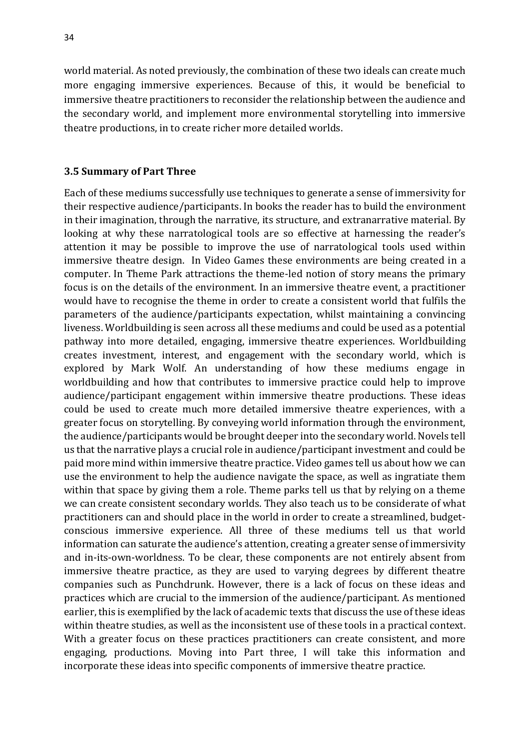world material. As noted previously, the combination of these two ideals can create much more engaging immersive experiences. Because of this, it would be beneficial to immersive theatre practitioners to reconsider the relationship between the audience and the secondary world, and implement more environmental storytelling into immersive theatre productions, in to create richer more detailed worlds.

### 3.5 Summary of Part Three

Each of these mediums successfully use techniques to generate a sense of immersivity for their respective audience/participants. In books the reader has to build the environment in their imagination, through the narrative, its structure, and extranarrative material. By looking at why these narratological tools are so effective at harnessing the reader's attention it may be possible to improve the use of narratological tools used within immersive theatre design. In Video Games these environments are being created in a computer. In Theme Park attractions the theme-led notion of story means the primary focus is on the details of the environment. In an immersive theatre event, a practitioner would have to recognise the theme in order to create a consistent world that fulfils the parameters of the audience/participants expectation, whilst maintaining a convincing liveness. Worldbuilding is seen across all these mediums and could be used as a potential pathway into more detailed, engaging, immersive theatre experiences. Worldbuilding creates investment, interest, and engagement with the secondary world, which is explored by Mark Wolf. An understanding of how these mediums engage in worldbuilding and how that contributes to immersive practice could help to improve audience/participant engagement within immersive theatre productions. These ideas could be used to create much more detailed immersive theatre experiences, with a greater focus on storytelling. By conveying world information through the environment, the audience/participants would be brought deeper into the secondary world. Novels tell us that the narrative plays a crucial role in audience/participant investment and could be paid more mind within immersive theatre practice. Video games tell us about how we can use the environment to help the audience navigate the space, as well as ingratiate them within that space by giving them a role. Theme parks tell us that by relying on a theme we can create consistent secondary worlds. They also teach us to be considerate of what practitioners can and should place in the world in order to create a streamlined, budget-conscious immersive experience. All three of these mediums tell us that world information can saturate the audience's attention, creating a greater sense of immersivity and in-its-own-worldness. To be clear, these components are not entirely absent from immersive theatre practice, as they are used to varying degrees by different theatre companies such as Punchdrunk. However, there is a lack of focus on these ideas and practices which are crucial to the immersion of the audience/participant. As mentioned earlier, this is exemplified by the lack of academic texts that discuss the use of these ideas within theatre studies, as well as the inconsistent use of these tools in a practical context. With a greater focus on these practices practitioners can create consistent, and more engaging, productions. Moving into Part three, I will take this information and incorporate these ideas into specific components of immersive theatre practice.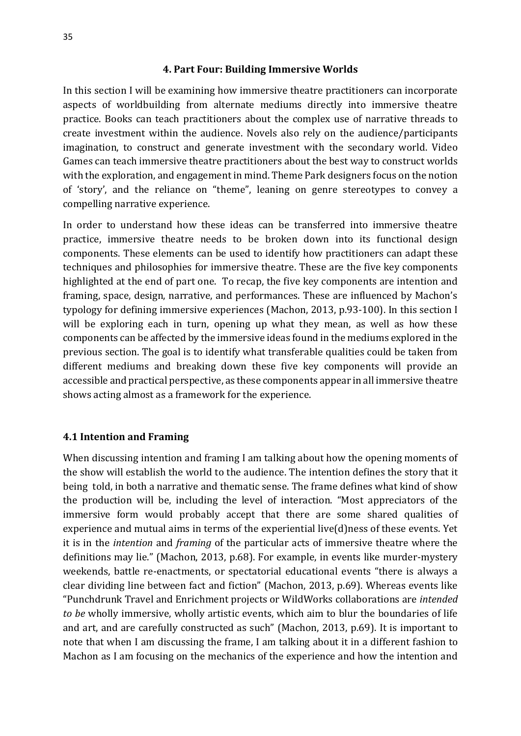## 4. Part Four: Building Immersive Worlds

In this section I will be examining how immersive theatre practitioners can incorporate aspects of worldbuilding from alternate mediums directly into immersive theatre practice. Books can teach practitioners about the complex use of narrative threads to create investment within the audience. Novels also rely on the audience/participants imagination, to construct and generate investment with the secondary world. Video Games can teach immersive theatre practitioners about the best way to construct worlds with the exploration, and engagement in mind. Theme Park designers focus on the notion of 'story', and the reliance on "theme", leaning on genre stereotypes to convey a compelling narrative experience.

In order to understand how these ideas can be transferred into immersive theatre practice, immersive theatre needs to be broken down into its functional design components. These elements can be used to identify how practitioners can adapt these techniques and philosophies for immersive theatre. These are the five key components highlighted at the end of part one. To recap, the five key components are intention and framing, space, design, narrative, and performances. These are influenced by Machon's typology for defining immersive experiences (Machon, 2013, p.93-100). In this section I will be exploring each in turn, opening up what they mean, as well as how these components can be affected by the immersive ideas found in the mediums explored in the previous section. The goal is to identify what transferable qualities could be taken from different mediums and breaking down these five key components will provide an accessible and practical perspective, as these components appear in all immersive theatre shows acting almost as a framework for the experience.

### 4.1 Intention and Framing

When discussing intention and framing I am talking about how the opening moments of the show will establish the world to the audience. The intention defines the story that it being told, in both a narrative and thematic sense. The frame defines what kind of show the production will be, including the level of interaction. "Most appreciators of the immersive form would probably accept that there are some shared qualities of experience and mutual aims in terms of the experiential live(d)ness of these events. Yet it is in the *intention* and *framing* of the particular acts of immersive theatre where the definitions may lie." (Machon, 2013, p.68). For example, in events like murder-mystery weekends, battle re-enactments, or spectatorial educational events "there is always a clear dividing line between fact and fiction" (Machon, 2013, p.69). Whereas events like "Punchdrunk Travel and Enrichment projects or WildWorks collaborations are *intended to be* wholly immersive, wholly artistic events, which aim to blur the boundaries of life and art, and are carefully constructed as such" (Machon, 2013, p.69). It is important to note that when I am discussing the frame, I am talking about it in a different fashion to Machon as I am focusing on the mechanics of the experience and how the intention and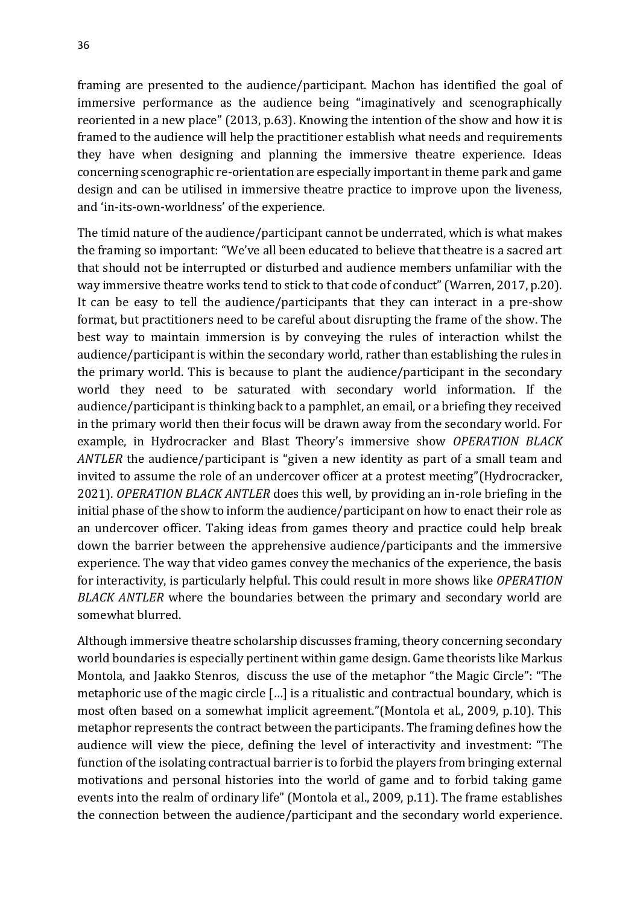framing are presented to the audience/participant. Machon has identified the goal of immersive performance as the audience being "imaginatively and scenographically reoriented in a new place" (2013, p.63). Knowing the intention of the show and how it is framed to the audience will help the practitioner establish what needs and requirements they have when designing and planning the immersive theatre experience. Ideas concerning scenographic re-orientation are especially important in theme park and game design and can be utilised in immersive theatre practice to improve upon the liveness, and 'in-its-own-worldness' of the experience.

The timid nature of the audience/participant cannot be underrated, which is what makes the framing so important: "We've all been educated to believe that theatre is a sacred art that should not be interrupted or disturbed and audience members unfamiliar with the way immersive theatre works tend to stick to that code of conduct" (Warren, 2017, p.20). It can be easy to tell the audience/participants that they can interact in a pre-show format, but practitioners need to be careful about disrupting the frame of the show. The best way to maintain immersion is by conveying the rules of interaction whilst the audience/participant is within the secondary world, rather than establishing the rules in the primary world. This is because to plant the audience/participant in the secondary world they need to be saturated with secondary world information. If the audience/participant is thinking back to a pamphlet, an email, or a briefing they received in the primary world then their focus will be drawn away from the secondary world. For example, in Hydrocracker and Blast Theory's immersive show *OPERATION BLACK ANTLER* the audience/participant is "given a new identity as part of a small team and invited to assume the role of an undercover officer at a protest meeting"(Hydrocracker, 2021). *OPERATION BLACK ANTLER* does this well, by providing an in-role briefing in the initial phase of the show to inform the audience/participant on how to enact their role as an undercover officer. Taking ideas from games theory and practice could help break down the barrier between the apprehensive audience/participants and the immersive experience. The way that video games convey the mechanics of the experience, the basis for interactivity, is particularly helpful. This could result in more shows like *OPERATION BLACK ANTLER* where the boundaries between the primary and secondary world are somewhat blurred.

Although immersive theatre scholarship discusses framing, theory concerning secondary world boundaries is especially pertinent within game design. Game theorists like Markus Montola, and Jaakko Stenros, discuss the use of the metaphor "the Magic Circle": "The metaphoric use of the magic circle […] is a ritualistic and contractual boundary, which is most often based on a somewhat implicit agreement."(Montola et al., 2009, p.10). This metaphor represents the contract between the participants. The framing defines how the audience will view the piece, defining the level of interactivity and investment: "The function of the isolating contractual barrier is to forbid the players from bringing external motivations and personal histories into the world of game and to forbid taking game events into the realm of ordinary life" (Montola et al., 2009, p.11). The frame establishes the connection between the audience/participant and the secondary world experience.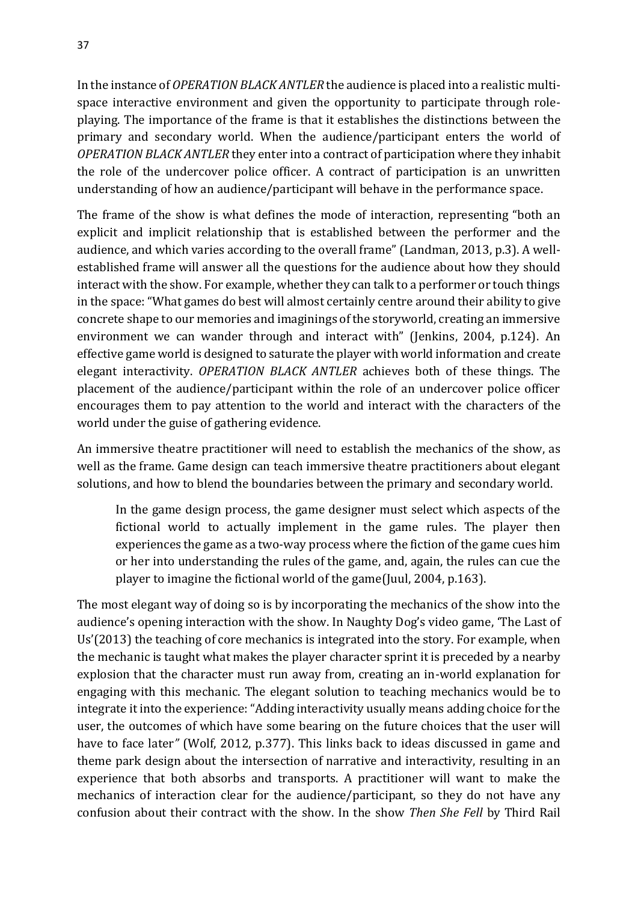In the instance of *OPERATION BLACK ANTLER* the audience is placed into a realistic multi-space interactive environment and given the opportunity to participate through role-playing. The importance of the frame is that it establishes the distinctions between the primary and secondary world. When the audience/participant enters the world of *OPERATION BLACK ANTLER* they enter into a contract of participation where they inhabit the role of the undercover police officer. A contract of participation is an unwritten understanding of how an audience/participant will behave in the performance space.

The frame of the show is what defines the mode of interaction, representing "both an explicit and implicit relationship that is established between the performer and the audience, and which varies according to the overall frame" (Landman, 2013, p.3). A well-established frame will answer all the questions for the audience about how they should interact with the show. For example, whether they can talk to a performer or touch things in the space: "What games do best will almost certainly centre around their ability to give concrete shape to our memories and imaginings of the storyworld, creating an immersive environment we can wander through and interact with" (Jenkins, 2004, p.124). An effective game world is designed to saturate the player with world information and create elegant interactivity. *OPERATION BLACK ANTLER* achieves both of these things. The placement of the audience/participant within the role of an undercover police officer encourages them to pay attention to the world and interact with the characters of the world under the guise of gathering evidence.

An immersive theatre practitioner will need to establish the mechanics of the show, as well as the frame. Game design can teach immersive theatre practitioners about elegant solutions, and how to blend the boundaries between the primary and secondary world.

> In the game design process, the game designer must select which aspects of the fictional world to actually implement in the game rules. The player then experiences the game as a two-way process where the fiction of the game cues him or her into understanding the rules of the game, and, again, the rules can cue the player to imagine the fictional world of the game(Juul, 2004, p.163).

The most elegant way of doing so is by incorporating the mechanics of the show into the audience's opening interaction with the show. In Naughty Dog's video game, 'The Last of Us'(2013) the teaching of core mechanics is integrated into the story. For example, when the mechanic is taught what makes the player character sprint it is preceded by a nearby explosion that the character must run away from, creating an in-world explanation for engaging with this mechanic. The elegant solution to teaching mechanics would be to integrate it into the experience: "Adding interactivity usually means adding choice for the user, the outcomes of which have some bearing on the future choices that the user will have to face later" (Wolf, 2012, p.377). This links back to ideas discussed in game and theme park design about the intersection of narrative and interactivity, resulting in an experience that both absorbs and transports. A practitioner will want to make the mechanics of interaction clear for the audience/participant, so they do not have any confusion about their contract with the show. In the show *Then She Fell* by Third Rail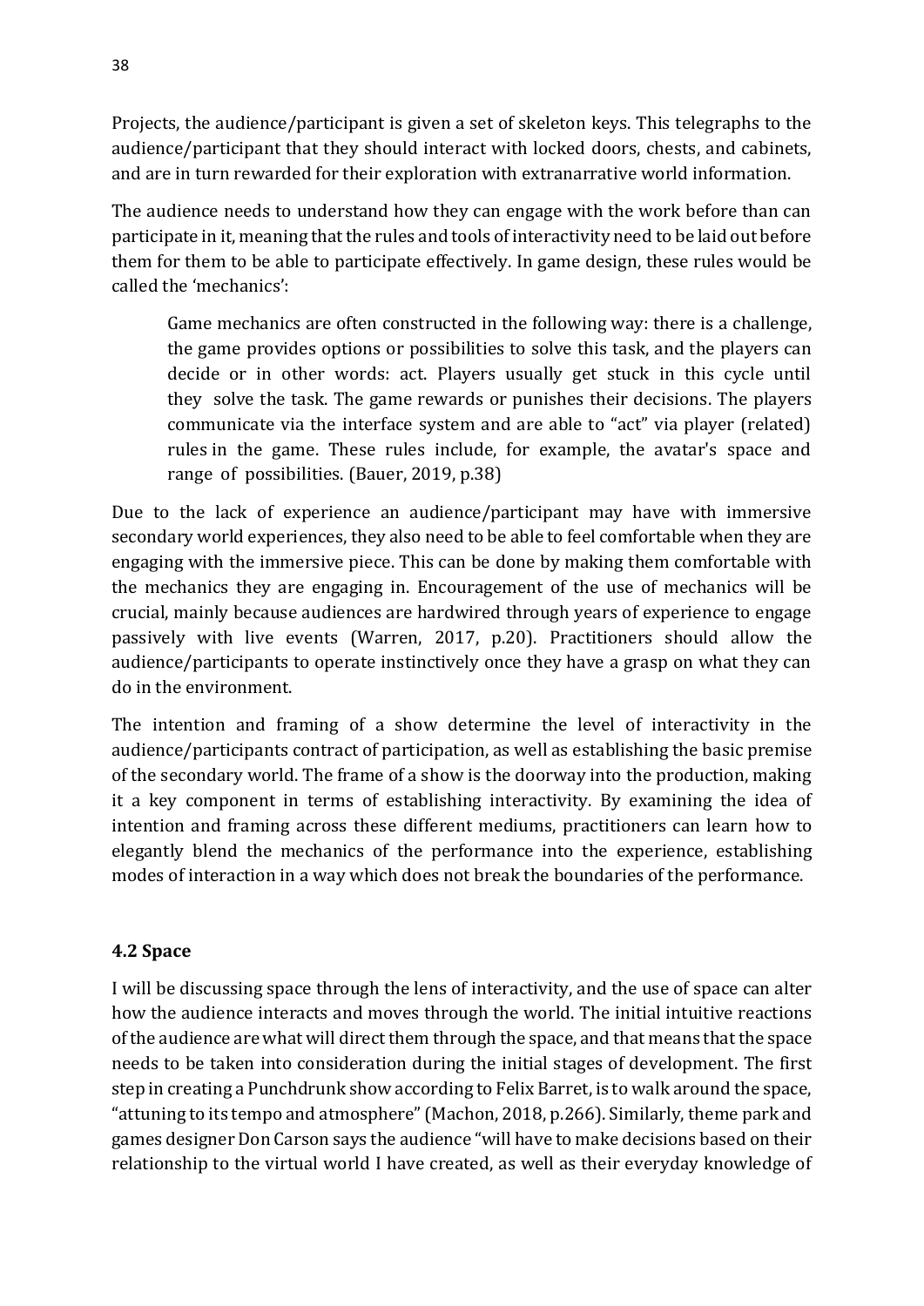Projects, the audience/participant is given a set of skeleton keys. This telegraphs to the audience/participant that they should interact with locked doors, chests, and cabinets, and are in turn rewarded for their exploration with extranarrative world information.

The audience needs to understand how they can engage with the work before than can participate in it, meaning that the rules and tools of interactivity need to be laid out before them for them to be able to participate effectively. In game design, these rules would be called the 'mechanics':

> Game mechanics are often constructed in the following way: there is a challenge, the game provides options or possibilities to solve this task, and the players can decide or in other words: act. Players usually get stuck in this cycle until they solve the task. The game rewards or punishes their decisions. The players communicate via the interface system and are able to "act" via player (related) rules in the game. These rules include, for example, the avatar's space and range of possibilities. (Bauer, 2019, p.38)

Due to the lack of experience an audience/participant may have with immersive secondary world experiences, they also need to be able to feel comfortable when they are engaging with the immersive piece. This can be done by making them comfortable with the mechanics they are engaging in. Encouragement of the use of mechanics will be crucial, mainly because audiences are hardwired through years of experience to engage passively with live events (Warren, 2017, p.20). Practitioners should allow the audience/participants to operate instinctively once they have a grasp on what they can do in the environment.

The intention and framing of a show determine the level of interactivity in the audience/participants contract of participation, as well as establishing the basic premise of the secondary world. The frame of a show is the doorway into the production, making it a key component in terms of establishing interactivity. By examining the idea of intention and framing across these different mediums, practitioners can learn how to elegantly blend the mechanics of the performance into the experience, establishing modes of interaction in a way which does not break the boundaries of the performance.

### 4.2 Space

I will be discussing space through the lens of interactivity, and the use of space can alter how the audience interacts and moves through the world. The initial intuitive reactions of the audience are what will direct them through the space, and that means that the space needs to be taken into consideration during the initial stages of development. The first step in creating a Punchdrunk show according to Felix Barret, is to walk around the space, "attuning to its tempo and atmosphere" (Machon, 2018, p.266). Similarly, theme park and games designer Don Carson says the audience "will have to make decisions based on their relationship to the virtual world I have created, as well as their everyday knowledge of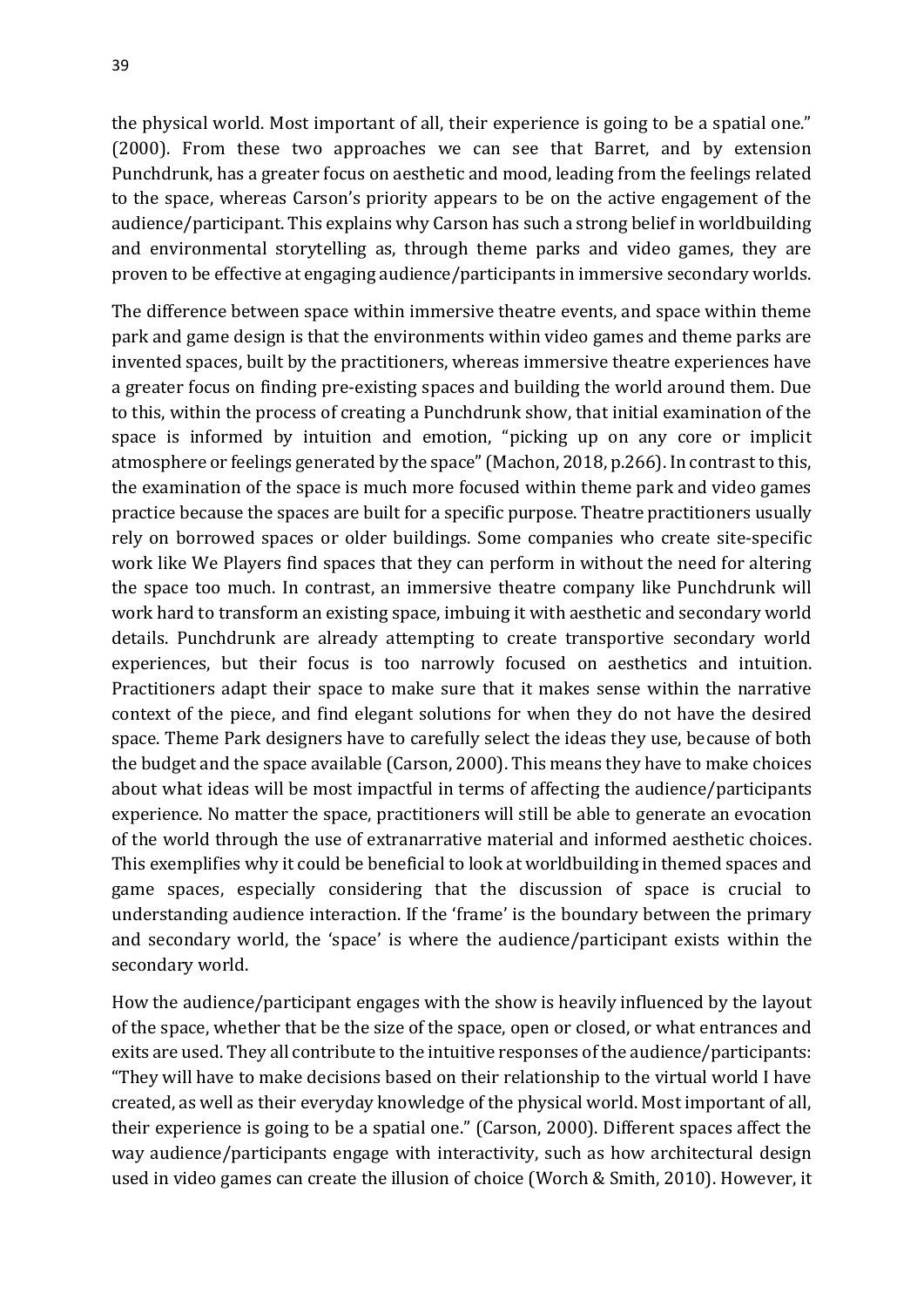the physical world. Most important of all, their experience is going to be a spatial one." (2000). From these two approaches we can see that Barret, and by extension Punchdrunk, has a greater focus on aesthetic and mood, leading from the feelings related to the space, whereas Carson's priority appears to be on the active engagement of the audience/participant. This explains why Carson has such a strong belief in worldbuilding and environmental storytelling as, through theme parks and video games, they are proven to be effective at engaging audience/participants in immersive secondary worlds.

The difference between space within immersive theatre events, and space within theme park and game design is that the environments within video games and theme parks are invented spaces, built by the practitioners, whereas immersive theatre experiences have a greater focus on finding pre-existing spaces and building the world around them. Due to this, within the process of creating a Punchdrunk show, that initial examination of the space is informed by intuition and emotion, "picking up on any core or implicit atmosphere or feelings generated by the space" (Machon, 2018, p.266). In contrast to this, the examination of the space is much more focused within theme park and video games practice because the spaces are built for a specific purpose. Theatre practitioners usually rely on borrowed spaces or older buildings. Some companies who create site-specific work like We Players find spaces that they can perform in without the need for altering the space too much. In contrast, an immersive theatre company like Punchdrunk will work hard to transform an existing space, imbuing it with aesthetic and secondary world details. Punchdrunk are already attempting to create transportive secondary world experiences, but their focus is too narrowly focused on aesthetics and intuition. Practitioners adapt their space to make sure that it makes sense within the narrative context of the piece, and find elegant solutions for when they do not have the desired space. Theme Park designers have to carefully select the ideas they use, because of both the budget and the space available (Carson, 2000). This means they have to make choices about what ideas will be most impactful in terms of affecting the audience/participants experience. No matter the space, practitioners will still be able to generate an evocation of the world through the use of extranarrative material and informed aesthetic choices. This exemplifies why it could be beneficial to look at worldbuilding in themed spaces and game spaces, especially considering that the discussion of space is crucial to understanding audience interaction. If the 'frame' is the boundary between the primary and secondary world, the 'space' is where the audience/participant exists within the secondary world.

How the audience/participant engages with the show is heavily influenced by the layout of the space, whether that be the size of the space, open or closed, or what entrances and exits are used. They all contribute to the intuitive responses of the audience/participants: "They will have to make decisions based on their relationship to the virtual world I have created, as well as their everyday knowledge of the physical world. Most important of all, their experience is going to be a spatial one." (Carson, 2000). Different spaces affect the way audience/participants engage with interactivity, such as how architectural design used in video games can create the illusion of choice (Worch & Smith, 2010). However, it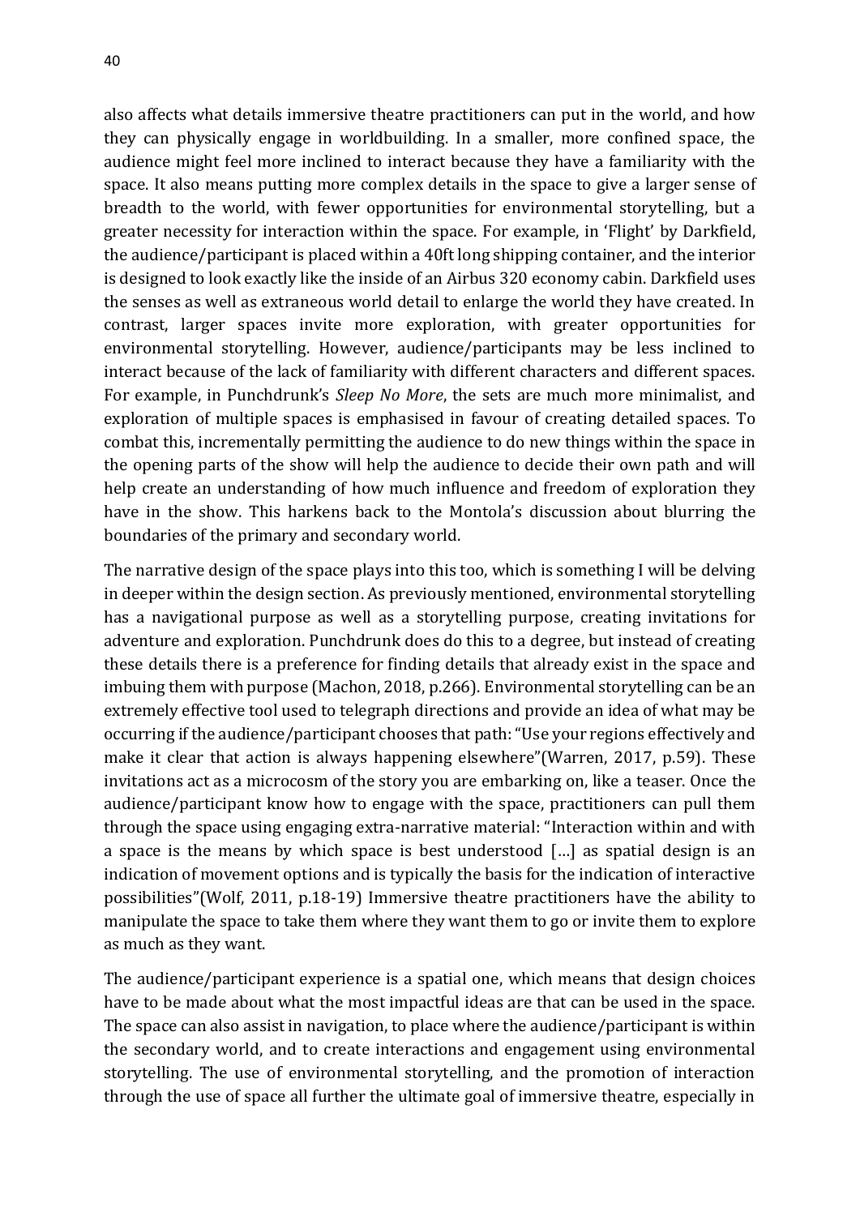also affects what details immersive theatre practitioners can put in the world, and how they can physically engage in worldbuilding. In a smaller, more confined space, the audience might feel more inclined to interact because they have a familiarity with the space. It also means putting more complex details in the space to give a larger sense of breadth to the world, with fewer opportunities for environmental storytelling, but a greater necessity for interaction within the space. For example, in 'Flight' by Darkfield, the audience/participant is placed within a 40ft long shipping container, and the interior is designed to look exactly like the inside of an Airbus 320 economy cabin. Darkfield uses the senses as well as extraneous world detail to enlarge the world they have created. In contrast, larger spaces invite more exploration, with greater opportunities for environmental storytelling. However, audience/participants may be less inclined to interact because of the lack of familiarity with different characters and different spaces. For example, in Punchdrunk's *Sleep No More*, the sets are much more minimalist, and exploration of multiple spaces is emphasised in favour of creating detailed spaces. To combat this, incrementally permitting the audience to do new things within the space in the opening parts of the show will help the audience to decide their own path and will help create an understanding of how much influence and freedom of exploration they have in the show. This harkens back to the Montola's discussion about blurring the boundaries of the primary and secondary world.

The narrative design of the space plays into this too, which is something I will be delving in deeper within the design section. As previously mentioned, environmental storytelling has a navigational purpose as well as a storytelling purpose, creating invitations for adventure and exploration. Punchdrunk does do this to a degree, but instead of creating these details there is a preference for finding details that already exist in the space and imbuing them with purpose (Machon, 2018, p.266). Environmental storytelling can be an extremely effective tool used to telegraph directions and provide an idea of what may be occurring if the audience/participant chooses that path: "Use your regions effectively and make it clear that action is always happening elsewhere"(Warren, 2017, p.59). These invitations act as a microcosm of the story you are embarking on, like a teaser. Once the audience/participant know how to engage with the space, practitioners can pull them through the space using engaging extra-narrative material: "Interaction within and with a space is the means by which space is best understood […] as spatial design is an indication of movement options and is typically the basis for the indication of interactive possibilities"(Wolf, 2011, p.18-19) Immersive theatre practitioners have the ability to manipulate the space to take them where they want them to go or invite them to explore as much as they want.

The audience/participant experience is a spatial one, which means that design choices have to be made about what the most impactful ideas are that can be used in the space. The space can also assist in navigation, to place where the audience/participant is within the secondary world, and to create interactions and engagement using environmental storytelling. The use of environmental storytelling, and the promotion of interaction through the use of space all further the ultimate goal of immersive theatre, especially in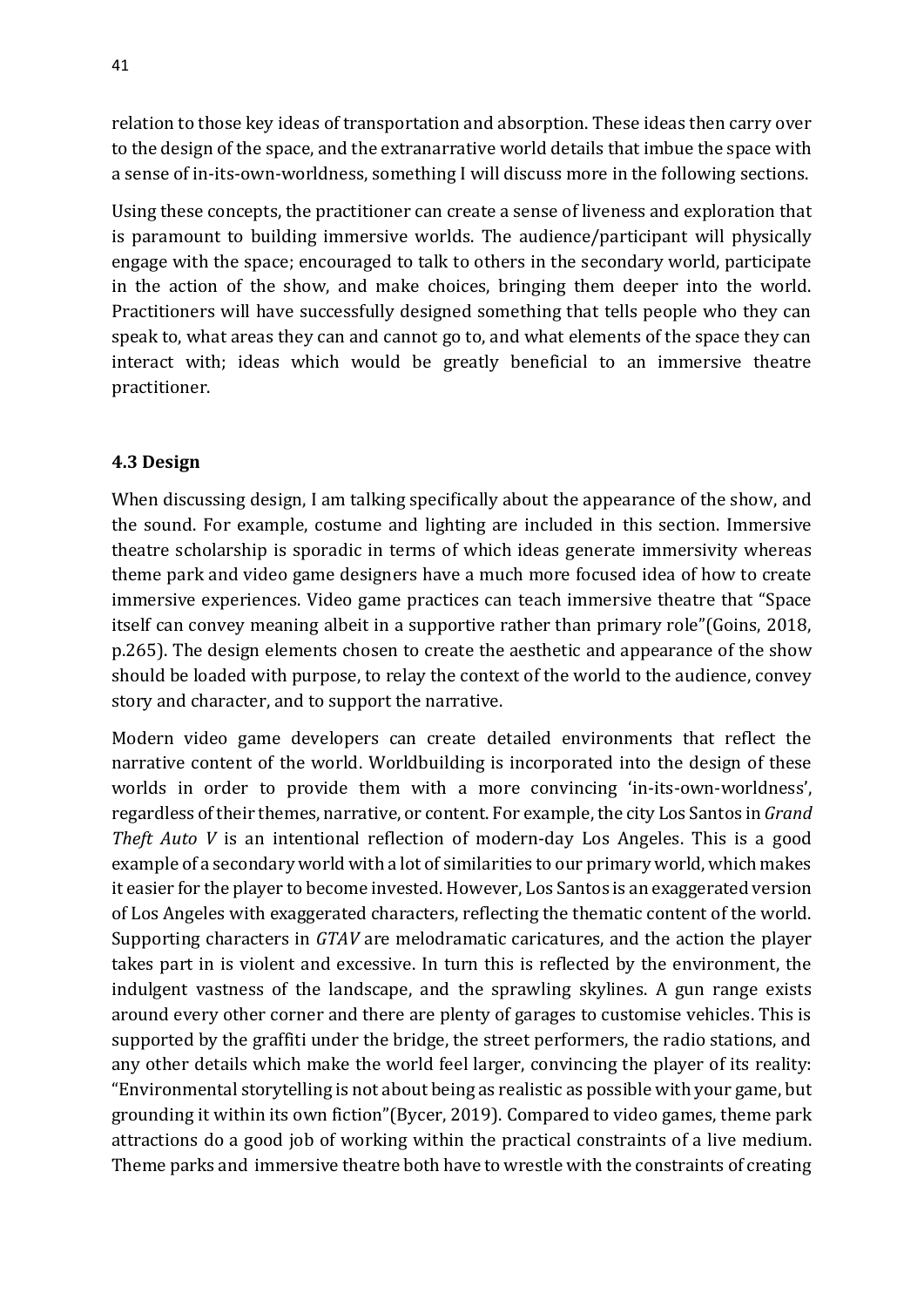relation to those key ideas of transportation and absorption. These ideas then carry over to the design of the space, and the extranarrative world details that imbue the space with a sense of in-its-own-worldness, something I will discuss more in the following sections.

Using these concepts, the practitioner can create a sense of liveness and exploration that is paramount to building immersive worlds. The audience/participant will physically engage with the space; encouraged to talk to others in the secondary world, participate in the action of the show, and make choices, bringing them deeper into the world. Practitioners will have successfully designed something that tells people who they can speak to, what areas they can and cannot go to, and what elements of the space they can interact with; ideas which would be greatly beneficial to an immersive theatre practitioner.

### 4.3 Design

When discussing design, I am talking specifically about the appearance of the show, and the sound. For example, costume and lighting are included in this section. Immersive theatre scholarship is sporadic in terms of which ideas generate immersivity whereas theme park and video game designers have a much more focused idea of how to create immersive experiences. Video game practices can teach immersive theatre that "Space itself can convey meaning albeit in a supportive rather than primary role"(Goins, 2018, p.265). The design elements chosen to create the aesthetic and appearance of the show should be loaded with purpose, to relay the context of the world to the audience, convey story and character, and to support the narrative.

Modern video game developers can create detailed environments that reflect the narrative content of the world. Worldbuilding is incorporated into the design of these worlds in order to provide them with a more convincing 'in-its-own-worldness', regardless of their themes, narrative, or content. For example, the city Los Santos in *Grand Theft Auto V* is an intentional reflection of modern-day Los Angeles. This is a good example of a secondary world with a lot of similarities to our primary world, which makes it easier for the player to become invested. However, Los Santos is an exaggerated version of Los Angeles with exaggerated characters, reflecting the thematic content of the world. Supporting characters in *GTAV* are melodramatic caricatures, and the action the player takes part in is violent and excessive. In turn this is reflected by the environment, the indulgent vastness of the landscape, and the sprawling skylines. A gun range exists around every other corner and there are plenty of garages to customise vehicles. This is supported by the graffiti under the bridge, the street performers, the radio stations, and any other details which make the world feel larger, convincing the player of its reality: "Environmental storytelling is not about being as realistic as possible with your game, but grounding it within its own fiction"(Bycer, 2019). Compared to video games, theme park attractions do a good job of working within the practical constraints of a live medium. Theme parks and immersive theatre both have to wrestle with the constraints of creating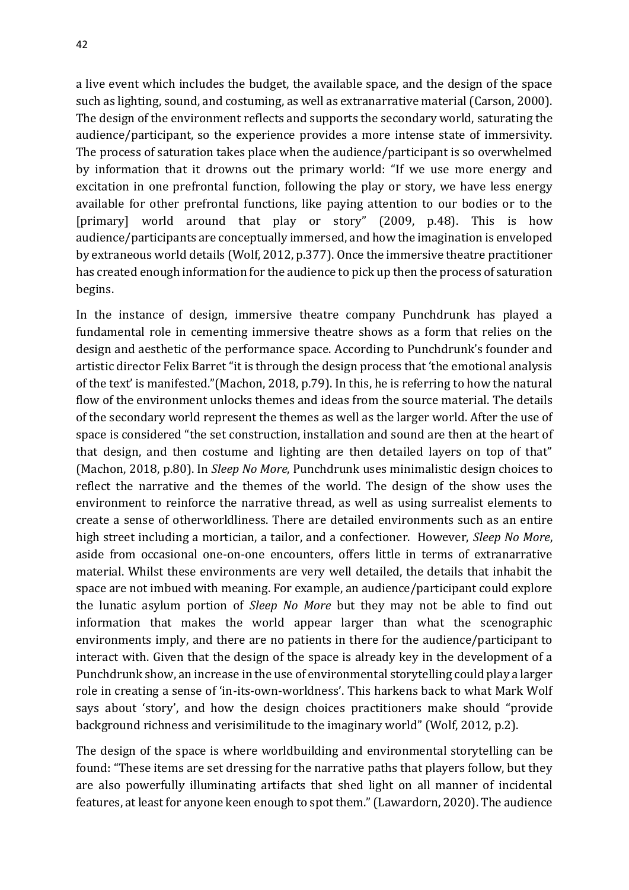a live event which includes the budget, the available space, and the design of the space such as lighting, sound, and costuming, as well as extranarrative material (Carson, 2000). The design of the environment reflects and supports the secondary world, saturating the audience/participant, so the experience provides a more intense state of immersivity. The process of saturation takes place when the audience/participant is so overwhelmed by information that it drowns out the primary world: "If we use more energy and excitation in one prefrontal function, following the play or story, we have less energy available for other prefrontal functions, like paying attention to our bodies or to the [primary] world around that play or story" (2009, p.48). This is how audience/participants are conceptually immersed, and how the imagination is enveloped by extraneous world details (Wolf, 2012, p.377). Once the immersive theatre practitioner has created enough information for the audience to pick up then the process of saturation begins.

In the instance of design, immersive theatre company Punchdrunk has played a fundamental role in cementing immersive theatre shows as a form that relies on the design and aesthetic of the performance space. According to Punchdrunk's founder and artistic director Felix Barret "it is through the design process that 'the emotional analysis of the text' is manifested."(Machon, 2018, p.79). In this, he is referring to how the natural flow of the environment unlocks themes and ideas from the source material. The details of the secondary world represent the themes as well as the larger world. After the use of space is considered "the set construction, installation and sound are then at the heart of that design, and then costume and lighting are then detailed layers on top of that" (Machon, 2018, p.80). In *Sleep No More*, Punchdrunk uses minimalistic design choices to reflect the narrative and the themes of the world. The design of the show uses the environment to reinforce the narrative thread, as well as using surrealist elements to create a sense of otherworldliness. There are detailed environments such as an entire high street including a mortician, a tailor, and a confectioner. However, *Sleep No More*, aside from occasional one-on-one encounters, offers little in terms of extranarrative material. Whilst these environments are very well detailed, the details that inhabit the space are not imbued with meaning. For example, an audience/participant could explore the lunatic asylum portion of *Sleep No More* but they may not be able to find out information that makes the world appear larger than what the scenographic environments imply, and there are no patients in there for the audience/participant to interact with. Given that the design of the space is already key in the development of a Punchdrunk show, an increase in the use of environmental storytelling could play a larger role in creating a sense of 'in-its-own-worldness'. This harkens back to what Mark Wolf says about 'story', and how the design choices practitioners make should "provide background richness and verisimilitude to the imaginary world" (Wolf, 2012, p.2).

The design of the space is where worldbuilding and environmental storytelling can be found: "These items are set dressing for the narrative paths that players follow, but they are also powerfully illuminating artifacts that shed light on all manner of incidental features, at least for anyone keen enough to spot them." (Lawardorn, 2020). The audience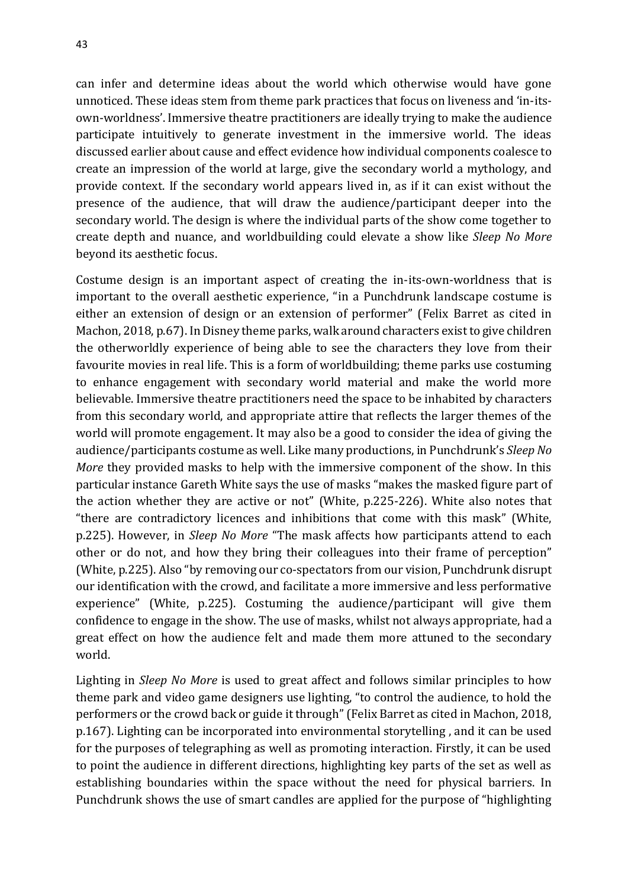can infer and determine ideas about the world which otherwise would have gone unnoticed. These ideas stem from theme park practices that focus on liveness and 'in-its-own-worldness'. Immersive theatre practitioners are ideally trying to make the audience participate intuitively to generate investment in the immersive world. The ideas discussed earlier about cause and effect evidence how individual components coalesce to create an impression of the world at large, give the secondary world a mythology, and provide context. If the secondary world appears lived in, as if it can exist without the presence of the audience, that will draw the audience/participant deeper into the secondary world. The design is where the individual parts of the show come together to create depth and nuance, and worldbuilding could elevate a show like *Sleep No More* beyond its aesthetic focus.

Costume design is an important aspect of creating the in-its-own-worldness that is important to the overall aesthetic experience, "in a Punchdrunk landscape costume is either an extension of design or an extension of performer" (Felix Barret as cited in Machon, 2018, p.67). In Disney theme parks, walk around characters exist to give children the otherworldly experience of being able to see the characters they love from their favourite movies in real life. This is a form of worldbuilding; theme parks use costuming to enhance engagement with secondary world material and make the world more believable. Immersive theatre practitioners need the space to be inhabited by characters from this secondary world, and appropriate attire that reflects the larger themes of the world will promote engagement. It may also be a good to consider the idea of giving the audience/participants costume as well. Like many productions, in Punchdrunk's *Sleep No More* they provided masks to help with the immersive component of the show. In this particular instance Gareth White says the use of masks "makes the masked figure part of the action whether they are active or not" (White, p.225-226). White also notes that "there are contradictory licences and inhibitions that come with this mask" (White, p.225). However, in *Sleep No More* "The mask affects how participants attend to each other or do not, and how they bring their colleagues into their frame of perception" (White, p.225). Also "by removing our co-spectators from our vision, Punchdrunk disrupt our identification with the crowd, and facilitate a more immersive and less performative experience" (White, p.225). Costuming the audience/participant will give them confidence to engage in the show. The use of masks, whilst not always appropriate, had a great effect on how the audience felt and made them more attuned to the secondary world.

Lighting in *Sleep No More* is used to great affect and follows similar principles to how theme park and video game designers use lighting, "to control the audience, to hold the performers or the crowd back or guide it through" (Felix Barret as cited in Machon, 2018, p.167). Lighting can be incorporated into environmental storytelling , and it can be used for the purposes of telegraphing as well as promoting interaction. Firstly, it can be used to point the audience in different directions, highlighting key parts of the set as well as establishing boundaries within the space without the need for physical barriers. In Punchdrunk shows the use of smart candles are applied for the purpose of "highlighting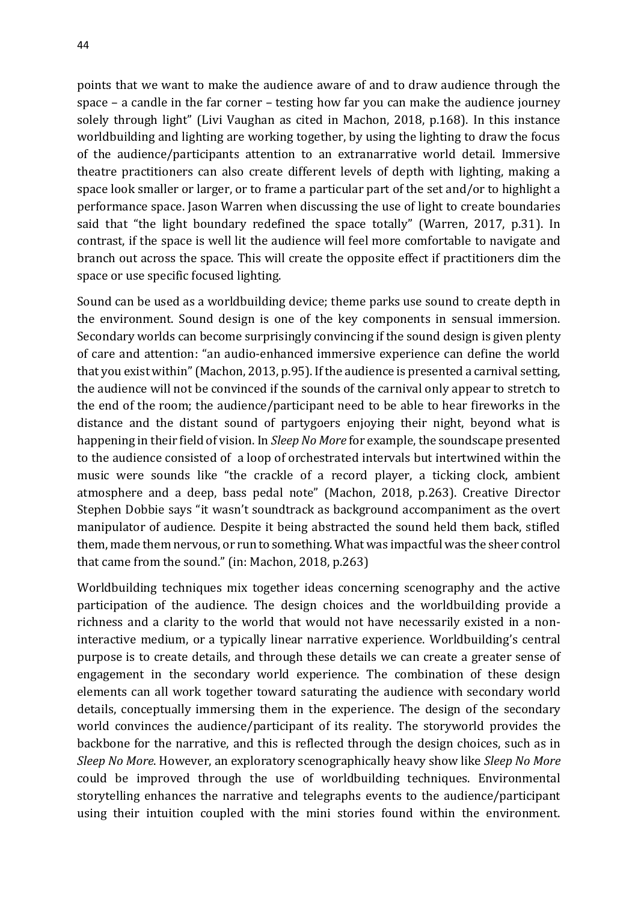points that we want to make the audience aware of and to draw audience through the space – a candle in the far corner – testing how far you can make the audience journey solely through light" (Livi Vaughan as cited in Machon, 2018, p.168). In this instance worldbuilding and lighting are working together, by using the lighting to draw the focus of the audience/participants attention to an extranarrative world detail. Immersive theatre practitioners can also create different levels of depth with lighting, making a space look smaller or larger, or to frame a particular part of the set and/or to highlight a performance space. Jason Warren when discussing the use of light to create boundaries said that "the light boundary redefined the space totally" (Warren, 2017, p.31). In contrast, if the space is well lit the audience will feel more comfortable to navigate and branch out across the space. This will create the opposite effect if practitioners dim the space or use specific focused lighting.

Sound can be used as a worldbuilding device; theme parks use sound to create depth in the environment. Sound design is one of the key components in sensual immersion. Secondary worlds can become surprisingly convincing if the sound design is given plenty of care and attention: "an audio-enhanced immersive experience can define the world that you exist within" (Machon, 2013, p.95). If the audience is presented a carnival setting, the audience will not be convinced if the sounds of the carnival only appear to stretch to the end of the room; the audience/participant need to be able to hear fireworks in the distance and the distant sound of partygoers enjoying their night, beyond what is happening in their field of vision. In *Sleep No More* for example, the soundscape presented to the audience consisted of a loop of orchestrated intervals but intertwined within the music were sounds like "the crackle of a record player, a ticking clock, ambient atmosphere and a deep, bass pedal note" (Machon, 2018, p.263). Creative Director Stephen Dobbie says "it wasn't soundtrack as background accompaniment as the overt manipulator of audience. Despite it being abstracted the sound held them back, stifled them, made them nervous, or run to something. What was impactful was the sheer control that came from the sound." (in: Machon, 2018, p.263)

Worldbuilding techniques mix together ideas concerning scenography and the active participation of the audience. The design choices and the worldbuilding provide a richness and a clarity to the world that would not have necessarily existed in a non-interactive medium, or a typically linear narrative experience. Worldbuilding's central purpose is to create details, and through these details we can create a greater sense of engagement in the secondary world experience. The combination of these design elements can all work together toward saturating the audience with secondary world details, conceptually immersing them in the experience. The design of the secondary world convinces the audience/participant of its reality. The storyworld provides the backbone for the narrative, and this is reflected through the design choices, such as in *Sleep No More*. However, an exploratory scenographically heavy show like *Sleep No More* could be improved through the use of worldbuilding techniques. Environmental storytelling enhances the narrative and telegraphs events to the audience/participant using their intuition coupled with the mini stories found within the environment.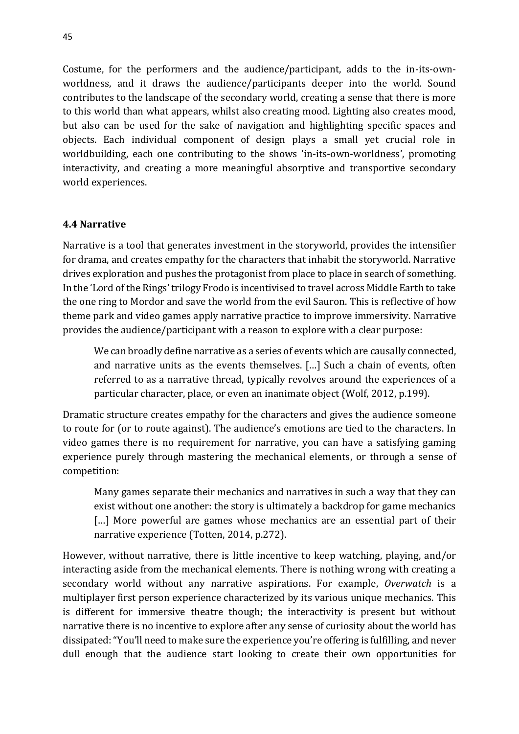Costume, for the performers and the audience/participant, adds to the in-its-own-worldness, and it draws the audience/participants deeper into the world. Sound contributes to the landscape of the secondary world, creating a sense that there is more to this world than what appears, whilst also creating mood. Lighting also creates mood, but also can be used for the sake of navigation and highlighting specific spaces and objects. Each individual component of design plays a small yet crucial role in worldbuilding, each one contributing to the shows 'in-its-own-worldness', promoting interactivity, and creating a more meaningful absorptive and transportive secondary world experiences.

### 4.4 Narrative

Narrative is a tool that generates investment in the storyworld, provides the intensifier for drama, and creates empathy for the characters that inhabit the storyworld. Narrative drives exploration and pushes the protagonist from place to place in search of something. In the 'Lord of the Rings' trilogy Frodo is incentivised to travel across Middle Earth to take the one ring to Mordor and save the world from the evil Sauron. This is reflective of how theme park and video games apply narrative practice to improve immersivity. Narrative provides the audience/participant with a reason to explore with a clear purpose:

> We can broadly define narrative as a series of events which are causally connected, and narrative units as the events themselves. […] Such a chain of events, often referred to as a narrative thread, typically revolves around the experiences of a particular character, place, or even an inanimate object (Wolf, 2012, p.199).

Dramatic structure creates empathy for the characters and gives the audience someone to route for (or to route against). The audience's emotions are tied to the characters. In video games there is no requirement for narrative, you can have a satisfying gaming experience purely through mastering the mechanical elements, or through a sense of competition:

> Many games separate their mechanics and narratives in such a way that they can exist without one another: the story is ultimately a backdrop for game mechanics […] More powerful are games whose mechanics are an essential part of their narrative experience (Totten, 2014, p.272).

However, without narrative, there is little incentive to keep watching, playing, and/or interacting aside from the mechanical elements. There is nothing wrong with creating a secondary world without any narrative aspirations. For example, *Overwatch* is a multiplayer first person experience characterized by its various unique mechanics. This is different for immersive theatre though; the interactivity is present but without narrative there is no incentive to explore after any sense of curiosity about the world has dissipated: "You'll need to make sure the experience you're offering is fulfilling, and never dull enough that the audience start looking to create their own opportunities for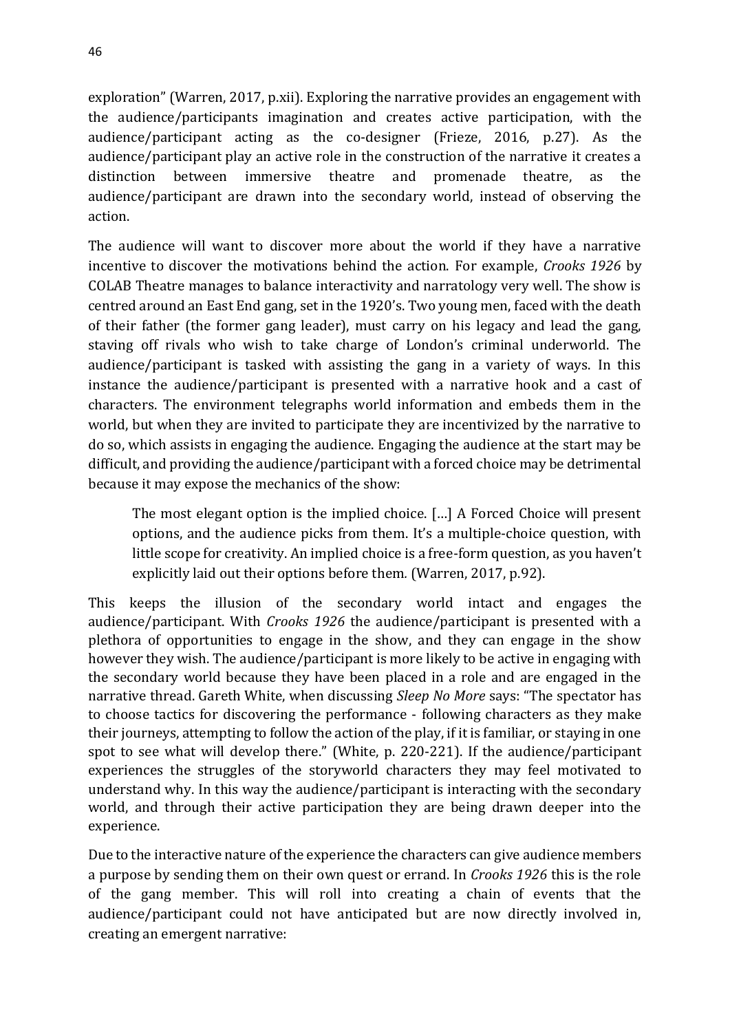exploration" (Warren, 2017, p.xii). Exploring the narrative provides an engagement with the audience/participants imagination and creates active participation, with the audience/participant acting as the co-designer (Frieze, 2016, p.27). As the audience/participant play an active role in the construction of the narrative it creates a distinction between immersive theatre and promenade theatre, as the audience/participant are drawn into the secondary world, instead of observing the action.

The audience will want to discover more about the world if they have a narrative incentive to discover the motivations behind the action. For example, *Crooks 1926* by COLAB Theatre manages to balance interactivity and narratology very well. The show is centred around an East End gang, set in the 1920's. Two young men, faced with the death of their father (the former gang leader), must carry on his legacy and lead the gang, staving off rivals who wish to take charge of London's criminal underworld. The audience/participant is tasked with assisting the gang in a variety of ways. In this instance the audience/participant is presented with a narrative hook and a cast of characters. The environment telegraphs world information and embeds them in the world, but when they are invited to participate they are incentivized by the narrative to do so, which assists in engaging the audience. Engaging the audience at the start may be difficult, and providing the audience/participant with a forced choice may be detrimental because it may expose the mechanics of the show:

> The most elegant option is the implied choice. […] A Forced Choice will present options, and the audience picks from them. It's a multiple-choice question, with little scope for creativity. An implied choice is a free-form question, as you haven't explicitly laid out their options before them. (Warren, 2017, p.92).

This keeps the illusion of the secondary world intact and engages the audience/participant. With *Crooks 1926* the audience/participant is presented with a plethora of opportunities to engage in the show, and they can engage in the show however they wish. The audience/participant is more likely to be active in engaging with the secondary world because they have been placed in a role and are engaged in the narrative thread. Gareth White, when discussing *Sleep No More* says: "The spectator has to choose tactics for discovering the performance - following characters as they make their journeys, attempting to follow the action of the play, if it is familiar, or staying in one spot to see what will develop there." (White, p. 220-221). If the audience/participant experiences the struggles of the storyworld characters they may feel motivated to understand why. In this way the audience/participant is interacting with the secondary world, and through their active participation they are being drawn deeper into the experience.

Due to the interactive nature of the experience the characters can give audience members a purpose by sending them on their own quest or errand. In *Crooks 1926* this is the role of the gang member. This will roll into creating a chain of events that the audience/participant could not have anticipated but are now directly involved in, creating an emergent narrative: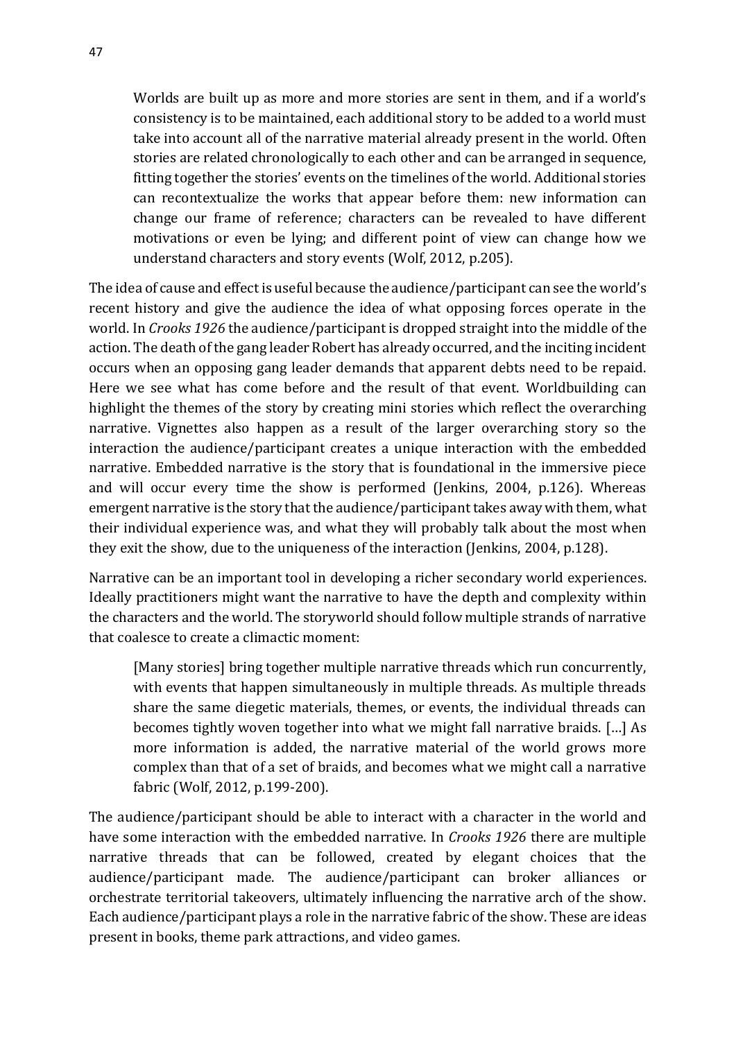> Worlds are built up as more and more stories are sent in them, and if a world's consistency is to be maintained, each additional story to be added to a world must take into account all of the narrative material already present in the world. Often stories are related chronologically to each other and can be arranged in sequence, fitting together the stories' events on the timelines of the world. Additional stories can recontextualize the works that appear before them: new information can change our frame of reference; characters can be revealed to have different motivations or even be lying; and different point of view can change how we understand characters and story events (Wolf, 2012, p.205).

The idea of cause and effect is useful because the audience/participant can see the world's recent history and give the audience the idea of what opposing forces operate in the world. In *Crooks 1926* the audience/participant is dropped straight into the middle of the action. The death of the gang leader Robert has already occurred, and the inciting incident occurs when an opposing gang leader demands that apparent debts need to be repaid. Here we see what has come before and the result of that event. Worldbuilding can highlight the themes of the story by creating mini stories which reflect the overarching narrative. Vignettes also happen as a result of the larger overarching story so the interaction the audience/participant creates a unique interaction with the embedded narrative. Embedded narrative is the story that is foundational in the immersive piece and will occur every time the show is performed (Jenkins, 2004, p.126). Whereas emergent narrative is the story that the audience/participant takes away with them, what their individual experience was, and what they will probably talk about the most when they exit the show, due to the uniqueness of the interaction (Jenkins, 2004, p.128).

Narrative can be an important tool in developing a richer secondary world experiences. Ideally practitioners might want the narrative to have the depth and complexity within the characters and the world. The storyworld should follow multiple strands of narrative that coalesce to create a climactic moment:

> [Many stories] bring together multiple narrative threads which run concurrently, with events that happen simultaneously in multiple threads. As multiple threads share the same diegetic materials, themes, or events, the individual threads can becomes tightly woven together into what we might fall narrative braids. […] As more information is added, the narrative material of the world grows more complex than that of a set of braids, and becomes what we might call a narrative fabric (Wolf, 2012, p.199-200).

The audience/participant should be able to interact with a character in the world and have some interaction with the embedded narrative. In *Crooks 1926* there are multiple narrative threads that can be followed, created by elegant choices that the audience/participant made. The audience/participant can broker alliances or orchestrate territorial takeovers, ultimately influencing the narrative arch of the show. Each audience/participant plays a role in the narrative fabric of the show. These are ideas present in books, theme park attractions, and video games.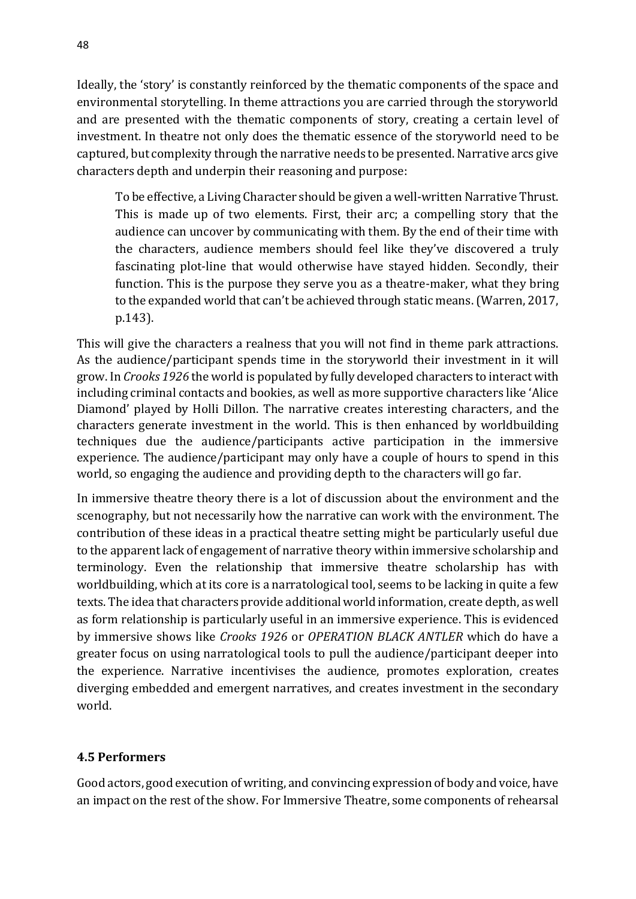Ideally, the 'story' is constantly reinforced by the thematic components of the space and environmental storytelling. In theme attractions you are carried through the storyworld and are presented with the thematic components of story, creating a certain level of investment. In theatre not only does the thematic essence of the storyworld need to be captured, but complexity through the narrative needs to be presented. Narrative arcs give characters depth and underpin their reasoning and purpose:

> To be effective, a Living Character should be given a well-written Narrative Thrust. This is made up of two elements. First, their arc; a compelling story that the audience can uncover by communicating with them. By the end of their time with the characters, audience members should feel like they've discovered a truly fascinating plot-line that would otherwise have stayed hidden. Secondly, their function. This is the purpose they serve you as a theatre-maker, what they bring to the expanded world that can't be achieved through static means. (Warren, 2017, p.143).

This will give the characters a realness that you will not find in theme park attractions. As the audience/participant spends time in the storyworld their investment in it will grow. In *Crooks 1926* the world is populated by fully developed characters to interact with including criminal contacts and bookies, as well as more supportive characters like 'Alice Diamond' played by Holli Dillon. The narrative creates interesting characters, and the characters generate investment in the world. This is then enhanced by worldbuilding techniques due the audience/participants active participation in the immersive experience. The audience/participant may only have a couple of hours to spend in this world, so engaging the audience and providing depth to the characters will go far.

In immersive theatre theory there is a lot of discussion about the environment and the scenography, but not necessarily how the narrative can work with the environment. The contribution of these ideas in a practical theatre setting might be particularly useful due to the apparent lack of engagement of narrative theory within immersive scholarship and terminology. Even the relationship that immersive theatre scholarship has with worldbuilding, which at its core is a narratological tool, seems to be lacking in quite a few texts. The idea that characters provide additional world information, create depth, as well as form relationship is particularly useful in an immersive experience. This is evidenced by immersive shows like *Crooks 1926* or *OPERATION BLACK ANTLER* which do have a greater focus on using narratological tools to pull the audience/participant deeper into the experience. Narrative incentivises the audience, promotes exploration, creates diverging embedded and emergent narratives, and creates investment in the secondary world.

### 4.5 Performers

Good actors, good execution of writing, and convincing expression of body and voice, have an impact on the rest of the show. For Immersive Theatre, some components of rehearsal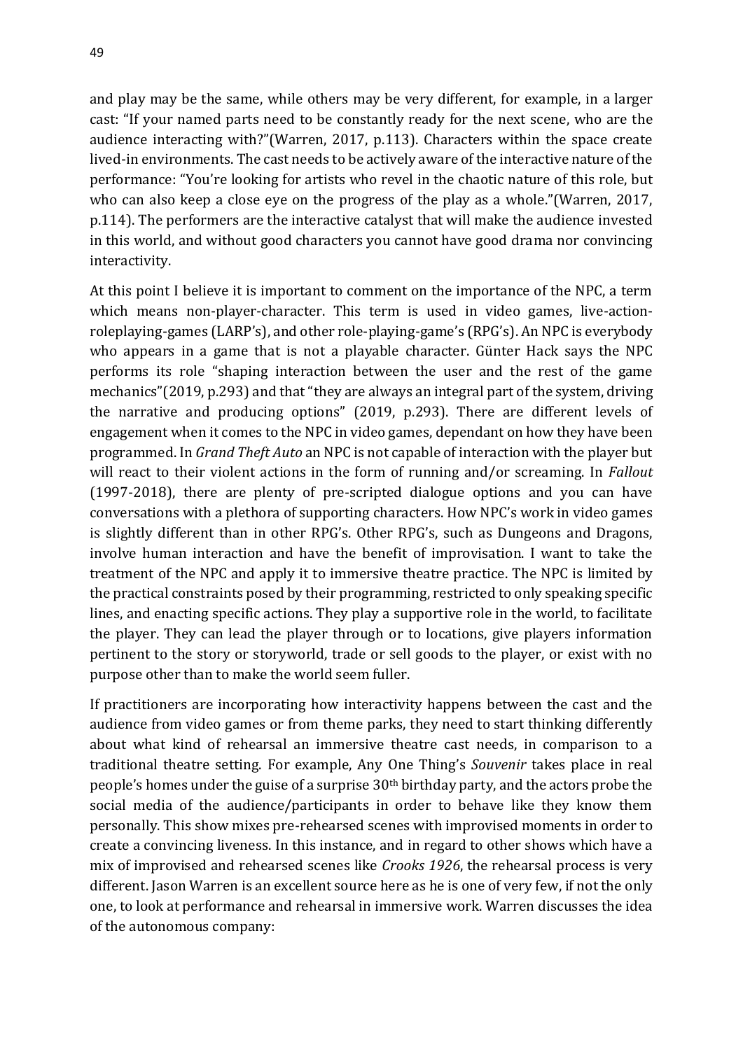and play may be the same, while others may be very different, for example, in a larger cast: "If your named parts need to be constantly ready for the next scene, who are the audience interacting with?"(Warren, 2017, p.113). Characters within the space create lived-in environments. The cast needs to be actively aware of the interactive nature of the performance: "You're looking for artists who revel in the chaotic nature of this role, but who can also keep a close eye on the progress of the play as a whole."(Warren, 2017, p.114). The performers are the interactive catalyst that will make the audience invested in this world, and without good characters you cannot have good drama nor convincing interactivity.

At this point I believe it is important to comment on the importance of the NPC, a term which means non-player-character. This term is used in video games, live-action-roleplaying-games (LARP's), and other role-playing-game's (RPG's). An NPC is everybody who appears in a game that is not a playable character. Günter Hack says the NPC performs its role "shaping interaction between the user and the rest of the game mechanics"(2019, p.293) and that "they are always an integral part of the system, driving the narrative and producing options" (2019, p.293). There are different levels of engagement when it comes to the NPC in video games, dependant on how they have been programmed. In *Grand Theft Auto* an NPC is not capable of interaction with the player but will react to their violent actions in the form of running and/or screaming. In *Fallout* (1997-2018), there are plenty of pre-scripted dialogue options and you can have conversations with a plethora of supporting characters. How NPC's work in video games is slightly different than in other RPG's. Other RPG's, such as Dungeons and Dragons, involve human interaction and have the benefit of improvisation. I want to take the treatment of the NPC and apply it to immersive theatre practice. The NPC is limited by the practical constraints posed by their programming, restricted to only speaking specific lines, and enacting specific actions. They play a supportive role in the world, to facilitate the player. They can lead the player through or to locations, give players information pertinent to the story or storyworld, trade or sell goods to the player, or exist with no purpose other than to make the world seem fuller.

If practitioners are incorporating how interactivity happens between the cast and the audience from video games or from theme parks, they need to start thinking differently about what kind of rehearsal an immersive theatre cast needs, in comparison to a traditional theatre setting. For example, Any One Thing's *Souvenir* takes place in real people's homes under the guise of a surprise 30th birthday party, and the actors probe the social media of the audience/participants in order to behave like they know them personally. This show mixes pre-rehearsed scenes with improvised moments in order to create a convincing liveness. In this instance, and in regard to other shows which have a mix of improvised and rehearsed scenes like *Crooks 1926*, the rehearsal process is very different. Jason Warren is an excellent source here as he is one of very few, if not the only one, to look at performance and rehearsal in immersive work. Warren discusses the idea of the autonomous company: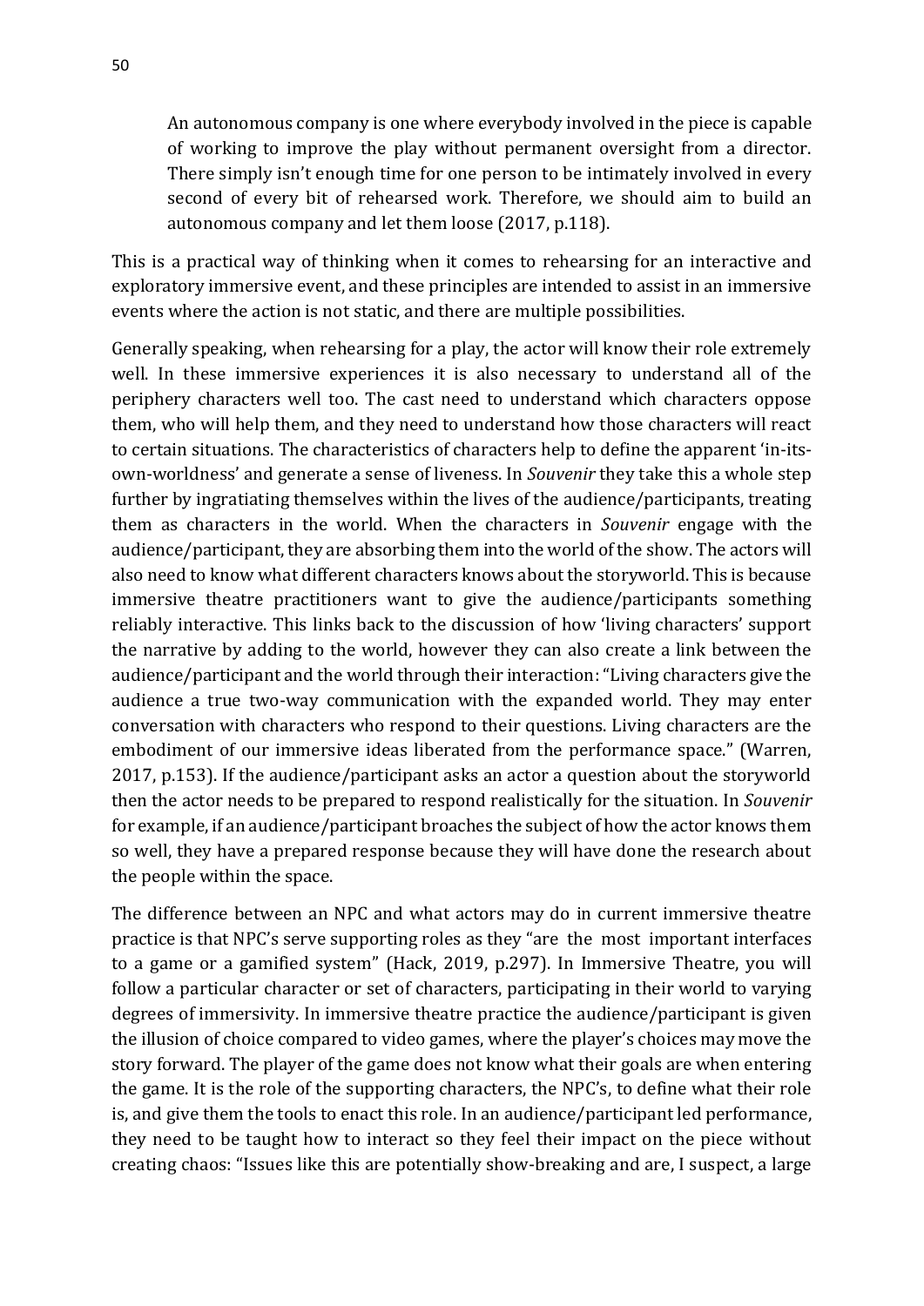> An autonomous company is one where everybody involved in the piece is capable of working to improve the play without permanent oversight from a director. There simply isn't enough time for one person to be intimately involved in every second of every bit of rehearsed work. Therefore, we should aim to build an autonomous company and let them loose (2017, p.118).

This is a practical way of thinking when it comes to rehearsing for an interactive and exploratory immersive event, and these principles are intended to assist in an immersive events where the action is not static, and there are multiple possibilities.

Generally speaking, when rehearsing for a play, the actor will know their role extremely well. In these immersive experiences it is also necessary to understand all of the periphery characters well too. The cast need to understand which characters oppose them, who will help them, and they need to understand how those characters will react to certain situations. The characteristics of characters help to define the apparent 'in-its-own-worldness' and generate a sense of liveness. In *Souvenir* they take this a whole step further by ingratiating themselves within the lives of the audience/participants, treating them as characters in the world. When the characters in *Souvenir* engage with the audience/participant, they are absorbing them into the world of the show. The actors will also need to know what different characters knows about the storyworld. This is because immersive theatre practitioners want to give the audience/participants something reliably interactive. This links back to the discussion of how 'living characters' support the narrative by adding to the world, however they can also create a link between the audience/participant and the world through their interaction: "Living characters give the audience a true two-way communication with the expanded world. They may enter conversation with characters who respond to their questions. Living characters are the embodiment of our immersive ideas liberated from the performance space." (Warren, 2017, p.153). If the audience/participant asks an actor a question about the storyworld then the actor needs to be prepared to respond realistically for the situation. In *Souvenir* for example, if an audience/participant broaches the subject of how the actor knows them so well, they have a prepared response because they will have done the research about the people within the space.

The difference between an NPC and what actors may do in current immersive theatre practice is that NPC's serve supporting roles as they "are the most important interfaces to a game or a gamified system" (Hack, 2019, p.297). In Immersive Theatre, you will follow a particular character or set of characters, participating in their world to varying degrees of immersivity. In immersive theatre practice the audience/participant is given the illusion of choice compared to video games, where the player's choices may move the story forward. The player of the game does not know what their goals are when entering the game. It is the role of the supporting characters, the NPC's, to define what their role is, and give them the tools to enact this role. In an audience/participant led performance, they need to be taught how to interact so they feel their impact on the piece without creating chaos: "Issues like this are potentially show-breaking and are, I suspect, a large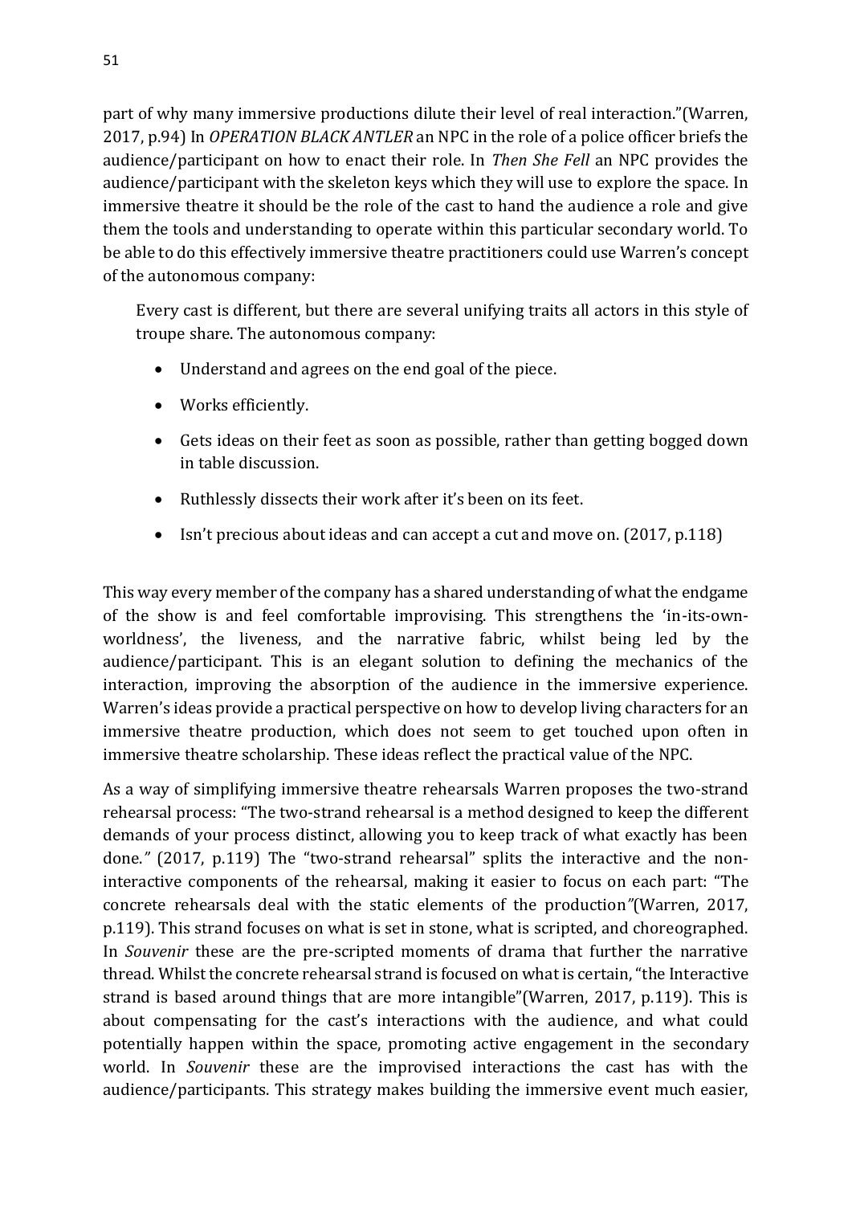part of why many immersive productions dilute their level of real interaction."(Warren, 2017, p.94) In *OPERATION BLACK ANTLER* an NPC in the role of a police officer briefs the audience/participant on how to enact their role. In *Then She Fell* an NPC provides the audience/participant with the skeleton keys which they will use to explore the space. In immersive theatre it should be the role of the cast to hand the audience a role and give them the tools and understanding to operate within this particular secondary world. To be able to do this effectively immersive theatre practitioners could use Warren's concept of the autonomous company:

> Every cast is different, but there are several unifying traits all actors in this style of troupe share. The autonomous company:
>
> - Understand and agrees on the end goal of the piece.
> - Works efficiently.
> - Gets ideas on their feet as soon as possible, rather than getting bogged down in table discussion.
> - Ruthlessly dissects their work after it's been on its feet.
> - Isn't precious about ideas and can accept a cut and move on. (2017, p.118)

This way every member of the company has a shared understanding of what the endgame of the show is and feel comfortable improvising. This strengthens the 'in-its-own-worldness', the liveness, and the narrative fabric, whilst being led by the audience/participant. This is an elegant solution to defining the mechanics of the interaction, improving the absorption of the audience in the immersive experience. Warren's ideas provide a practical perspective on how to develop living characters for an immersive theatre production, which does not seem to get touched upon often in immersive theatre scholarship. These ideas reflect the practical value of the NPC.

As a way of simplifying immersive theatre rehearsals Warren proposes the two-strand rehearsal process: "The two-strand rehearsal is a method designed to keep the different demands of your process distinct, allowing you to keep track of what exactly has been done.*"* (2017, p.119) The "two-strand rehearsal" splits the interactive and the non-interactive components of the rehearsal, making it easier to focus on each part: "The concrete rehearsals deal with the static elements of the production*"*(Warren, 2017, p.119). This strand focuses on what is set in stone, what is scripted, and choreographed. In *Souvenir* these are the pre-scripted moments of drama that further the narrative thread. Whilst the concrete rehearsal strand is focused on what is certain, "the Interactive strand is based around things that are more intangible"(Warren, 2017, p.119). This is about compensating for the cast's interactions with the audience, and what could potentially happen within the space, promoting active engagement in the secondary world. In *Souvenir* these are the improvised interactions the cast has with the audience/participants. This strategy makes building the immersive event much easier,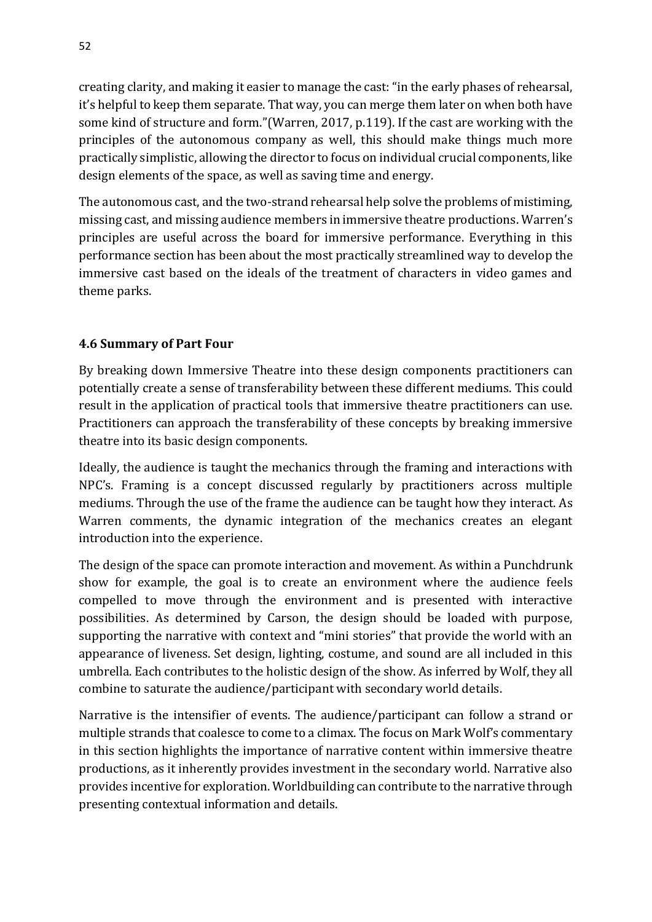creating clarity, and making it easier to manage the cast: "in the early phases of rehearsal, it's helpful to keep them separate. That way, you can merge them later on when both have some kind of structure and form."(Warren, 2017, p.119). If the cast are working with the principles of the autonomous company as well, this should make things much more practically simplistic, allowing the director to focus on individual crucial components, like design elements of the space, as well as saving time and energy.

The autonomous cast, and the two-strand rehearsal help solve the problems of mistiming, missing cast, and missing audience members in immersive theatre productions. Warren's principles are useful across the board for immersive performance. Everything in this performance section has been about the most practically streamlined way to develop the immersive cast based on the ideals of the treatment of characters in video games and theme parks.

### 4.6 Summary of Part Four

By breaking down Immersive Theatre into these design components practitioners can potentially create a sense of transferability between these different mediums. This could result in the application of practical tools that immersive theatre practitioners can use. Practitioners can approach the transferability of these concepts by breaking immersive theatre into its basic design components.

Ideally, the audience is taught the mechanics through the framing and interactions with NPC's. Framing is a concept discussed regularly by practitioners across multiple mediums. Through the use of the frame the audience can be taught how they interact. As Warren comments, the dynamic integration of the mechanics creates an elegant introduction into the experience.

The design of the space can promote interaction and movement. As within a Punchdrunk show for example, the goal is to create an environment where the audience feels compelled to move through the environment and is presented with interactive possibilities. As determined by Carson, the design should be loaded with purpose, supporting the narrative with context and "mini stories" that provide the world with an appearance of liveness. Set design, lighting, costume, and sound are all included in this umbrella. Each contributes to the holistic design of the show. As inferred by Wolf, they all combine to saturate the audience/participant with secondary world details.

Narrative is the intensifier of events. The audience/participant can follow a strand or multiple strands that coalesce to come to a climax. The focus on Mark Wolf's commentary in this section highlights the importance of narrative content within immersive theatre productions, as it inherently provides investment in the secondary world. Narrative also provides incentive for exploration. Worldbuilding can contribute to the narrative through presenting contextual information and details.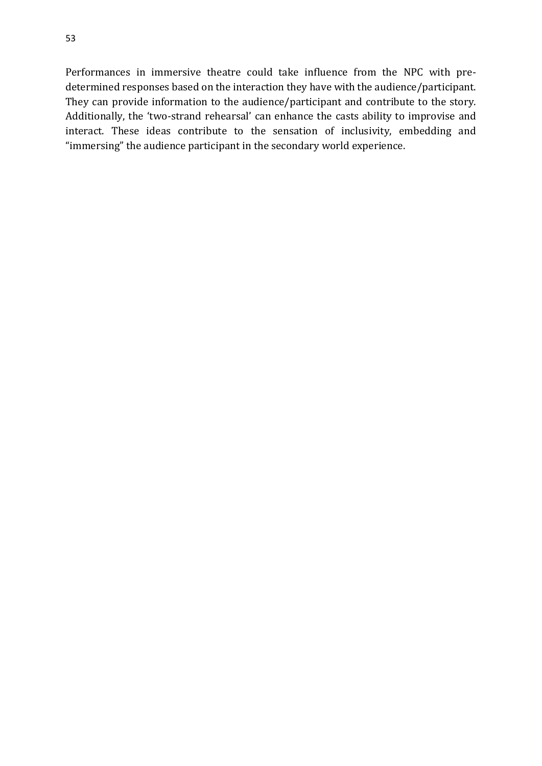Performances in immersive theatre could take influence from the NPC with pre-determined responses based on the interaction they have with the audience/participant. They can provide information to the audience/participant and contribute to the story. Additionally, the 'two-strand rehearsal' can enhance the casts ability to improvise and interact. These ideas contribute to the sensation of inclusivity, embedding and "immersing" the audience participant in the secondary world experience.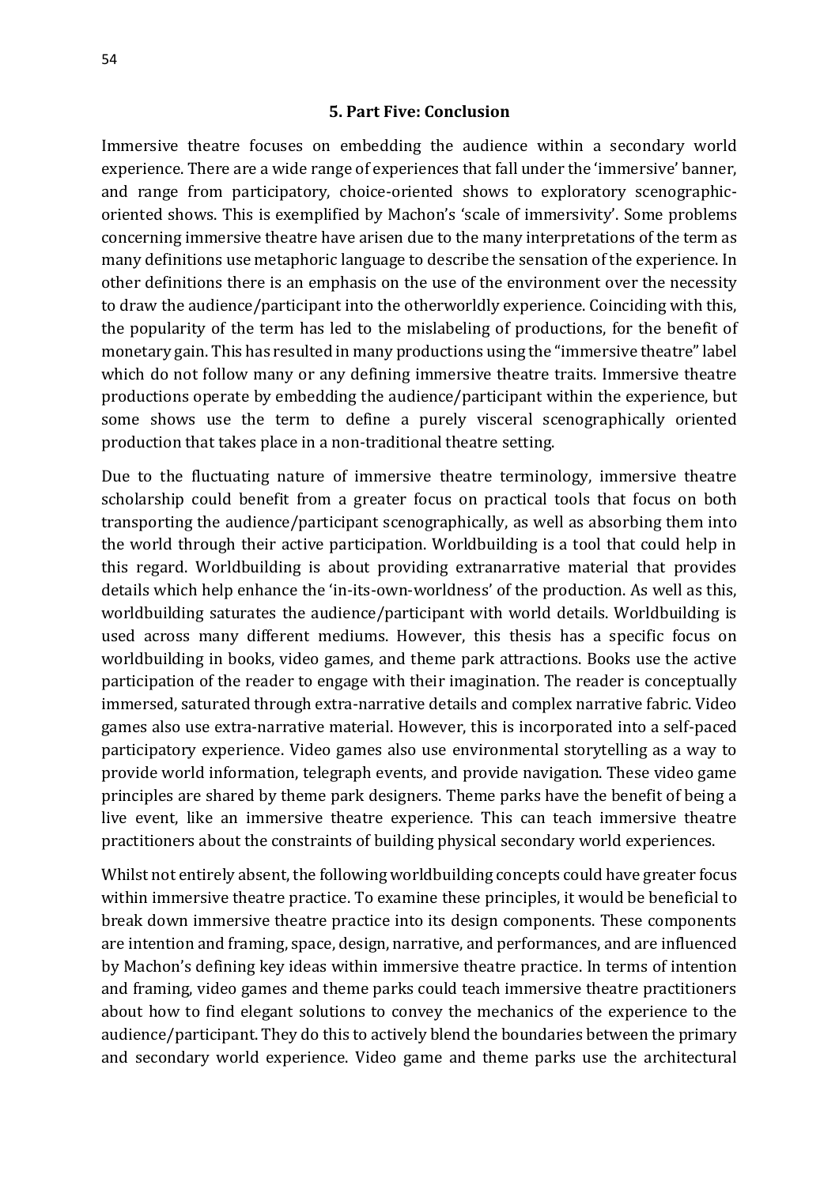## 5. Part Five: Conclusion

Immersive theatre focuses on embedding the audience within a secondary world experience. There are a wide range of experiences that fall under the 'immersive' banner, and range from participatory, choice-oriented shows to exploratory scenographic-oriented shows. This is exemplified by Machon's 'scale of immersivity'. Some problems concerning immersive theatre have arisen due to the many interpretations of the term as many definitions use metaphoric language to describe the sensation of the experience. In other definitions there is an emphasis on the use of the environment over the necessity to draw the audience/participant into the otherworldly experience. Coinciding with this, the popularity of the term has led to the mislabeling of productions, for the benefit of monetary gain. This has resulted in many productions using the "immersive theatre" label which do not follow many or any defining immersive theatre traits. Immersive theatre productions operate by embedding the audience/participant within the experience, but some shows use the term to define a purely visceral scenographically oriented production that takes place in a non-traditional theatre setting.

Due to the fluctuating nature of immersive theatre terminology, immersive theatre scholarship could benefit from a greater focus on practical tools that focus on both transporting the audience/participant scenographically, as well as absorbing them into the world through their active participation. Worldbuilding is a tool that could help in this regard. Worldbuilding is about providing extranarrative material that provides details which help enhance the 'in-its-own-worldness' of the production. As well as this, worldbuilding saturates the audience/participant with world details. Worldbuilding is used across many different mediums. However, this thesis has a specific focus on worldbuilding in books, video games, and theme park attractions. Books use the active participation of the reader to engage with their imagination. The reader is conceptually immersed, saturated through extra-narrative details and complex narrative fabric. Video games also use extra-narrative material. However, this is incorporated into a self-paced participatory experience. Video games also use environmental storytelling as a way to provide world information, telegraph events, and provide navigation. These video game principles are shared by theme park designers. Theme parks have the benefit of being a live event, like an immersive theatre experience. This can teach immersive theatre practitioners about the constraints of building physical secondary world experiences.

Whilst not entirely absent, the following worldbuilding concepts could have greater focus within immersive theatre practice. To examine these principles, it would be beneficial to break down immersive theatre practice into its design components. These components are intention and framing, space, design, narrative, and performances, and are influenced by Machon's defining key ideas within immersive theatre practice. In terms of intention and framing, video games and theme parks could teach immersive theatre practitioners about how to find elegant solutions to convey the mechanics of the experience to the audience/participant. They do this to actively blend the boundaries between the primary and secondary world experience. Video game and theme parks use the architectural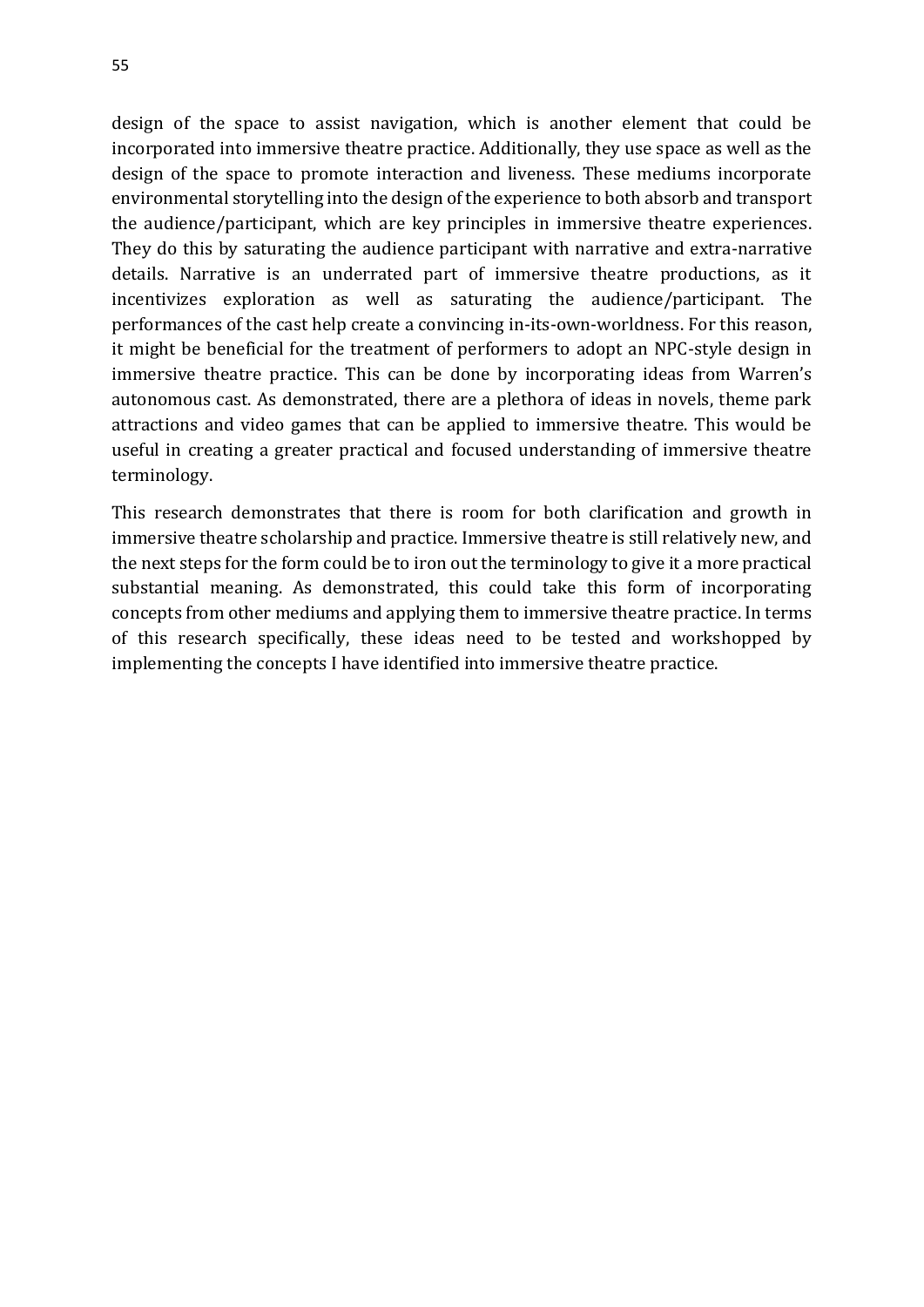design of the space to assist navigation, which is another element that could be incorporated into immersive theatre practice. Additionally, they use space as well as the design of the space to promote interaction and liveness. These mediums incorporate environmental storytelling into the design of the experience to both absorb and transport the audience/participant, which are key principles in immersive theatre experiences. They do this by saturating the audience participant with narrative and extra-narrative details. Narrative is an underrated part of immersive theatre productions, as it incentivizes exploration as well as saturating the audience/participant. The performances of the cast help create a convincing in-its-own-worldness. For this reason, it might be beneficial for the treatment of performers to adopt an NPC-style design in immersive theatre practice. This can be done by incorporating ideas from Warren's autonomous cast. As demonstrated, there are a plethora of ideas in novels, theme park attractions and video games that can be applied to immersive theatre. This would be useful in creating a greater practical and focused understanding of immersive theatre terminology.

This research demonstrates that there is room for both clarification and growth in immersive theatre scholarship and practice. Immersive theatre is still relatively new, and the next steps for the form could be to iron out the terminology to give it a more practical substantial meaning. As demonstrated, this could take this form of incorporating concepts from other mediums and applying them to immersive theatre practice. In terms of this research specifically, these ideas need to be tested and workshopped by implementing the concepts I have identified into immersive theatre practice.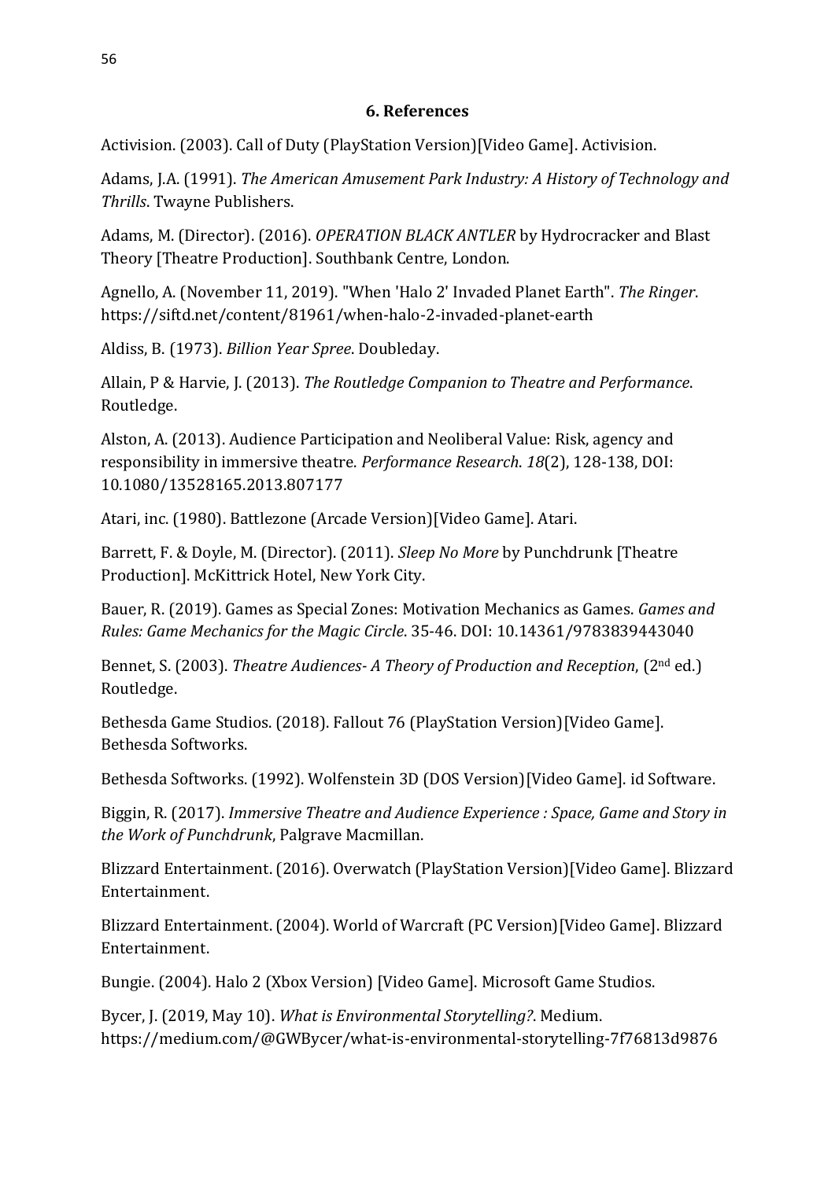## 6. References

Activision. (2003). Call of Duty (PlayStation Version)[Video Game]. Activision.

Adams, J.A. (1991). *The American Amusement Park Industry: A History of Technology and Thrills*. Twayne Publishers.

Adams, M. (Director). (2016). *OPERATION BLACK ANTLER* by Hydrocracker and Blast Theory [Theatre Production]. Southbank Centre, London.

Agnello, A. (November 11, 2019). "When 'Halo 2' Invaded Planet Earth". *The Ringer*. https://siftd.net/content/81961/when-halo-2-invaded-planet-earth

Aldiss, B. (1973). *Billion Year Spree*. Doubleday.

Allain, P & Harvie, J. (2013). *The Routledge Companion to Theatre and Performance*. Routledge.

Alston, A. (2013). Audience Participation and Neoliberal Value: Risk, agency and responsibility in immersive theatre. *Performance Research*. *18*(2), 128-138, DOI: 10.1080/13528165.2013.807177

Atari, inc. (1980). Battlezone (Arcade Version)[Video Game]. Atari.

Barrett, F. & Doyle, M. (Director). (2011). *Sleep No More* by Punchdrunk [Theatre Production]. McKittrick Hotel, New York City.

Bauer, R. (2019). Games as Special Zones: Motivation Mechanics as Games. *Games and Rules: Game Mechanics for the Magic Circle*. 35-46. DOI: 10.14361/9783839443040

Bennet, S. (2003). *Theatre Audiences- A Theory of Production and Reception*, (2nd ed.) Routledge.

Bethesda Game Studios. (2018). Fallout 76 (PlayStation Version)[Video Game]. Bethesda Softworks.

Bethesda Softworks. (1992). Wolfenstein 3D (DOS Version)[Video Game]. id Software.

Biggin, R. (2017). *Immersive Theatre and Audience Experience : Space, Game and Story in the Work of Punchdrunk*, Palgrave Macmillan.

Blizzard Entertainment. (2016). Overwatch (PlayStation Version)[Video Game]. Blizzard Entertainment.

Blizzard Entertainment. (2004). World of Warcraft (PC Version)[Video Game]. Blizzard Entertainment.

Bungie. (2004). Halo 2 (Xbox Version) [Video Game]. Microsoft Game Studios.

Bycer, J. (2019, May 10). *What is Environmental Storytelling?*. Medium. https://medium.com/@GWBycer/what-is-environmental-storytelling-7f76813d9876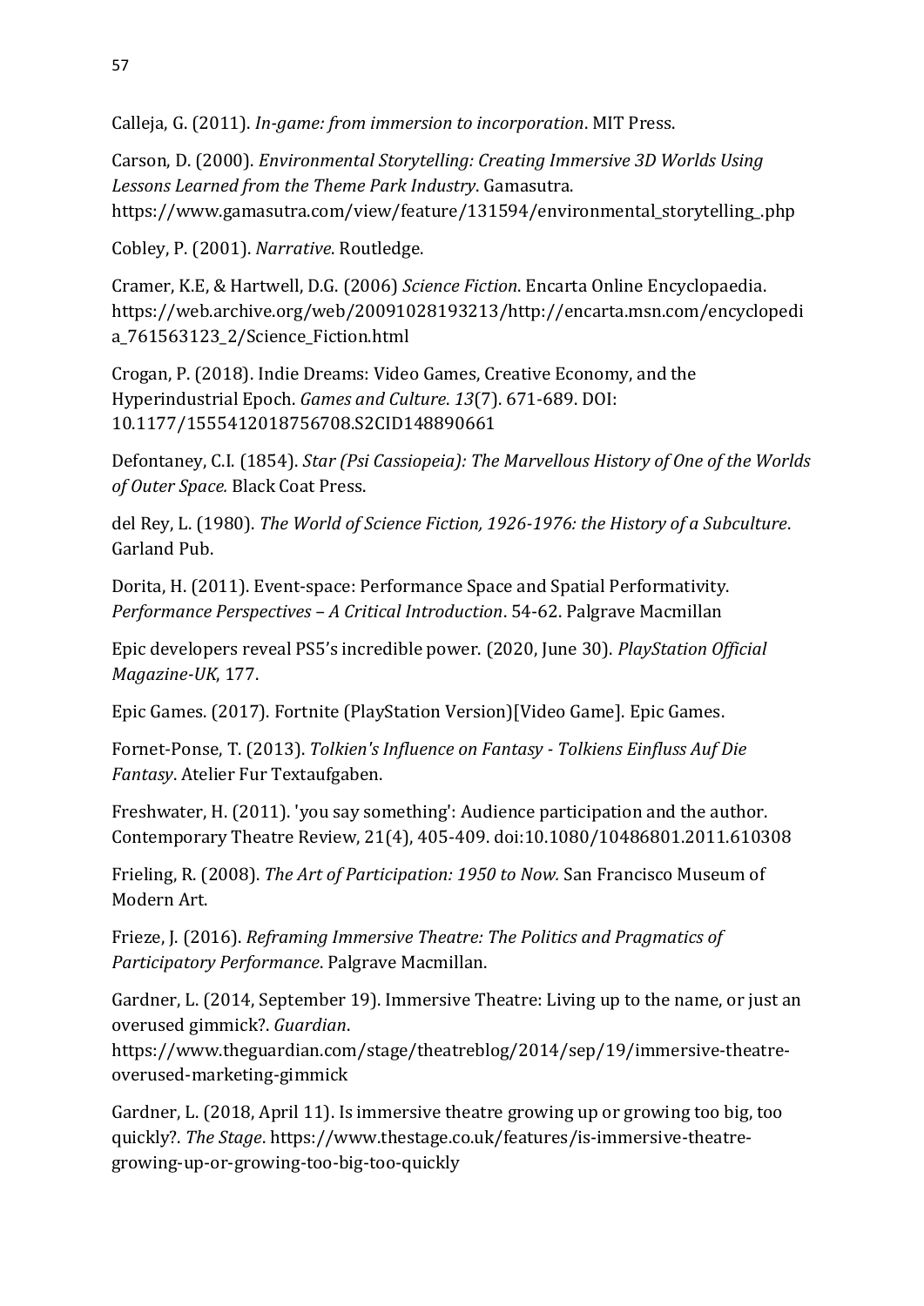Calleja, G. (2011). *In-game: from immersion to incorporation*. MIT Press.

Carson, D. (2000). *Environmental Storytelling: Creating Immersive 3D Worlds Using Lessons Learned from the Theme Park Industry*. Gamasutra. https://www.gamasutra.com/view/feature/131594/environmental_storytelling_.php

Cobley, P. (2001). *Narrative*. Routledge.

Cramer, K.E, & Hartwell, D.G. (2006) *Science Fiction*. Encarta Online Encyclopaedia. https://web.archive.org/web/20091028193213/http://encarta.msn.com/encyclopedia_761563123_2/Science_Fiction.html

Crogan, P. (2018). Indie Dreams: Video Games, Creative Economy, and the Hyperindustrial Epoch. *Games and Culture*. *13*(7). 671-689. DOI: 10.1177/1555412018756708.S2CID148890661

Defontaney, C.I. (1854). *Star (Psi Cassiopeia): The Marvellous History of One of the Worlds of Outer Space.* Black Coat Press.

del Rey, L. (1980). *The World of Science Fiction, 1926-1976: the History of a Subculture*. Garland Pub.

Dorita, H. (2011). Event-space: Performance Space and Spatial Performativity. *Performance Perspectives – A Critical Introduction*. 54-62. Palgrave Macmillan

Epic developers reveal PS5's incredible power. (2020, June 30). *PlayStation Official Magazine-UK*, 177.

Epic Games. (2017). Fortnite (PlayStation Version)[Video Game]. Epic Games.

Fornet-Ponse, T. (2013). *Tolkien's Influence on Fantasy - Tolkiens Einfluss Auf Die Fantasy*. Atelier Fur Textaufgaben.

Freshwater, H. (2011). 'you say something': Audience participation and the author. Contemporary Theatre Review, 21(4), 405-409. doi:10.1080/10486801.2011.610308

Frieling, R. (2008). *The Art of Participation: 1950 to Now.* San Francisco Museum of Modern Art.

Frieze, J. (2016). *Reframing Immersive Theatre: The Politics and Pragmatics of Participatory Performance*. Palgrave Macmillan.

Gardner, L. (2014, September 19). Immersive Theatre: Living up to the name, or just an overused gimmick?. *Guardian*. https://www.theguardian.com/stage/theatreblog/2014/sep/19/immersive-theatre-overused-marketing-gimmick

Gardner, L. (2018, April 11). Is immersive theatre growing up or growing too big, too quickly?. *The Stage*. https://www.thestage.co.uk/features/is-immersive-theatre-growing-up-or-growing-too-big-too-quickly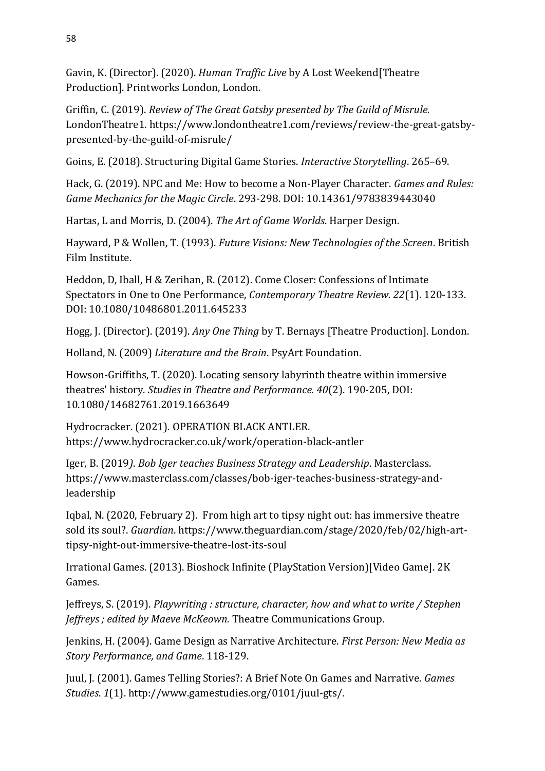Gavin, K. (Director). (2020). *Human Traffic Live* by A Lost Weekend[Theatre Production]. Printworks London, London.

Griffin, C. (2019). *Review of The Great Gatsby presented by The Guild of Misrule.* LondonTheatre1. https://www.londontheatre1.com/reviews/review-the-great-gatsby-presented-by-the-guild-of-misrule/

Goins, E. (2018). Structuring Digital Game Stories. *Interactive Storytelling*. 265–69.

Hack, G. (2019). NPC and Me: How to become a Non-Player Character. *Games and Rules: Game Mechanics for the Magic Circle*. 293-298. DOI: 10.14361/9783839443040

Hartas, L and Morris, D. (2004). *The Art of Game Worlds*. Harper Design.

Hayward, P & Wollen, T. (1993). *Future Visions: New Technologies of the Screen*. British Film Institute.

Heddon, D, Iball, H & Zerihan, R. (2012). Come Closer: Confessions of Intimate Spectators in One to One Performance, *Contemporary Theatre Review. 22*(1). 120-133. DOI: 10.1080/10486801.2011.645233

Hogg, J. (Director). (2019). *Any One Thing* by T. Bernays [Theatre Production]. London.

Holland, N. (2009) *Literature and the Brain*. PsyArt Foundation.

Howson-Griffiths, T. (2020). Locating sensory labyrinth theatre within immersive theatres' history. *Studies in Theatre and Performance. 40*(2). 190-205, DOI: 10.1080/14682761.2019.1663649

Hydrocracker. (2021). OPERATION BLACK ANTLER. https://www.hydrocracker.co.uk/work/operation-black-antler

Iger, B. (2019*). Bob Iger teaches Business Strategy and Leadership*. Masterclass. https://www.masterclass.com/classes/bob-iger-teaches-business-strategy-and-leadership

Iqbal, N. (2020, February 2). From high art to tipsy night out: has immersive theatre sold its soul?. *Guardian*. https://www.theguardian.com/stage/2020/feb/02/high-art-tipsy-night-out-immersive-theatre-lost-its-soul

Irrational Games. (2013). Bioshock Infinite (PlayStation Version)[Video Game]. 2K Games.

Jeffreys, S. (2019). *Playwriting : structure, character, how and what to write / Stephen Jeffreys ; edited by Maeve McKeown.* Theatre Communications Group.

Jenkins, H. (2004). Game Design as Narrative Architecture. *First Person: New Media as Story Performance, and Game*. 118-129.

Juul, J. (2001). Games Telling Stories?: A Brief Note On Games and Narrative. *Games Studies. 1*(1). http://www.gamestudies.org/0101/juul-gts/.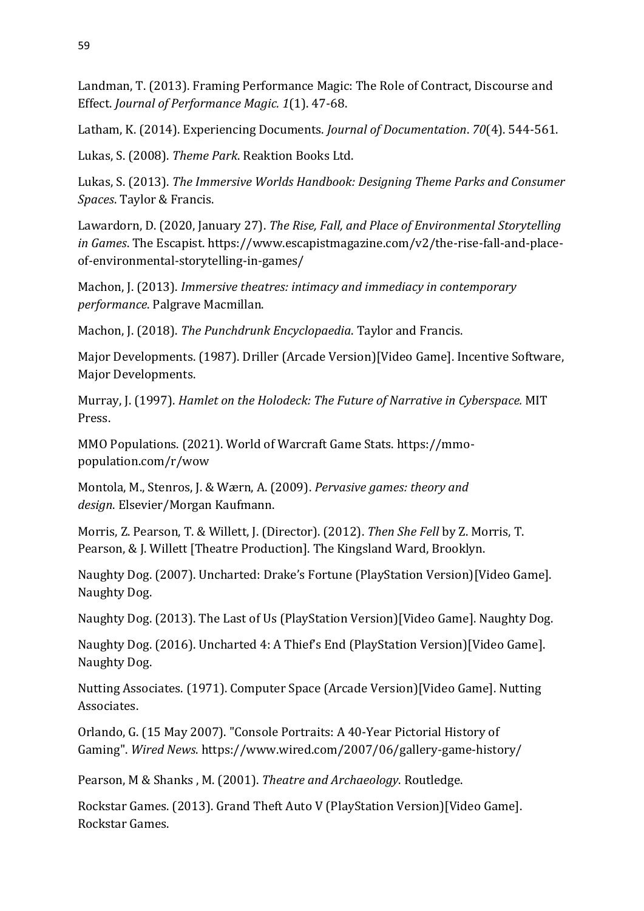Landman, T. (2013). Framing Performance Magic: The Role of Contract, Discourse and Effect. *Journal of Performance Magic. 1*(1). 47-68.

Latham, K. (2014). Experiencing Documents. *Journal of Documentation*. *70*(4). 544-561.

Lukas, S. (2008). *Theme Park*. Reaktion Books Ltd.

Lukas, S. (2013). *The Immersive Worlds Handbook: Designing Theme Parks and Consumer Spaces*. Taylor & Francis.

Lawardorn, D. (2020, January 27). *The Rise, Fall, and Place of Environmental Storytelling in Games*. The Escapist. https://www.escapistmagazine.com/v2/the-rise-fall-and-place-of-environmental-storytelling-in-games/

Machon, J. (2013). *Immersive theatres: intimacy and immediacy in contemporary performance*. Palgrave Macmillan.

Machon, J. (2018). *The Punchdrunk Encyclopaedia*. Taylor and Francis.

Major Developments. (1987). Driller (Arcade Version)[Video Game]. Incentive Software, Major Developments.

Murray, J. (1997). *Hamlet on the Holodeck: The Future of Narrative in Cyberspace.* MIT Press.

MMO Populations. (2021). World of Warcraft Game Stats. https://mmo-population.com/r/wow

Montola, M., Stenros, J. & Wærn, A. (2009). *Pervasive games: theory and design*. Elsevier/Morgan Kaufmann.

Morris, Z. Pearson, T. & Willett, J. (Director). (2012). *Then She Fell* by Z. Morris, T. Pearson, & J. Willett [Theatre Production]. The Kingsland Ward, Brooklyn.

Naughty Dog. (2007). Uncharted: Drake's Fortune (PlayStation Version)[Video Game]. Naughty Dog.

Naughty Dog. (2013). The Last of Us (PlayStation Version)[Video Game]. Naughty Dog.

Naughty Dog. (2016). Uncharted 4: A Thief's End (PlayStation Version)[Video Game]. Naughty Dog.

Nutting Associates. (1971). Computer Space (Arcade Version)[Video Game]. Nutting Associates.

Orlando, G. (15 May 2007). "Console Portraits: A 40-Year Pictorial History of Gaming". *Wired News*. https://www.wired.com/2007/06/gallery-game-history/

Pearson, M & Shanks , M. (2001). *Theatre and Archaeology*. Routledge.

Rockstar Games. (2013). Grand Theft Auto V (PlayStation Version)[Video Game]. Rockstar Games.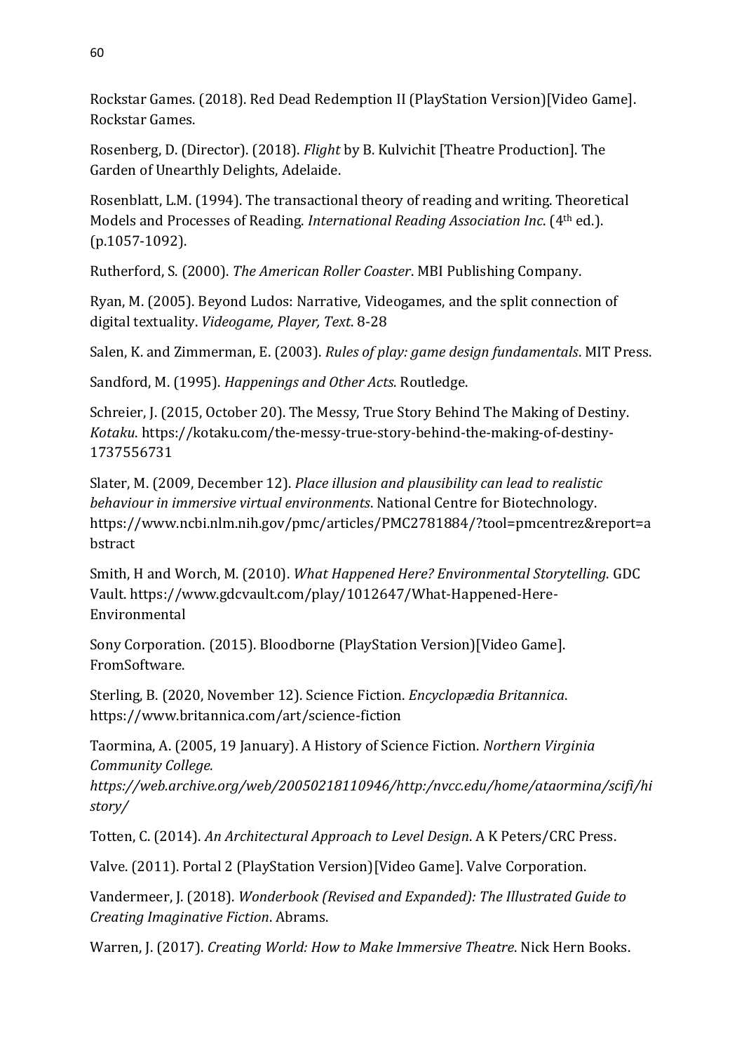Rockstar Games. (2018). Red Dead Redemption II (PlayStation Version)[Video Game]. Rockstar Games.

Rosenberg, D. (Director). (2018). *Flight* by B. Kulvichit [Theatre Production]. The Garden of Unearthly Delights, Adelaide.

Rosenblatt, L.M. (1994). The transactional theory of reading and writing. Theoretical Models and Processes of Reading. *International Reading Association Inc*. (4th ed.). (p.1057-1092).

Rutherford, S. (2000). *The American Roller Coaster*. MBI Publishing Company.

Ryan, M. (2005). Beyond Ludos: Narrative, Videogames, and the split connection of digital textuality. *Videogame, Player, Text*. 8-28

Salen, K. and Zimmerman, E. (2003). *Rules of play: game design fundamentals*. MIT Press.

Sandford, M. (1995). *Happenings and Other Acts*. Routledge.

Schreier, J. (2015, October 20). The Messy, True Story Behind The Making of Destiny. *Kotaku*. https://kotaku.com/the-messy-true-story-behind-the-making-of-destiny-1737556731

Slater, M. (2009, December 12). *Place illusion and plausibility can lead to realistic behaviour in immersive virtual environments*. National Centre for Biotechnology. https://www.ncbi.nlm.nih.gov/pmc/articles/PMC2781884/?tool=pmcentrez&report=abstract

Smith, H and Worch, M. (2010). *What Happened Here? Environmental Storytelling*. GDC Vault. https://www.gdcvault.com/play/1012647/What-Happened-Here-Environmental

Sony Corporation. (2015). Bloodborne (PlayStation Version)[Video Game]. FromSoftware.

Sterling, B. (2020, November 12). Science Fiction. *Encyclopædia Britannica*. https://www.britannica.com/art/science-fiction

Taormina, A. (2005, 19 January). A History of Science Fiction. *Northern Virginia Community College. https://web.archive.org/web/20050218110946/http:/nvcc.edu/home/ataormina/scifi/history/*

Totten, C. (2014). *An Architectural Approach to Level Design*. A K Peters/CRC Press.

Valve. (2011). Portal 2 (PlayStation Version)[Video Game]. Valve Corporation.

Vandermeer, J. (2018). *Wonderbook (Revised and Expanded): The Illustrated Guide to Creating Imaginative Fiction*. Abrams.

Warren, J. (2017). *Creating World: How to Make Immersive Theatre*. Nick Hern Books.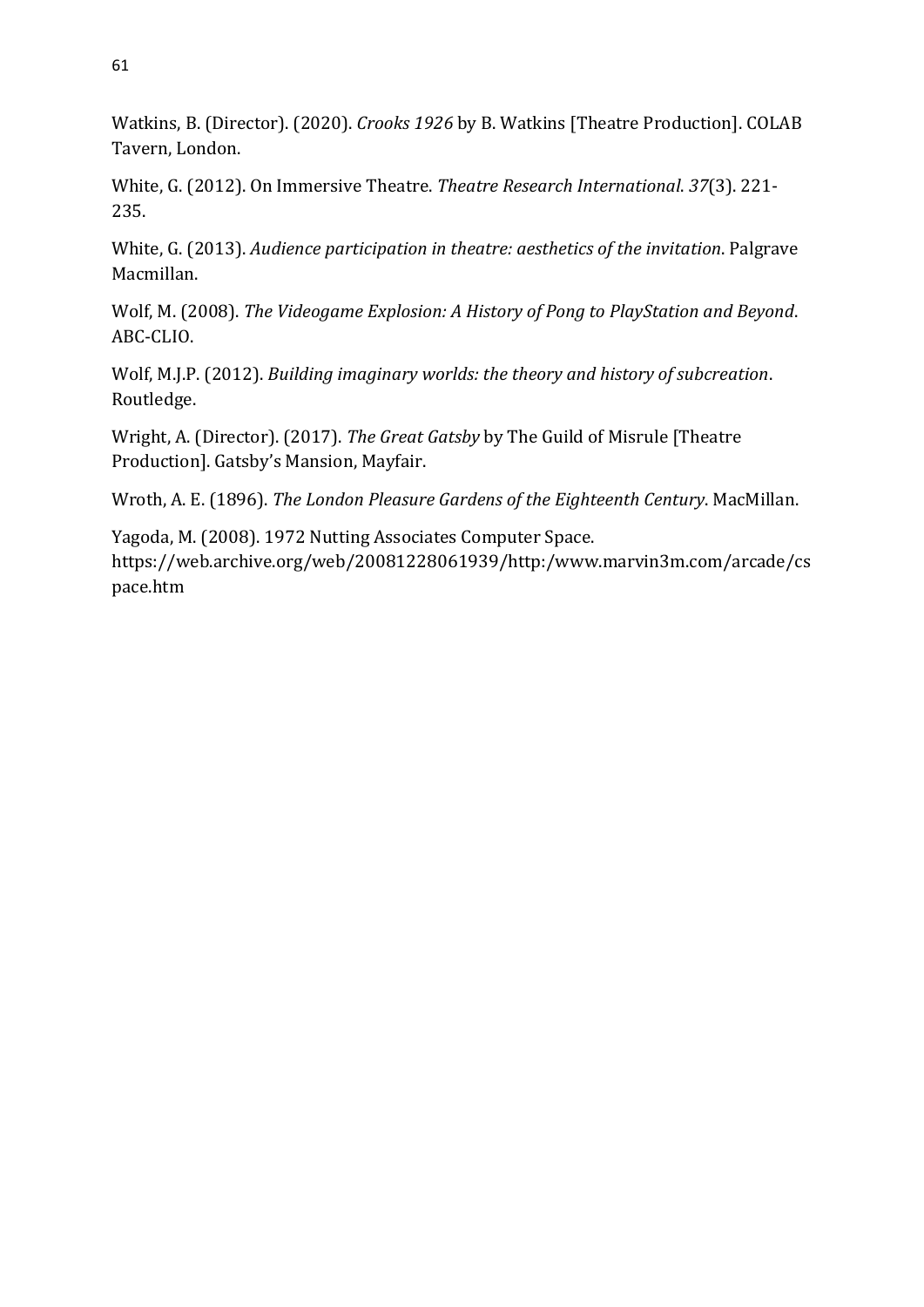Watkins, B. (Director). (2020). *Crooks 1926* by B. Watkins [Theatre Production]. COLAB Tavern, London.

White, G. (2012). On Immersive Theatre. *Theatre Research International*. *37*(3). 221-235.

White, G. (2013). *Audience participation in theatre: aesthetics of the invitation*. Palgrave Macmillan.

Wolf, M. (2008). *The Videogame Explosion: A History of Pong to PlayStation and Beyond*. ABC-CLIO.

Wolf, M.J.P. (2012). *Building imaginary worlds: the theory and history of subcreation*. Routledge.

Wright, A. (Director). (2017). *The Great Gatsby* by The Guild of Misrule [Theatre Production]. Gatsby's Mansion, Mayfair.

Wroth, A. E. (1896). *The London Pleasure Gardens of the Eighteenth Century*. MacMillan.

Yagoda, M. (2008). 1972 Nutting Associates Computer Space. https://web.archive.org/web/20081228061939/http:/www.marvin3m.com/arcade/cspace.htm